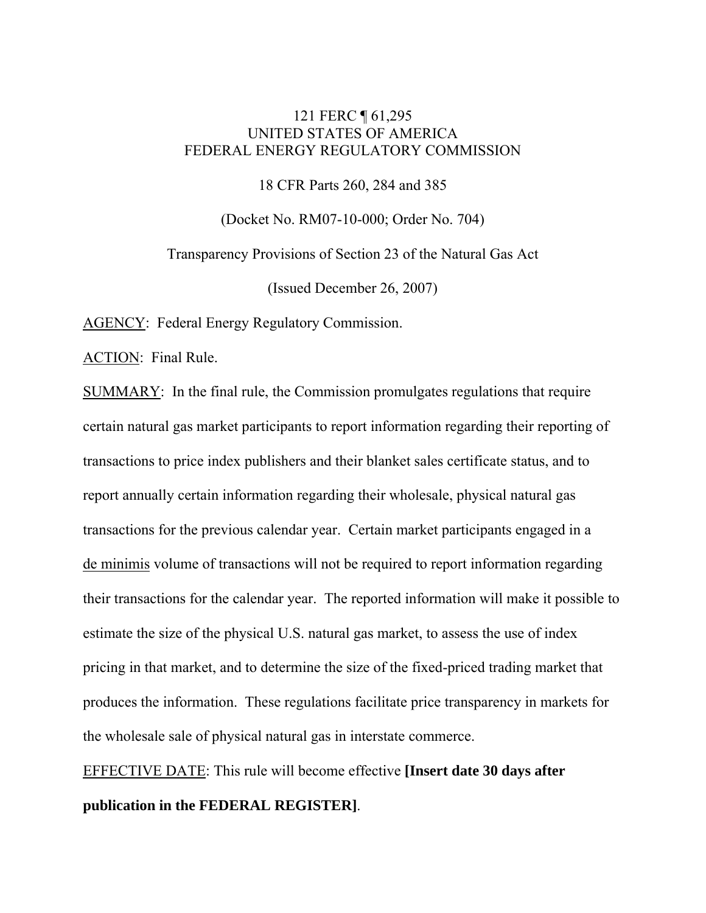121 FERC ¶ 61,295
UNITED STATES OF AMERICA
FEDERAL ENERGY REGULATORY COMMISSION

18 CFR Parts 260, 284 and 385

(Docket No. RM07-10-000; Order No. 704)

Transparency Provisions of Section 23 of the Natural Gas Act

(Issued December 26, 2007)

AGENCY: Federal Energy Regulatory Commission.

ACTION: Final Rule.

SUMMARY: In the final rule, the Commission promulgates regulations that require certain natural gas market participants to report information regarding their reporting of transactions to price index publishers and their blanket sales certificate status, and to report annually certain information regarding their wholesale, physical natural gas transactions for the previous calendar year. Certain market participants engaged in a de minimis volume of transactions will not be required to report information regarding their transactions for the calendar year. The reported information will make it possible to estimate the size of the physical U.S. natural gas market, to assess the use of index pricing in that market, and to determine the size of the fixed-priced trading market that produces the information. These regulations facilitate price transparency in markets for the wholesale sale of physical natural gas in interstate commerce.

EFFECTIVE DATE: This rule will become effective **[Insert date 30 days after publication in the FEDERAL REGISTER]**.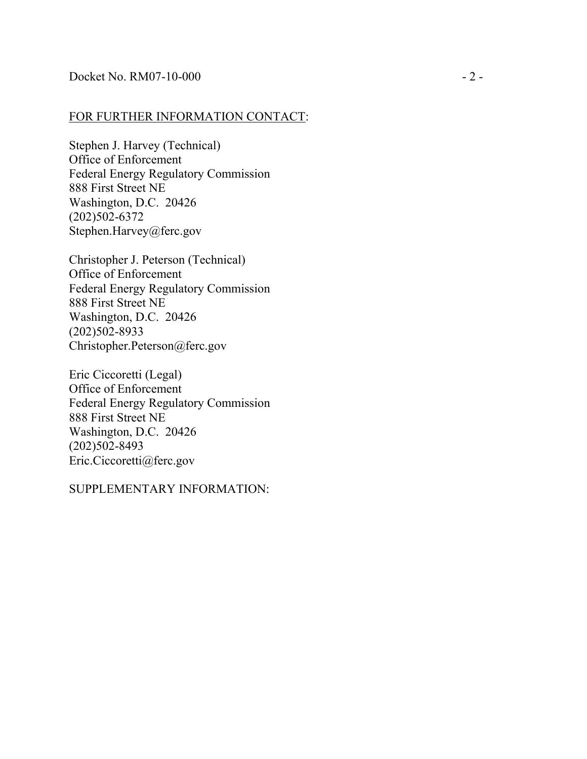FOR FURTHER INFORMATION CONTACT:

Stephen J. Harvey (Technical)
Office of Enforcement
Federal Energy Regulatory Commission
888 First Street NE
Washington, D.C. 20426
(202)502-6372
Stephen.Harvey@ferc.gov

Christopher J. Peterson (Technical)
Office of Enforcement
Federal Energy Regulatory Commission
888 First Street NE
Washington, D.C. 20426
(202)502-8933
Christopher.Peterson@ferc.gov

Eric Ciccoretti (Legal)
Office of Enforcement
Federal Energy Regulatory Commission
888 First Street NE
Washington, D.C. 20426
(202)502-8493
Eric.Ciccoretti@ferc.gov

SUPPLEMENTARY INFORMATION: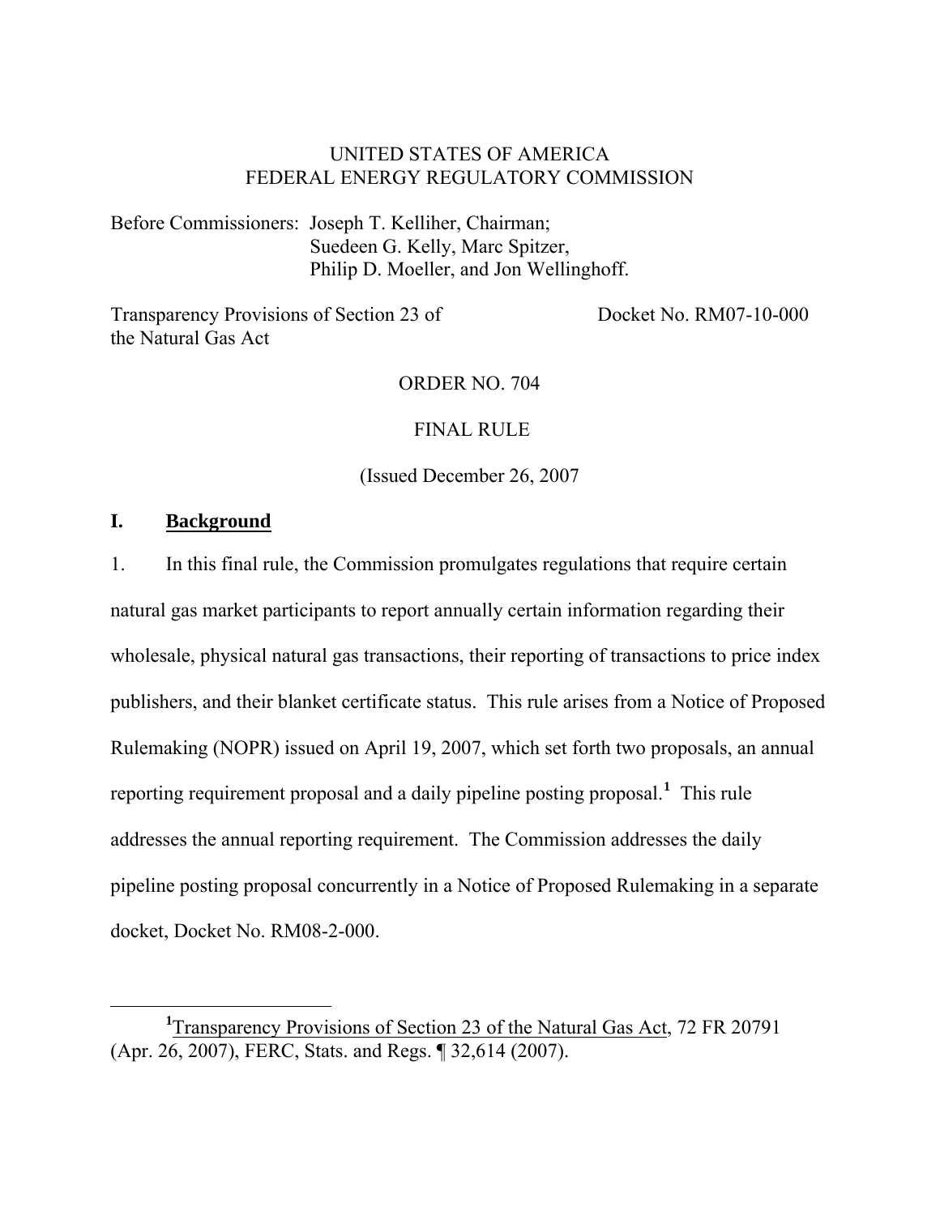UNITED STATES OF AMERICA
FEDERAL ENERGY REGULATORY COMMISSION

Before Commissioners: Joseph T. Kelliher, Chairman;
Suedeen G. Kelly, Marc Spitzer,
Philip D. Moeller, and Jon Wellinghoff.

Transparency Provisions of Section 23 of the Natural Gas Act — Docket No. RM07-10-000

ORDER NO. 704

FINAL RULE

(Issued December 26, 2007

## I. Background

1. In this final rule, the Commission promulgates regulations that require certain natural gas market participants to report annually certain information regarding their wholesale, physical natural gas transactions, their reporting of transactions to price index publishers, and their blanket certificate status. This rule arises from a Notice of Proposed Rulemaking (NOPR) issued on April 19, 2007, which set forth two proposals, an annual reporting requirement proposal and a daily pipeline posting proposal.[1] This rule addresses the annual reporting requirement. The Commission addresses the daily pipeline posting proposal concurrently in a Notice of Proposed Rulemaking in a separate docket, Docket No. RM08-2-000.

[1] Transparency Provisions of Section 23 of the Natural Gas Act, 72 FR 20791 (Apr. 26, 2007), FERC, Stats. and Regs. ¶ 32,614 (2007).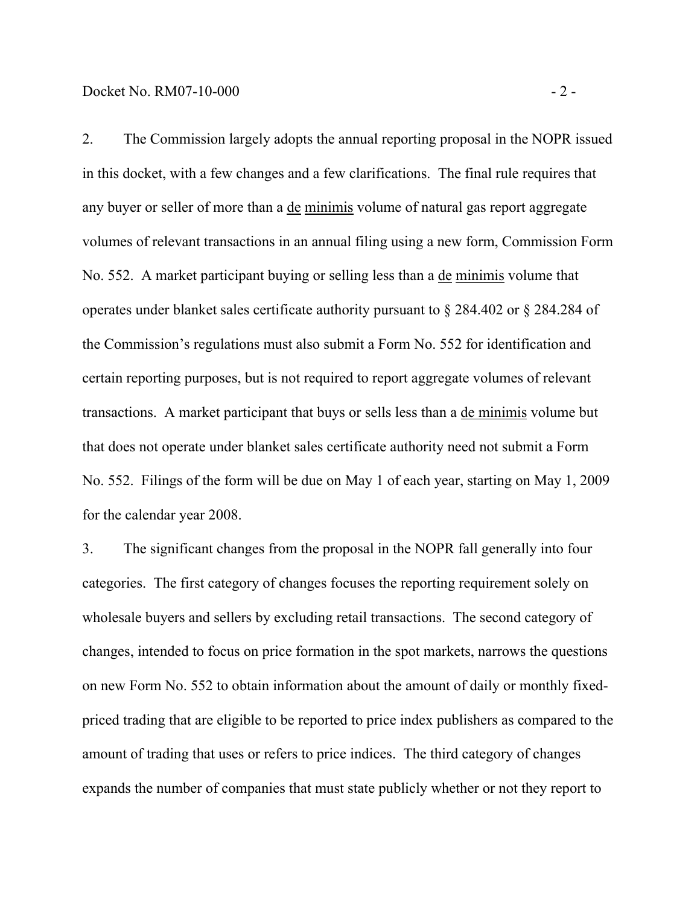2. The Commission largely adopts the annual reporting proposal in the NOPR issued in this docket, with a few changes and a few clarifications. The final rule requires that any buyer or seller of more than a de minimis volume of natural gas report aggregate volumes of relevant transactions in an annual filing using a new form, Commission Form No. 552. A market participant buying or selling less than a de minimis volume that operates under blanket sales certificate authority pursuant to § 284.402 or § 284.284 of the Commission's regulations must also submit a Form No. 552 for identification and certain reporting purposes, but is not required to report aggregate volumes of relevant transactions. A market participant that buys or sells less than a de minimis volume but that does not operate under blanket sales certificate authority need not submit a Form No. 552. Filings of the form will be due on May 1 of each year, starting on May 1, 2009 for the calendar year 2008.

3. The significant changes from the proposal in the NOPR fall generally into four categories. The first category of changes focuses the reporting requirement solely on wholesale buyers and sellers by excluding retail transactions. The second category of changes, intended to focus on price formation in the spot markets, narrows the questions on new Form No. 552 to obtain information about the amount of daily or monthly fixed-priced trading that are eligible to be reported to price index publishers as compared to the amount of trading that uses or refers to price indices. The third category of changes expands the number of companies that must state publicly whether or not they report to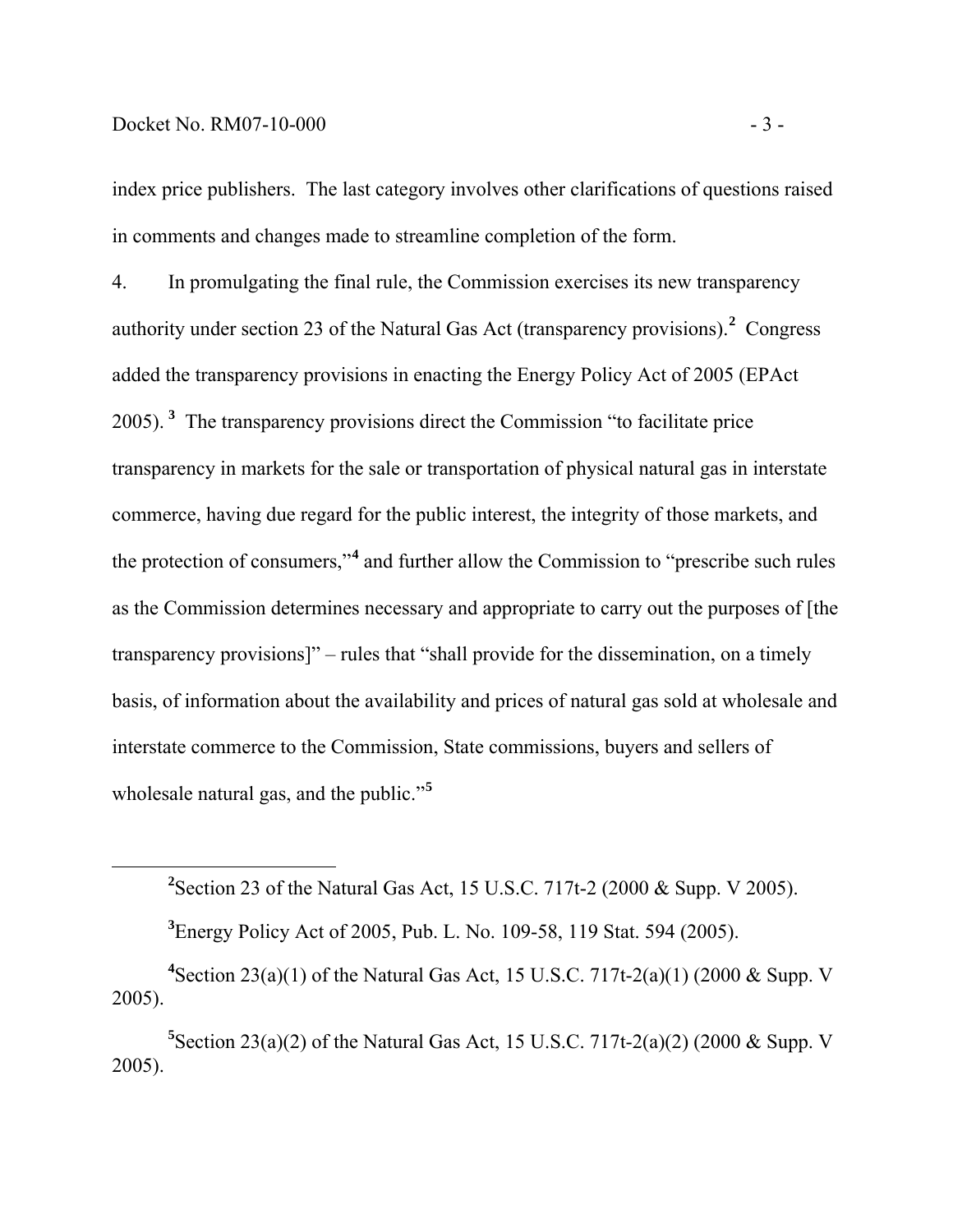index price publishers. The last category involves other clarifications of questions raised in comments and changes made to streamline completion of the form.

4. In promulgating the final rule, the Commission exercises its new transparency authority under section 23 of the Natural Gas Act (transparency provisions).[2] Congress added the transparency provisions in enacting the Energy Policy Act of 2005 (EPAct 2005).[3] The transparency provisions direct the Commission "to facilitate price transparency in markets for the sale or transportation of physical natural gas in interstate commerce, having due regard for the public interest, the integrity of those markets, and the protection of consumers,"[4] and further allow the Commission to "prescribe such rules as the Commission determines necessary and appropriate to carry out the purposes of [the transparency provisions]" – rules that "shall provide for the dissemination, on a timely basis, of information about the availability and prices of natural gas sold at wholesale and interstate commerce to the Commission, State commissions, buyers and sellers of wholesale natural gas, and the public."[5]

---

[2] Section 23 of the Natural Gas Act, 15 U.S.C. 717t-2 (2000 & Supp. V 2005).

[3] Energy Policy Act of 2005, Pub. L. No. 109-58, 119 Stat. 594 (2005).

[4] Section 23(a)(1) of the Natural Gas Act, 15 U.S.C. 717t-2(a)(1) (2000 & Supp. V 2005).

[5] Section 23(a)(2) of the Natural Gas Act, 15 U.S.C. 717t-2(a)(2) (2000 & Supp. V 2005).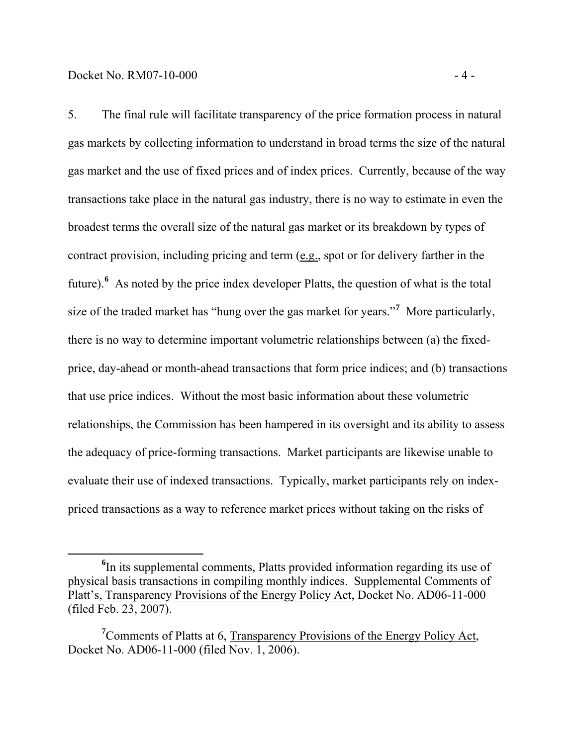5. The final rule will facilitate transparency of the price formation process in natural gas markets by collecting information to understand in broad terms the size of the natural gas market and the use of fixed prices and of index prices. Currently, because of the way transactions take place in the natural gas industry, there is no way to estimate in even the broadest terms the overall size of the natural gas market or its breakdown by types of contract provision, including pricing and term (e.g., spot or for delivery farther in the future).[6] As noted by the price index developer Platts, the question of what is the total size of the traded market has "hung over the gas market for years."[7] More particularly, there is no way to determine important volumetric relationships between (a) the fixed-price, day-ahead or month-ahead transactions that form price indices; and (b) transactions that use price indices. Without the most basic information about these volumetric relationships, the Commission has been hampered in its oversight and its ability to assess the adequacy of price-forming transactions. Market participants are likewise unable to evaluate their use of indexed transactions. Typically, market participants rely on index-priced transactions as a way to reference market prices without taking on the risks of

---

[6] In its supplemental comments, Platts provided information regarding its use of physical basis transactions in compiling monthly indices. Supplemental Comments of Platt's, Transparency Provisions of the Energy Policy Act, Docket No. AD06-11-000 (filed Feb. 23, 2007).

[7] Comments of Platts at 6, Transparency Provisions of the Energy Policy Act, Docket No. AD06-11-000 (filed Nov. 1, 2006).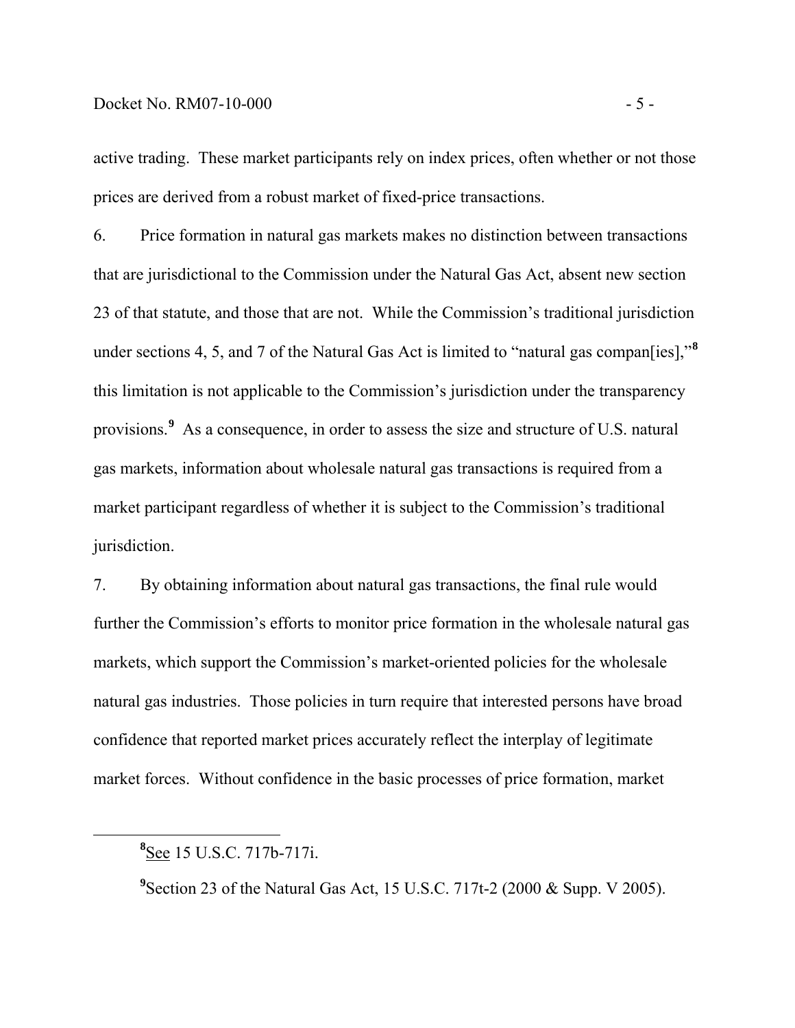active trading. These market participants rely on index prices, often whether or not those prices are derived from a robust market of fixed-price transactions.

6. Price formation in natural gas markets makes no distinction between transactions that are jurisdictional to the Commission under the Natural Gas Act, absent new section 23 of that statute, and those that are not. While the Commission's traditional jurisdiction under sections 4, 5, and 7 of the Natural Gas Act is limited to "natural gas compan[ies],"[8] this limitation is not applicable to the Commission's jurisdiction under the transparency provisions.[9] As a consequence, in order to assess the size and structure of U.S. natural gas markets, information about wholesale natural gas transactions is required from a market participant regardless of whether it is subject to the Commission's traditional jurisdiction.

7. By obtaining information about natural gas transactions, the final rule would further the Commission's efforts to monitor price formation in the wholesale natural gas markets, which support the Commission's market-oriented policies for the wholesale natural gas industries. Those policies in turn require that interested persons have broad confidence that reported market prices accurately reflect the interplay of legitimate market forces. Without confidence in the basic processes of price formation, market

---

[8] See 15 U.S.C. 717b-717i.

[9] Section 23 of the Natural Gas Act, 15 U.S.C. 717t-2 (2000 & Supp. V 2005).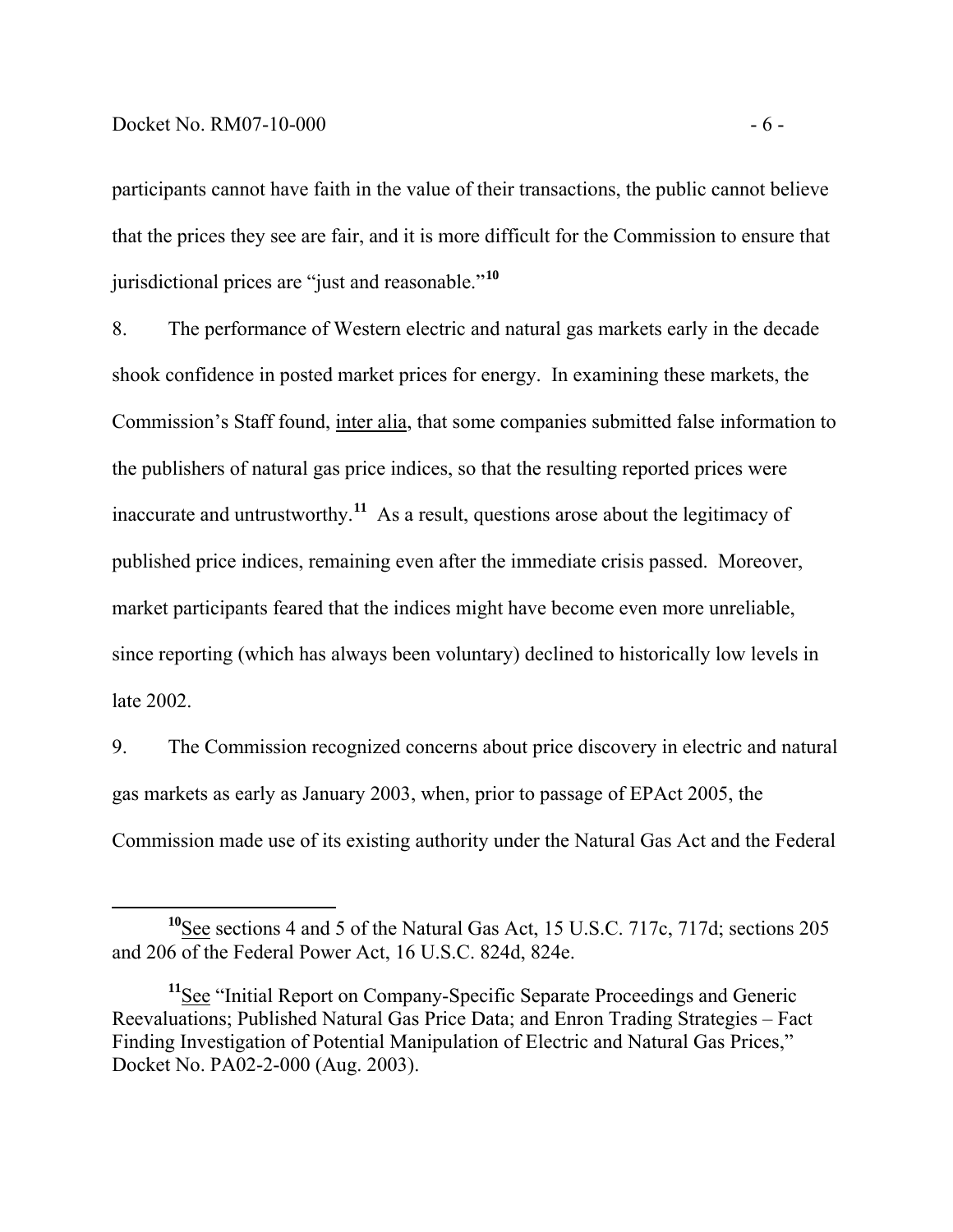participants cannot have faith in the value of their transactions, the public cannot believe that the prices they see are fair, and it is more difficult for the Commission to ensure that jurisdictional prices are "just and reasonable."[10]

8. The performance of Western electric and natural gas markets early in the decade shook confidence in posted market prices for energy. In examining these markets, the Commission's Staff found, inter alia, that some companies submitted false information to the publishers of natural gas price indices, so that the resulting reported prices were inaccurate and untrustworthy.[11] As a result, questions arose about the legitimacy of published price indices, remaining even after the immediate crisis passed. Moreover, market participants feared that the indices might have become even more unreliable, since reporting (which has always been voluntary) declined to historically low levels in late 2002.

9. The Commission recognized concerns about price discovery in electric and natural gas markets as early as January 2003, when, prior to passage of EPAct 2005, the Commission made use of its existing authority under the Natural Gas Act and the Federal

---

[10] See sections 4 and 5 of the Natural Gas Act, 15 U.S.C. 717c, 717d; sections 205 and 206 of the Federal Power Act, 16 U.S.C. 824d, 824e.

[11] See "Initial Report on Company-Specific Separate Proceedings and Generic Reevaluations; Published Natural Gas Price Data; and Enron Trading Strategies – Fact Finding Investigation of Potential Manipulation of Electric and Natural Gas Prices," Docket No. PA02-2-000 (Aug. 2003).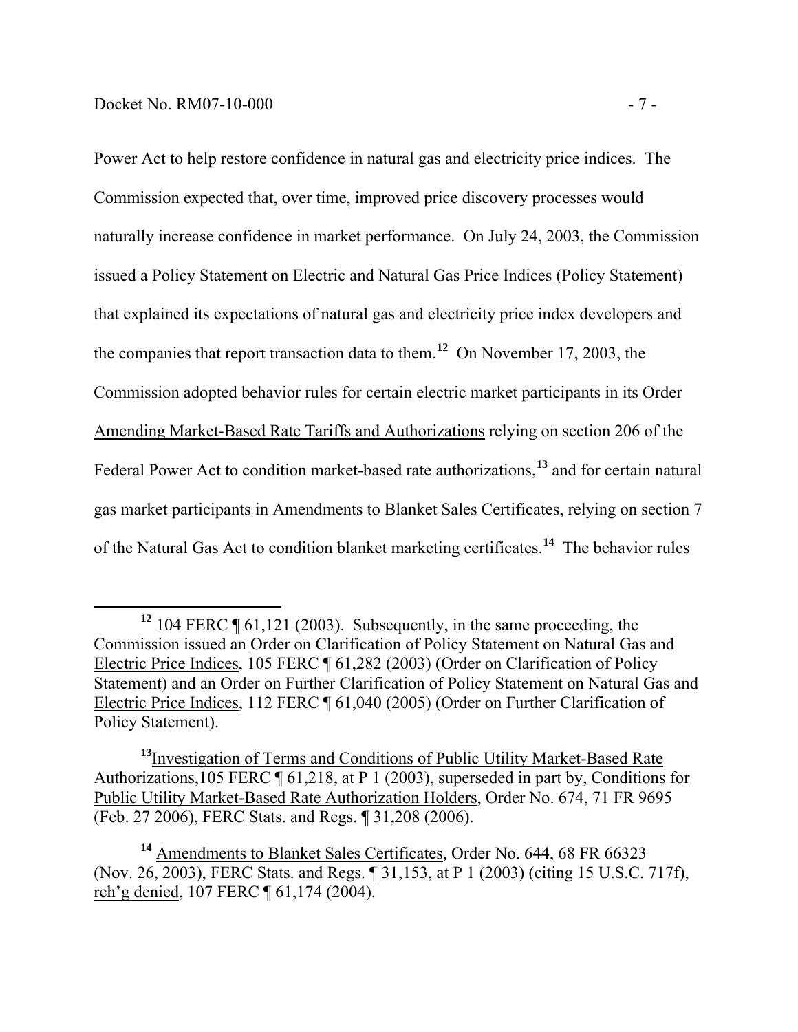Power Act to help restore confidence in natural gas and electricity price indices. The Commission expected that, over time, improved price discovery processes would naturally increase confidence in market performance. On July 24, 2003, the Commission issued a Policy Statement on Electric and Natural Gas Price Indices (Policy Statement) that explained its expectations of natural gas and electricity price index developers and the companies that report transaction data to them.[12] On November 17, 2003, the Commission adopted behavior rules for certain electric market participants in its Order Amending Market-Based Rate Tariffs and Authorizations relying on section 206 of the Federal Power Act to condition market-based rate authorizations,[13] and for certain natural gas market participants in Amendments to Blanket Sales Certificates, relying on section 7 of the Natural Gas Act to condition blanket marketing certificates.[14] The behavior rules

---

[12] 104 FERC ¶ 61,121 (2003). Subsequently, in the same proceeding, the Commission issued an Order on Clarification of Policy Statement on Natural Gas and Electric Price Indices, 105 FERC ¶ 61,282 (2003) (Order on Clarification of Policy Statement) and an Order on Further Clarification of Policy Statement on Natural Gas and Electric Price Indices, 112 FERC ¶ 61,040 (2005) (Order on Further Clarification of Policy Statement).

[13] Investigation of Terms and Conditions of Public Utility Market-Based Rate Authorizations,105 FERC ¶ 61,218, at P 1 (2003), superseded in part by, Conditions for Public Utility Market-Based Rate Authorization Holders, Order No. 674, 71 FR 9695 (Feb. 27 2006), FERC Stats. and Regs. ¶ 31,208 (2006).

[14] Amendments to Blanket Sales Certificates, Order No. 644, 68 FR 66323 (Nov. 26, 2003), FERC Stats. and Regs. ¶ 31,153, at P 1 (2003) (citing 15 U.S.C. 717f), reh'g denied, 107 FERC ¶ 61,174 (2004).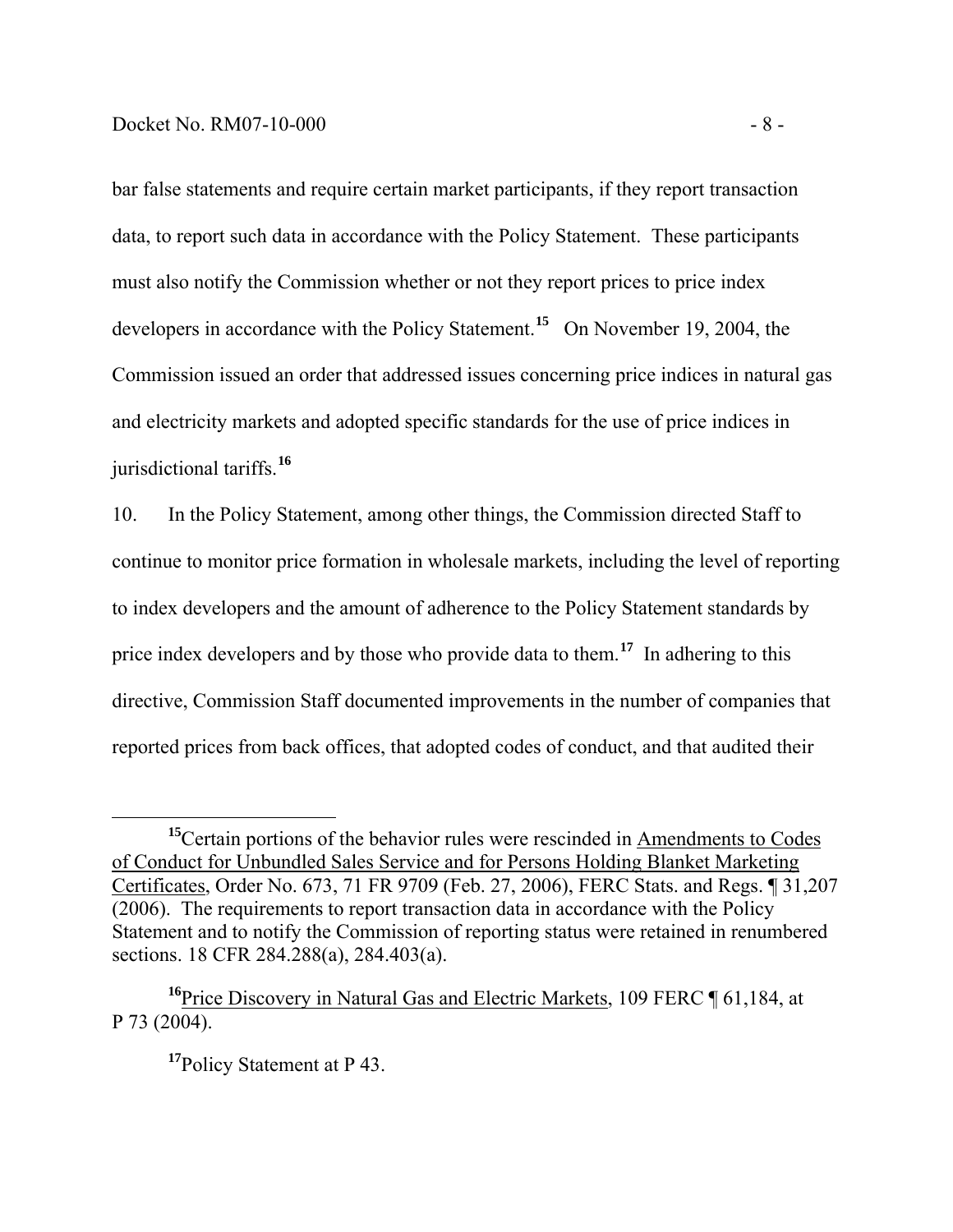bar false statements and require certain market participants, if they report transaction data, to report such data in accordance with the Policy Statement. These participants must also notify the Commission whether or not they report prices to price index developers in accordance with the Policy Statement.[15] On November 19, 2004, the Commission issued an order that addressed issues concerning price indices in natural gas and electricity markets and adopted specific standards for the use of price indices in jurisdictional tariffs.[16]

10. In the Policy Statement, among other things, the Commission directed Staff to continue to monitor price formation in wholesale markets, including the level of reporting to index developers and the amount of adherence to the Policy Statement standards by price index developers and by those who provide data to them.[17] In adhering to this directive, Commission Staff documented improvements in the number of companies that reported prices from back offices, that adopted codes of conduct, and that audited their

---

[15] Certain portions of the behavior rules were rescinded in Amendments to Codes of Conduct for Unbundled Sales Service and for Persons Holding Blanket Marketing Certificates, Order No. 673, 71 FR 9709 (Feb. 27, 2006), FERC Stats. and Regs. ¶ 31,207 (2006). The requirements to report transaction data in accordance with the Policy Statement and to notify the Commission of reporting status were retained in renumbered sections. 18 CFR 284.288(a), 284.403(a).

[16] Price Discovery in Natural Gas and Electric Markets, 109 FERC ¶ 61,184, at P 73 (2004).

[17] Policy Statement at P 43.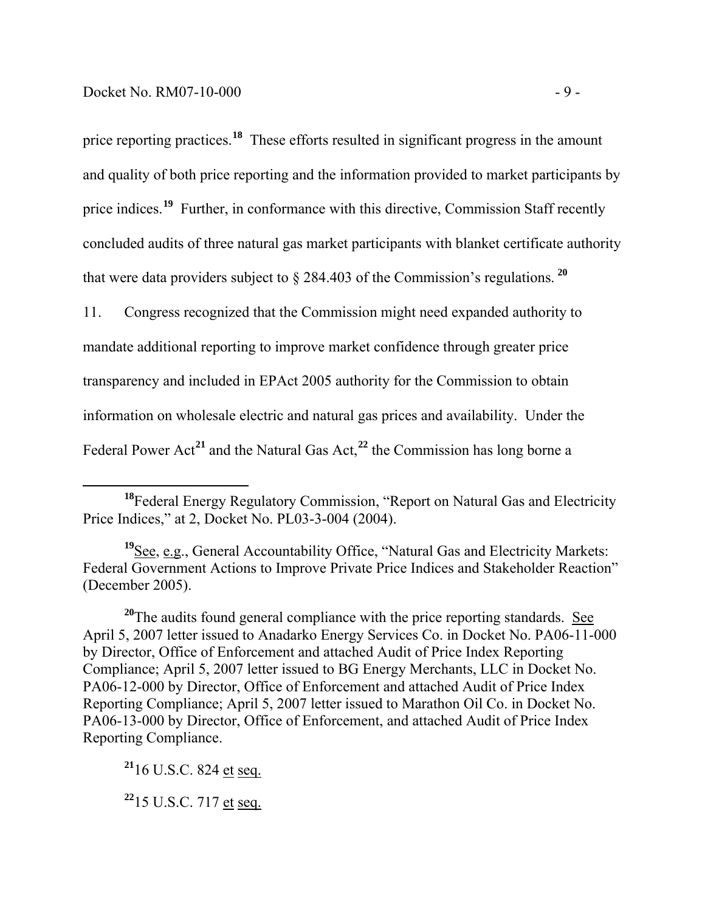price reporting practices.[18] These efforts resulted in significant progress in the amount and quality of both price reporting and the information provided to market participants by price indices.[19] Further, in conformance with this directive, Commission Staff recently concluded audits of three natural gas market participants with blanket certificate authority that were data providers subject to § 284.403 of the Commission's regulations.[20]

11. Congress recognized that the Commission might need expanded authority to mandate additional reporting to improve market confidence through greater price transparency and included in EPAct 2005 authority for the Commission to obtain information on wholesale electric and natural gas prices and availability. Under the Federal Power Act[21] and the Natural Gas Act,[22] the Commission has long borne a

---

[18] Federal Energy Regulatory Commission, "Report on Natural Gas and Electricity Price Indices," at 2, Docket No. PL03-3-004 (2004).

[19] See, e.g., General Accountability Office, "Natural Gas and Electricity Markets: Federal Government Actions to Improve Private Price Indices and Stakeholder Reaction" (December 2005).

[20] The audits found general compliance with the price reporting standards. See April 5, 2007 letter issued to Anadarko Energy Services Co. in Docket No. PA06-11-000 by Director, Office of Enforcement and attached Audit of Price Index Reporting Compliance; April 5, 2007 letter issued to BG Energy Merchants, LLC in Docket No. PA06-12-000 by Director, Office of Enforcement and attached Audit of Price Index Reporting Compliance; April 5, 2007 letter issued to Marathon Oil Co. in Docket No. PA06-13-000 by Director, Office of Enforcement, and attached Audit of Price Index Reporting Compliance.

[21] 16 U.S.C. 824 et seq.

[22] 15 U.S.C. 717 et seq.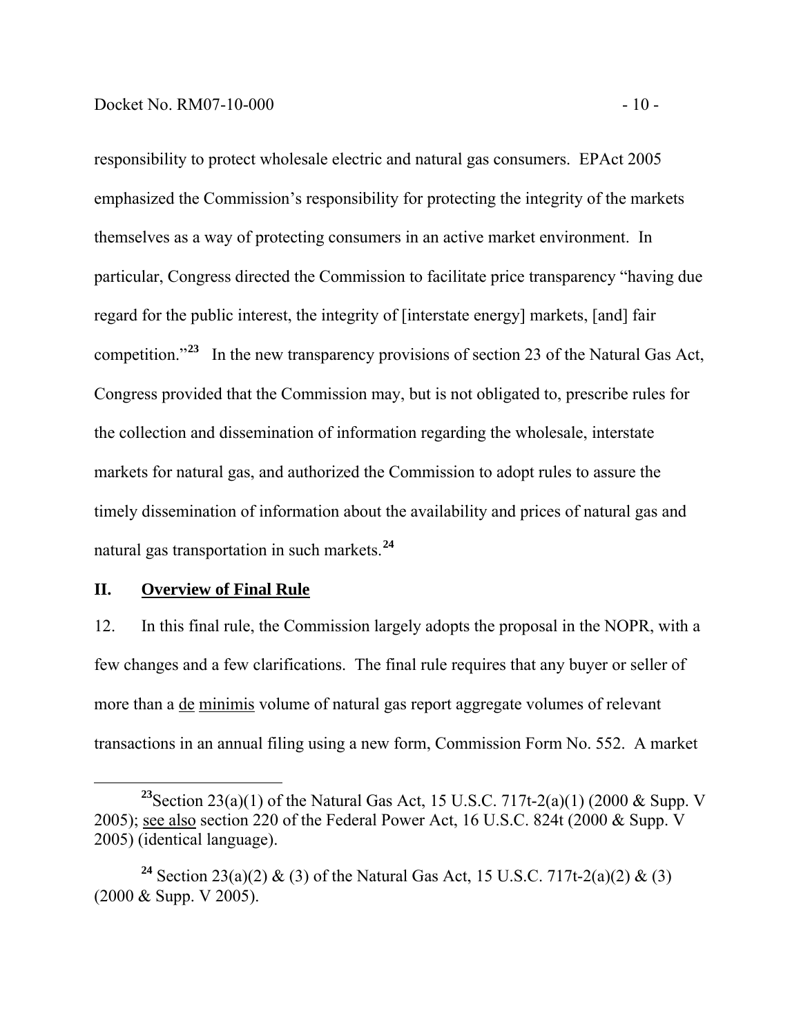responsibility to protect wholesale electric and natural gas consumers. EPAct 2005 emphasized the Commission's responsibility for protecting the integrity of the markets themselves as a way of protecting consumers in an active market environment. In particular, Congress directed the Commission to facilitate price transparency "having due regard for the public interest, the integrity of [interstate energy] markets, [and] fair competition."[23] In the new transparency provisions of section 23 of the Natural Gas Act, Congress provided that the Commission may, but is not obligated to, prescribe rules for the collection and dissemination of information regarding the wholesale, interstate markets for natural gas, and authorized the Commission to adopt rules to assure the timely dissemination of information about the availability and prices of natural gas and natural gas transportation in such markets.[24]

## II. Overview of Final Rule

12. In this final rule, the Commission largely adopts the proposal in the NOPR, with a few changes and a few clarifications. The final rule requires that any buyer or seller of more than a de minimis volume of natural gas report aggregate volumes of relevant transactions in an annual filing using a new form, Commission Form No. 552. A market

---

[23] Section 23(a)(1) of the Natural Gas Act, 15 U.S.C. 717t-2(a)(1) (2000 & Supp. V 2005); see also section 220 of the Federal Power Act, 16 U.S.C. 824t (2000 & Supp. V 2005) (identical language).

[24] Section 23(a)(2) & (3) of the Natural Gas Act, 15 U.S.C. 717t-2(a)(2) & (3) (2000 & Supp. V 2005).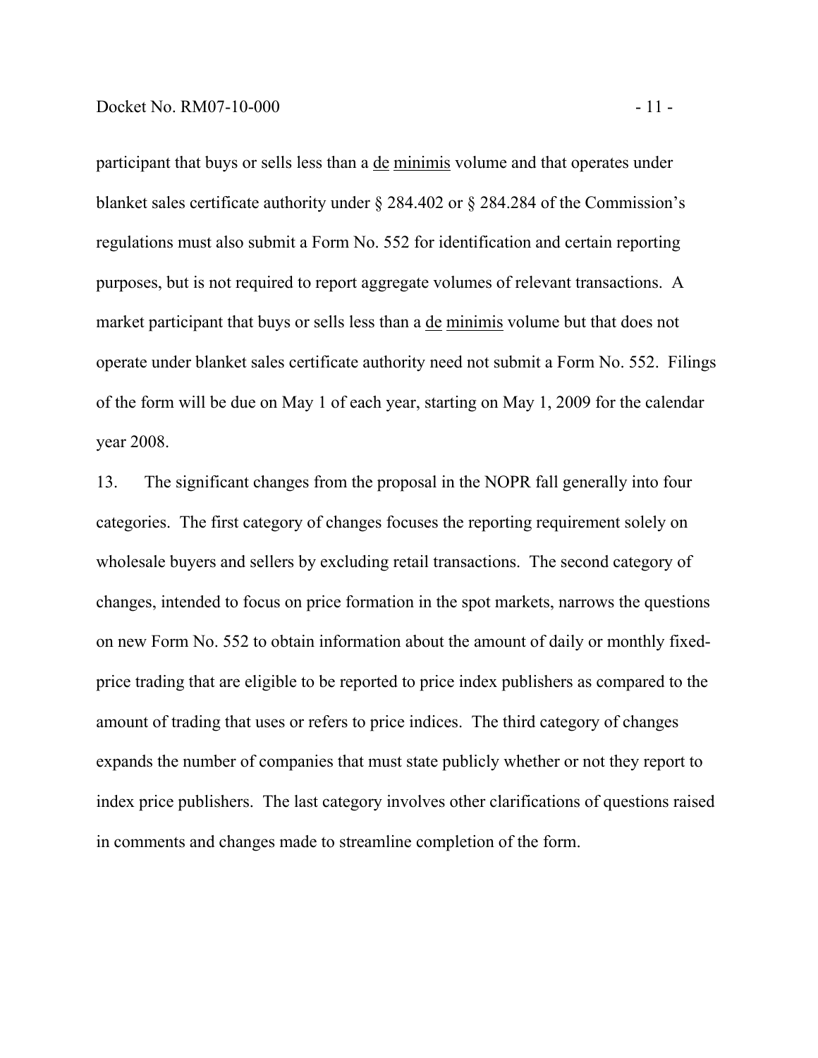participant that buys or sells less than a de minimis volume and that operates under blanket sales certificate authority under § 284.402 or § 284.284 of the Commission's regulations must also submit a Form No. 552 for identification and certain reporting purposes, but is not required to report aggregate volumes of relevant transactions. A market participant that buys or sells less than a de minimis volume but that does not operate under blanket sales certificate authority need not submit a Form No. 552. Filings of the form will be due on May 1 of each year, starting on May 1, 2009 for the calendar year 2008.

13. The significant changes from the proposal in the NOPR fall generally into four categories. The first category of changes focuses the reporting requirement solely on wholesale buyers and sellers by excluding retail transactions. The second category of changes, intended to focus on price formation in the spot markets, narrows the questions on new Form No. 552 to obtain information about the amount of daily or monthly fixed-price trading that are eligible to be reported to price index publishers as compared to the amount of trading that uses or refers to price indices. The third category of changes expands the number of companies that must state publicly whether or not they report to index price publishers. The last category involves other clarifications of questions raised in comments and changes made to streamline completion of the form.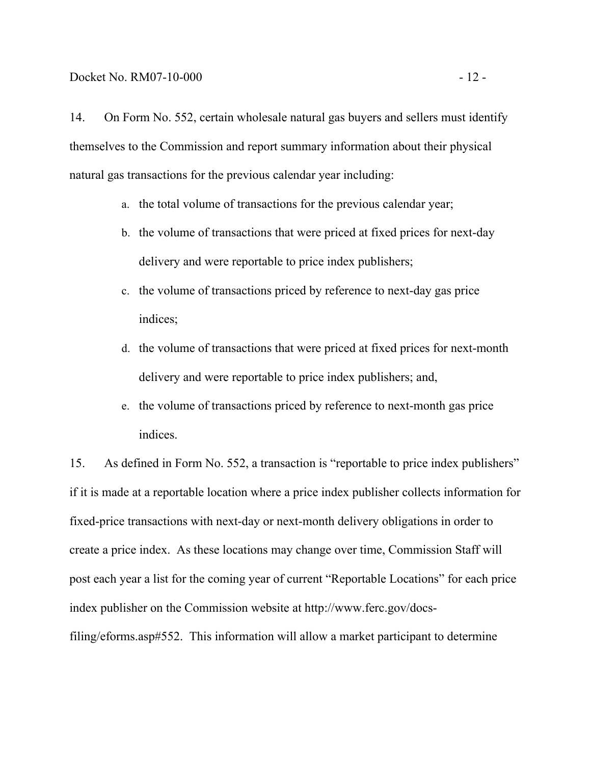14. On Form No. 552, certain wholesale natural gas buyers and sellers must identify themselves to the Commission and report summary information about their physical natural gas transactions for the previous calendar year including:

a. the total volume of transactions for the previous calendar year;
b. the volume of transactions that were priced at fixed prices for next-day delivery and were reportable to price index publishers;
c. the volume of transactions priced by reference to next-day gas price indices;
d. the volume of transactions that were priced at fixed prices for next-month delivery and were reportable to price index publishers; and,
e. the volume of transactions priced by reference to next-month gas price indices.

15. As defined in Form No. 552, a transaction is "reportable to price index publishers" if it is made at a reportable location where a price index publisher collects information for fixed-price transactions with next-day or next-month delivery obligations in order to create a price index. As these locations may change over time, Commission Staff will post each year a list for the coming year of current "Reportable Locations" for each price index publisher on the Commission website at http://www.ferc.gov/docs-filing/eforms.asp#552. This information will allow a market participant to determine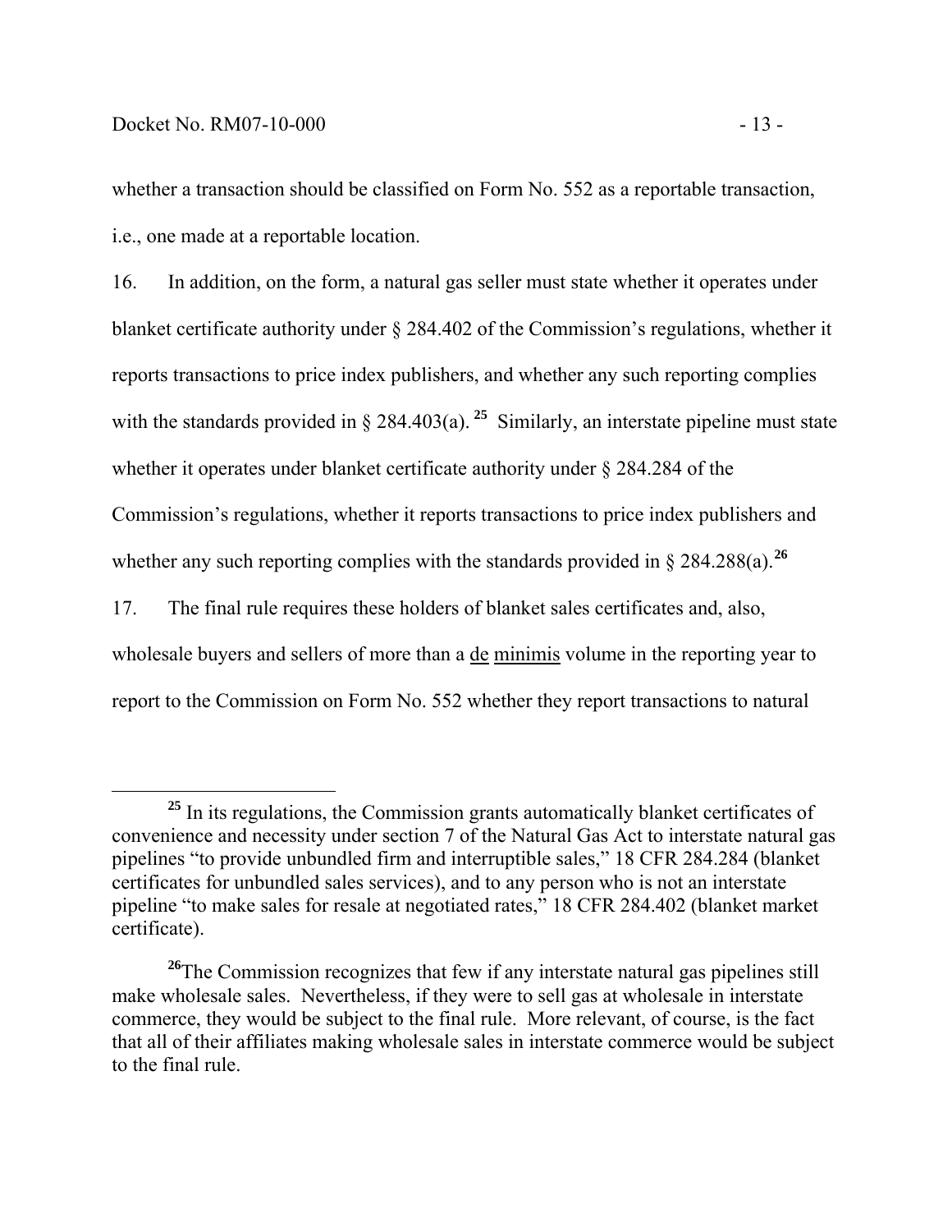whether a transaction should be classified on Form No. 552 as a reportable transaction, i.e., one made at a reportable location.

16. In addition, on the form, a natural gas seller must state whether it operates under blanket certificate authority under § 284.402 of the Commission's regulations, whether it reports transactions to price index publishers, and whether any such reporting complies with the standards provided in § 284.403(a).[25] Similarly, an interstate pipeline must state whether it operates under blanket certificate authority under § 284.284 of the Commission's regulations, whether it reports transactions to price index publishers and whether any such reporting complies with the standards provided in § 284.288(a).[26]

17. The final rule requires these holders of blanket sales certificates and, also, wholesale buyers and sellers of more than a de minimis volume in the reporting year to report to the Commission on Form No. 552 whether they report transactions to natural

---

[25] In its regulations, the Commission grants automatically blanket certificates of convenience and necessity under section 7 of the Natural Gas Act to interstate natural gas pipelines "to provide unbundled firm and interruptible sales," 18 CFR 284.284 (blanket certificates for unbundled sales services), and to any person who is not an interstate pipeline "to make sales for resale at negotiated rates," 18 CFR 284.402 (blanket market certificate).

[26] The Commission recognizes that few if any interstate natural gas pipelines still make wholesale sales. Nevertheless, if they were to sell gas at wholesale in interstate commerce, they would be subject to the final rule. More relevant, of course, is the fact that all of their affiliates making wholesale sales in interstate commerce would be subject to the final rule.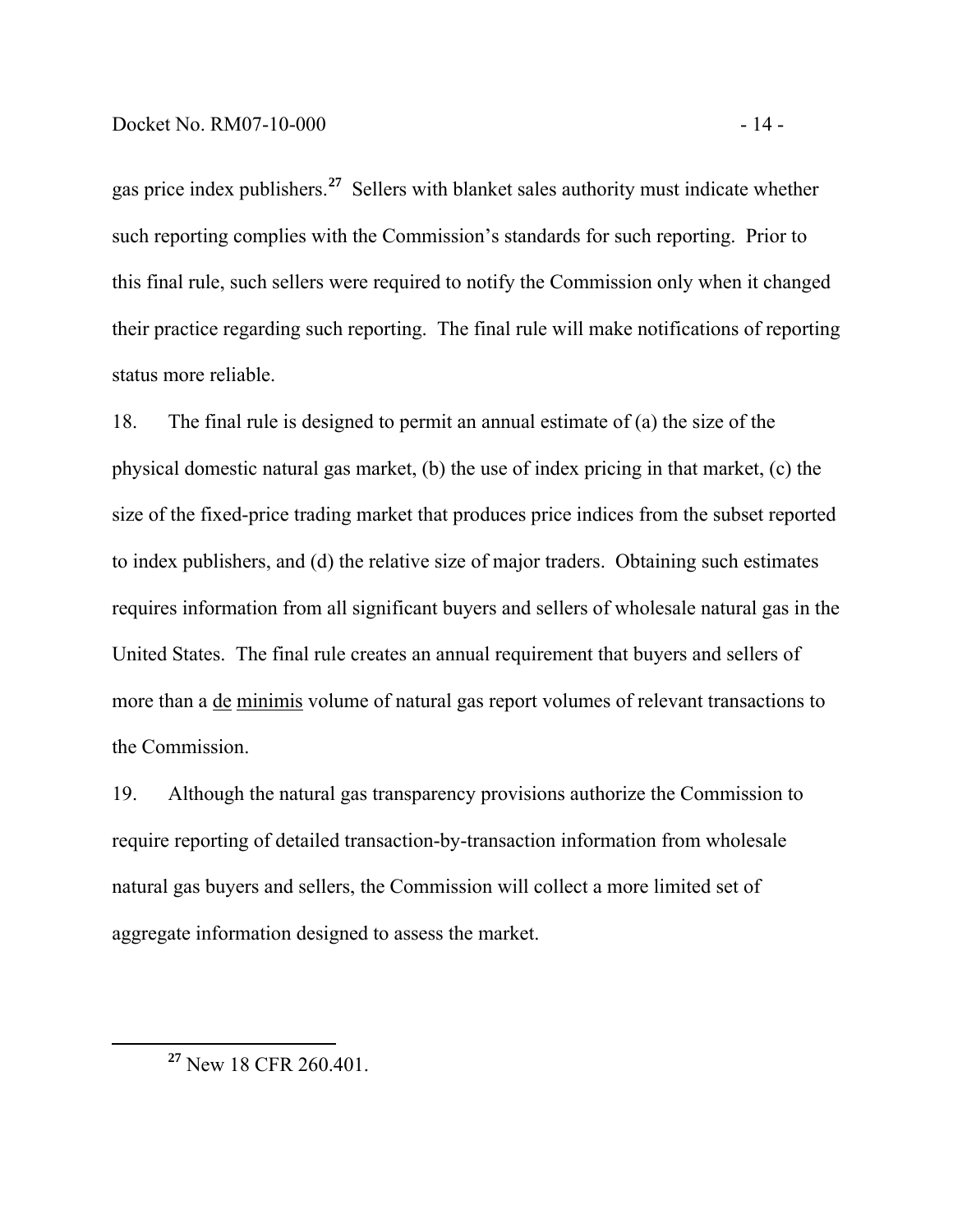gas price index publishers.[27] Sellers with blanket sales authority must indicate whether such reporting complies with the Commission's standards for such reporting. Prior to this final rule, such sellers were required to notify the Commission only when it changed their practice regarding such reporting. The final rule will make notifications of reporting status more reliable.

18. The final rule is designed to permit an annual estimate of (a) the size of the physical domestic natural gas market, (b) the use of index pricing in that market, (c) the size of the fixed-price trading market that produces price indices from the subset reported to index publishers, and (d) the relative size of major traders. Obtaining such estimates requires information from all significant buyers and sellers of wholesale natural gas in the United States. The final rule creates an annual requirement that buyers and sellers of more than a de minimis volume of natural gas report volumes of relevant transactions to the Commission.

19. Although the natural gas transparency provisions authorize the Commission to require reporting of detailed transaction-by-transaction information from wholesale natural gas buyers and sellers, the Commission will collect a more limited set of aggregate information designed to assess the market.

---

[27] New 18 CFR 260.401.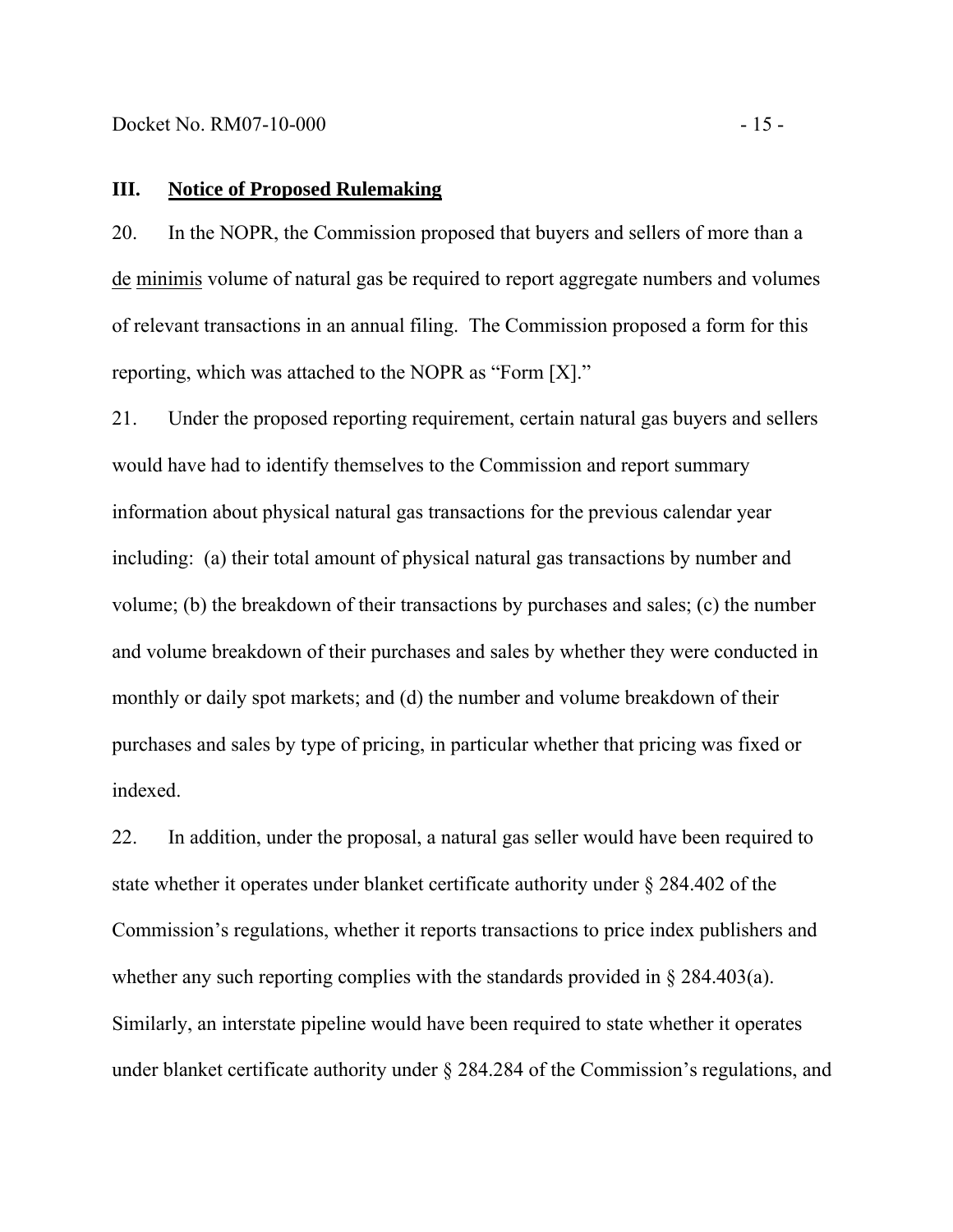## III. Notice of Proposed Rulemaking

20. In the NOPR, the Commission proposed that buyers and sellers of more than a de minimis volume of natural gas be required to report aggregate numbers and volumes of relevant transactions in an annual filing. The Commission proposed a form for this reporting, which was attached to the NOPR as "Form [X]."

21. Under the proposed reporting requirement, certain natural gas buyers and sellers would have had to identify themselves to the Commission and report summary information about physical natural gas transactions for the previous calendar year including: (a) their total amount of physical natural gas transactions by number and volume; (b) the breakdown of their transactions by purchases and sales; (c) the number and volume breakdown of their purchases and sales by whether they were conducted in monthly or daily spot markets; and (d) the number and volume breakdown of their purchases and sales by type of pricing, in particular whether that pricing was fixed or indexed.

22. In addition, under the proposal, a natural gas seller would have been required to state whether it operates under blanket certificate authority under § 284.402 of the Commission's regulations, whether it reports transactions to price index publishers and whether any such reporting complies with the standards provided in § 284.403(a). Similarly, an interstate pipeline would have been required to state whether it operates under blanket certificate authority under § 284.284 of the Commission's regulations, and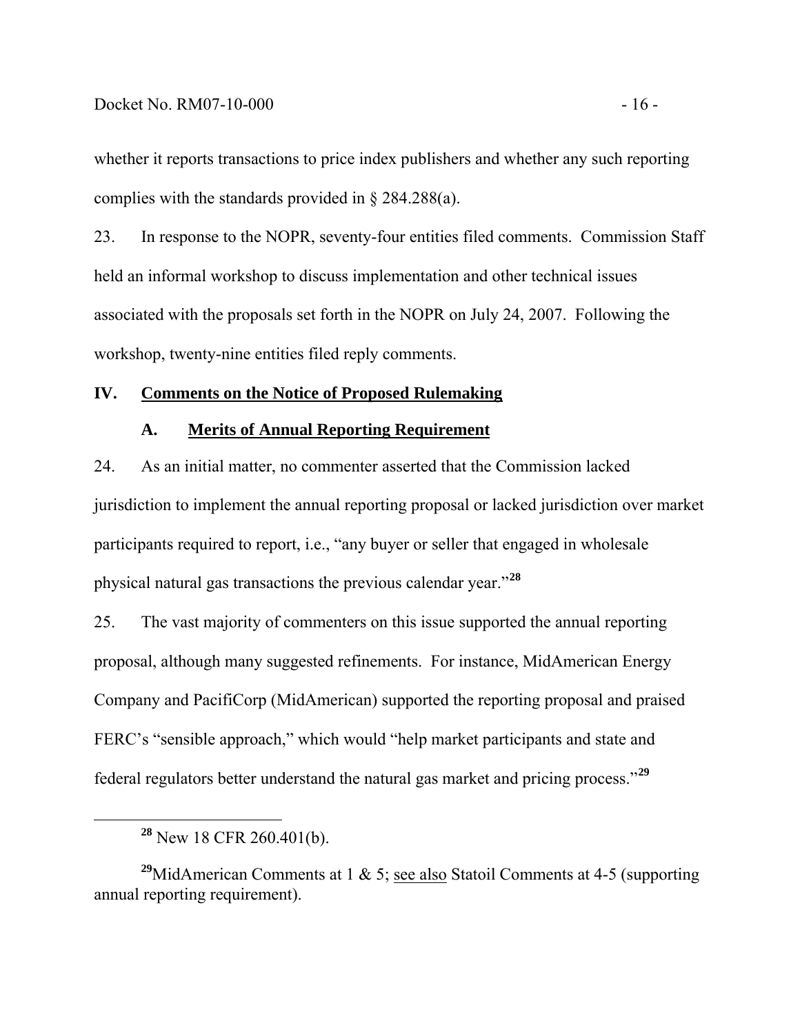whether it reports transactions to price index publishers and whether any such reporting complies with the standards provided in § 284.288(a).

23. In response to the NOPR, seventy-four entities filed comments. Commission Staff held an informal workshop to discuss implementation and other technical issues associated with the proposals set forth in the NOPR on July 24, 2007. Following the workshop, twenty-nine entities filed reply comments.

## IV. Comments on the Notice of Proposed Rulemaking

### A. Merits of Annual Reporting Requirement

24. As an initial matter, no commenter asserted that the Commission lacked jurisdiction to implement the annual reporting proposal or lacked jurisdiction over market participants required to report, i.e., "any buyer or seller that engaged in wholesale physical natural gas transactions the previous calendar year."[28]

25. The vast majority of commenters on this issue supported the annual reporting proposal, although many suggested refinements. For instance, MidAmerican Energy Company and PacifiCorp (MidAmerican) supported the reporting proposal and praised FERC's "sensible approach," which would "help market participants and state and federal regulators better understand the natural gas market and pricing process."[29]

---

[28] New 18 CFR 260.401(b).

[29] MidAmerican Comments at 1 & 5; see also Statoil Comments at 4-5 (supporting annual reporting requirement).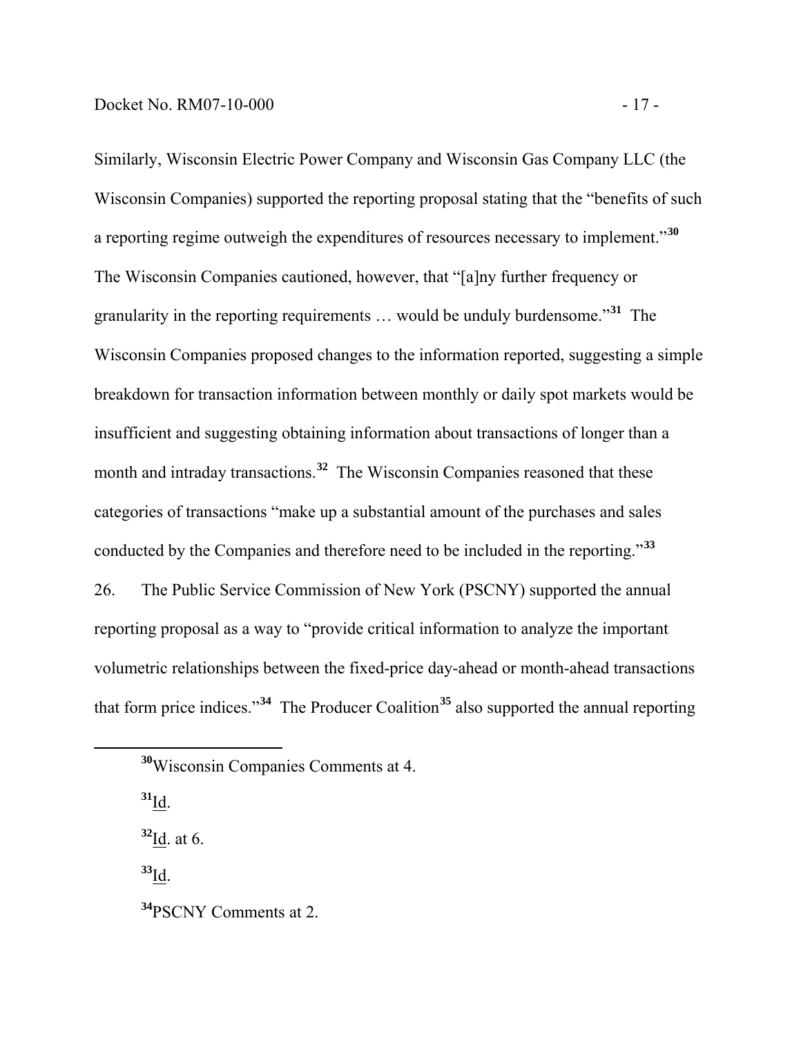Similarly, Wisconsin Electric Power Company and Wisconsin Gas Company LLC (the Wisconsin Companies) supported the reporting proposal stating that the "benefits of such a reporting regime outweigh the expenditures of resources necessary to implement."[30] The Wisconsin Companies cautioned, however, that "[a]ny further frequency or granularity in the reporting requirements … would be unduly burdensome."[31] The Wisconsin Companies proposed changes to the information reported, suggesting a simple breakdown for transaction information between monthly or daily spot markets would be insufficient and suggesting obtaining information about transactions of longer than a month and intraday transactions.[32] The Wisconsin Companies reasoned that these categories of transactions "make up a substantial amount of the purchases and sales conducted by the Companies and therefore need to be included in the reporting."[33]

26. The Public Service Commission of New York (PSCNY) supported the annual reporting proposal as a way to "provide critical information to analyze the important volumetric relationships between the fixed-price day-ahead or month-ahead transactions that form price indices."[34] The Producer Coalition[35] also supported the annual reporting

---

[30] Wisconsin Companies Comments at 4.

[31] Id.

[32] Id. at 6.

[33] Id.

[34] PSCNY Comments at 2.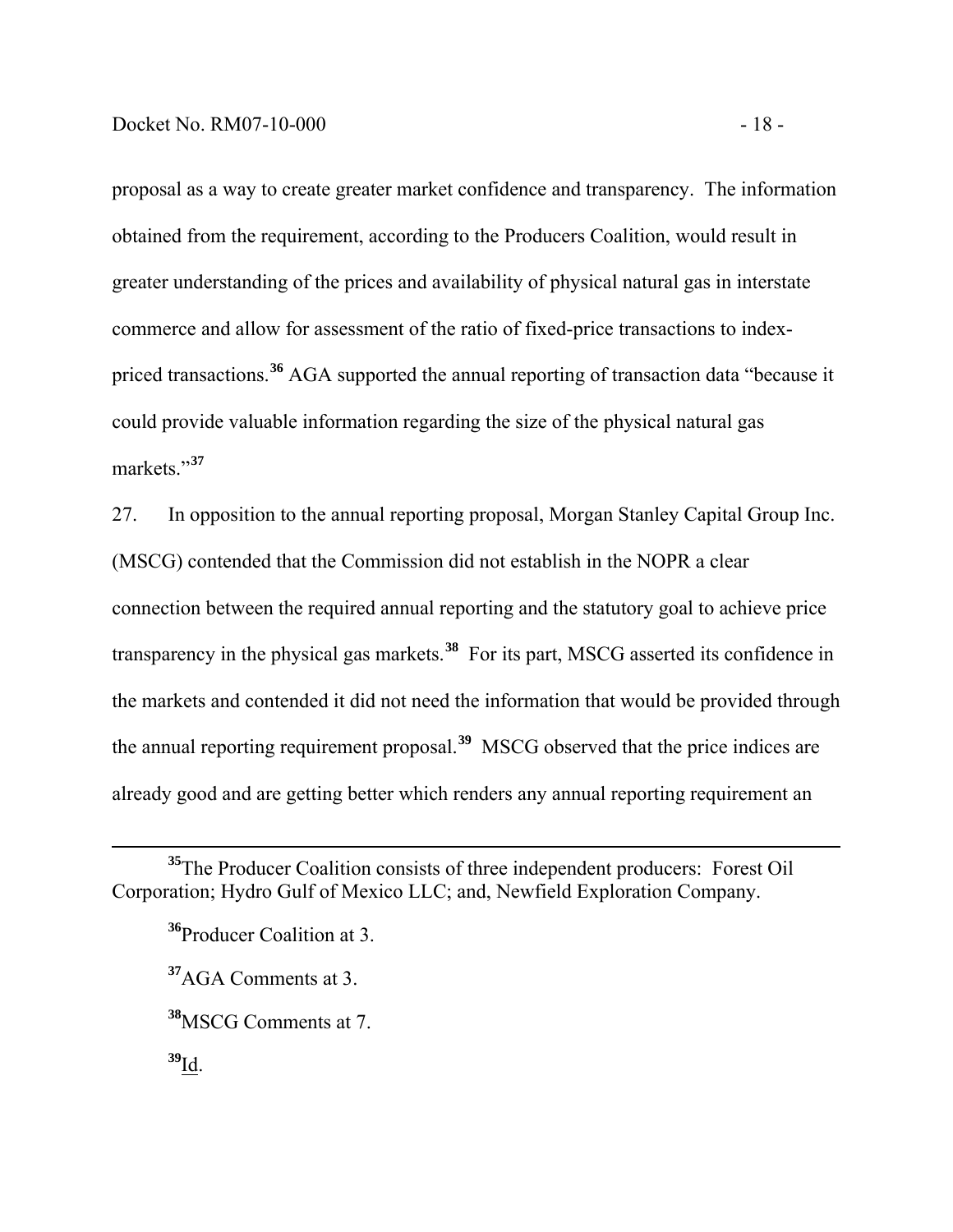proposal as a way to create greater market confidence and transparency. The information obtained from the requirement, according to the Producers Coalition, would result in greater understanding of the prices and availability of physical natural gas in interstate commerce and allow for assessment of the ratio of fixed-price transactions to index-priced transactions.[36] AGA supported the annual reporting of transaction data "because it could provide valuable information regarding the size of the physical natural gas markets."[37]

27. In opposition to the annual reporting proposal, Morgan Stanley Capital Group Inc. (MSCG) contended that the Commission did not establish in the NOPR a clear connection between the required annual reporting and the statutory goal to achieve price transparency in the physical gas markets.[38] For its part, MSCG asserted its confidence in the markets and contended it did not need the information that would be provided through the annual reporting requirement proposal.[39] MSCG observed that the price indices are already good and are getting better which renders any annual reporting requirement an

---

[35] The Producer Coalition consists of three independent producers: Forest Oil Corporation; Hydro Gulf of Mexico LLC; and, Newfield Exploration Company.

[36] Producer Coalition at 3.

[37] AGA Comments at 3.

[38] MSCG Comments at 7.

[39] Id.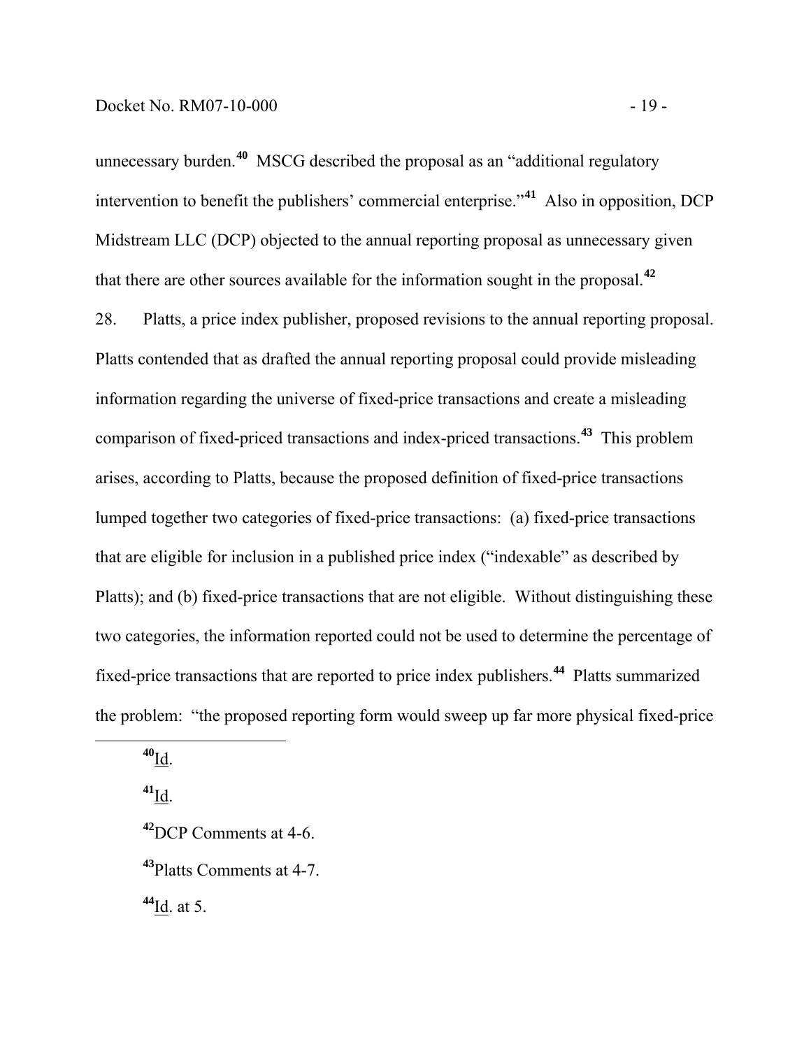unnecessary burden.[40] MSCG described the proposal as an "additional regulatory intervention to benefit the publishers' commercial enterprise."[41] Also in opposition, DCP Midstream LLC (DCP) objected to the annual reporting proposal as unnecessary given that there are other sources available for the information sought in the proposal.[42]

28. Platts, a price index publisher, proposed revisions to the annual reporting proposal. Platts contended that as drafted the annual reporting proposal could provide misleading information regarding the universe of fixed-price transactions and create a misleading comparison of fixed-priced transactions and index-priced transactions.[43] This problem arises, according to Platts, because the proposed definition of fixed-price transactions lumped together two categories of fixed-price transactions: (a) fixed-price transactions that are eligible for inclusion in a published price index ("indexable" as described by Platts); and (b) fixed-price transactions that are not eligible. Without distinguishing these two categories, the information reported could not be used to determine the percentage of fixed-price transactions that are reported to price index publishers.[44] Platts summarized the problem: "the proposed reporting form would sweep up far more physical fixed-price

---

[40] Id.

[41] Id.

[42] DCP Comments at 4-6.

[43] Platts Comments at 4-7.

[44] Id. at 5.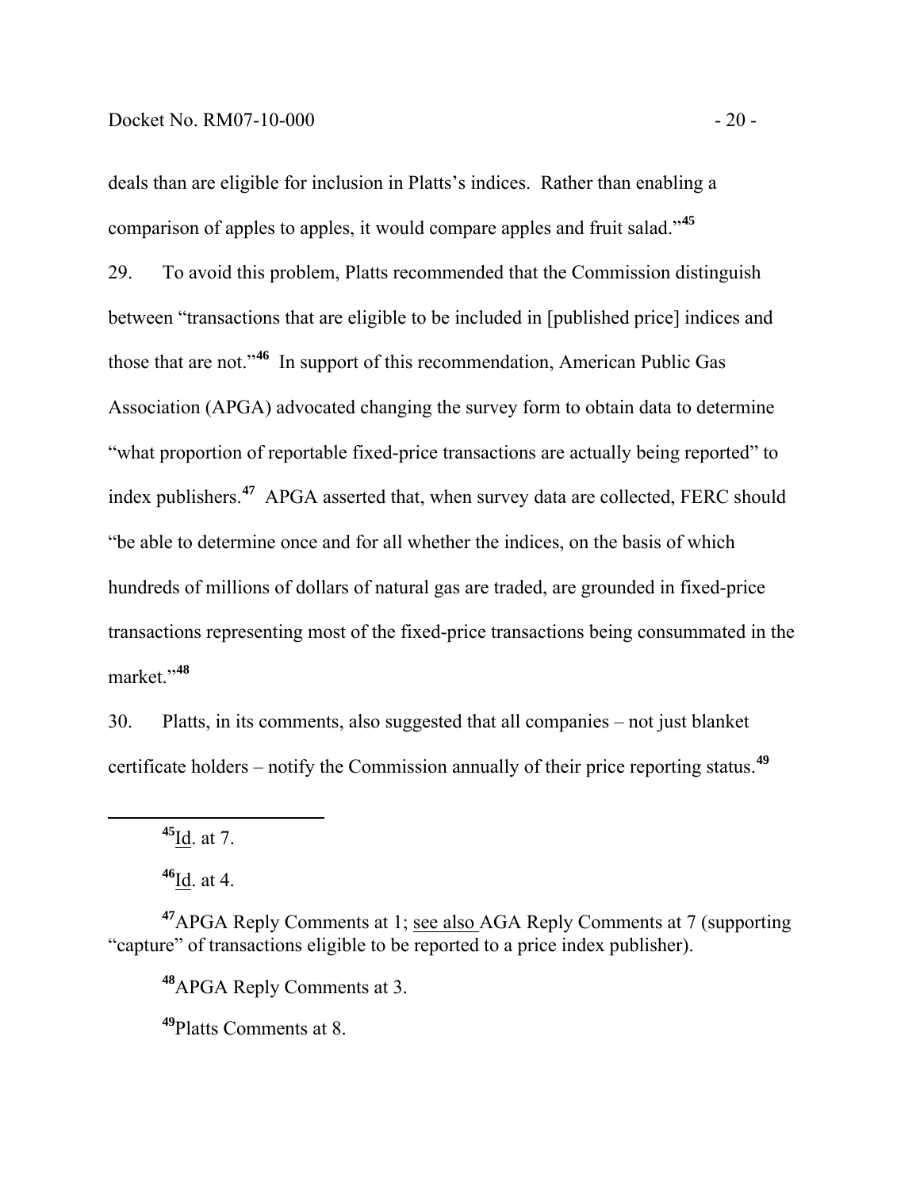deals than are eligible for inclusion in Platts's indices. Rather than enabling a comparison of apples to apples, it would compare apples and fruit salad."[45]

29. To avoid this problem, Platts recommended that the Commission distinguish between "transactions that are eligible to be included in [published price] indices and those that are not."[46] In support of this recommendation, American Public Gas Association (APGA) advocated changing the survey form to obtain data to determine "what proportion of reportable fixed-price transactions are actually being reported" to index publishers.[47] APGA asserted that, when survey data are collected, FERC should "be able to determine once and for all whether the indices, on the basis of which hundreds of millions of dollars of natural gas are traded, are grounded in fixed-price transactions representing most of the fixed-price transactions being consummated in the market."[48]

30. Platts, in its comments, also suggested that all companies – not just blanket certificate holders – notify the Commission annually of their price reporting status.[49]

---

[45] Id. at 7.

[46] Id. at 4.

[47] APGA Reply Comments at 1; see also AGA Reply Comments at 7 (supporting "capture" of transactions eligible to be reported to a price index publisher).

[48] APGA Reply Comments at 3.

[49] Platts Comments at 8.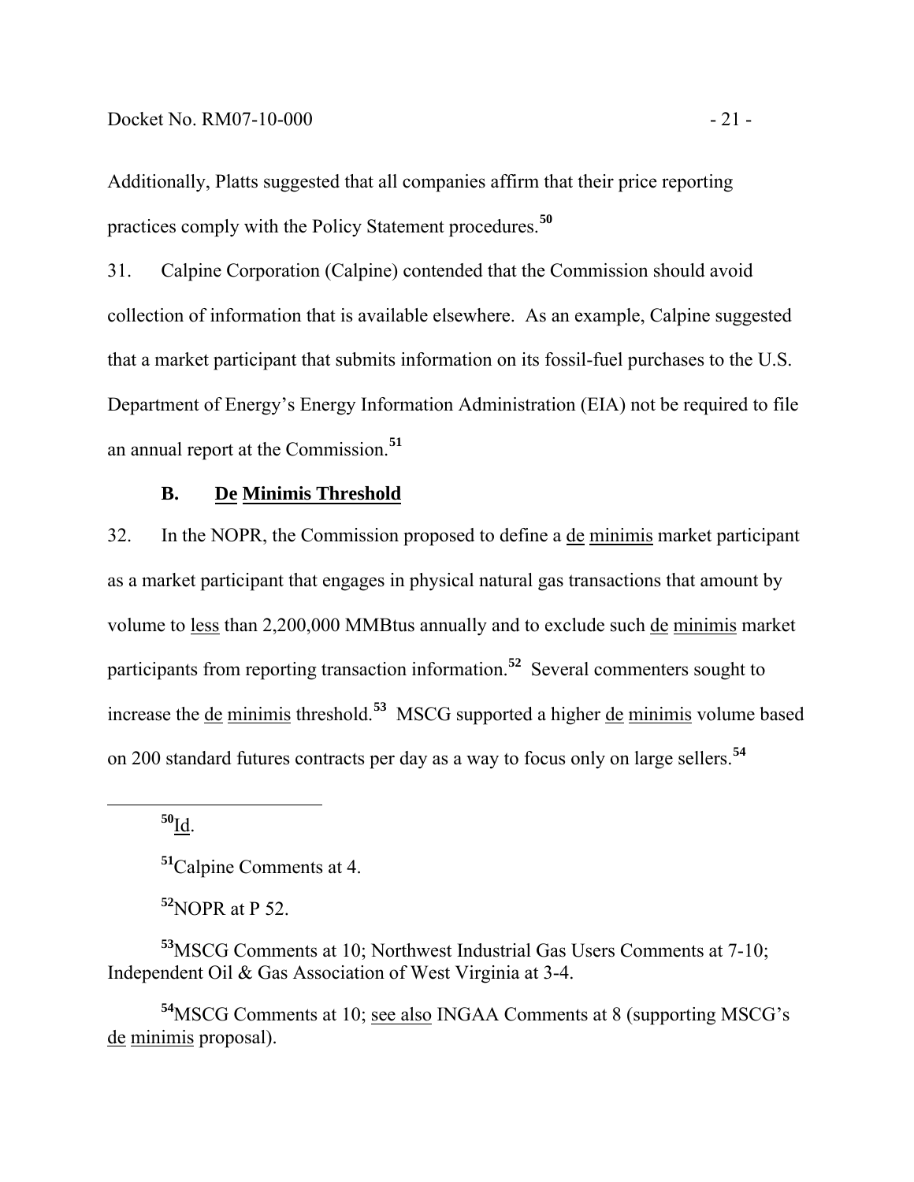Additionally, Platts suggested that all companies affirm that their price reporting practices comply with the Policy Statement procedures.[50]

31. Calpine Corporation (Calpine) contended that the Commission should avoid collection of information that is available elsewhere. As an example, Calpine suggested that a market participant that submits information on its fossil-fuel purchases to the U.S. Department of Energy's Energy Information Administration (EIA) not be required to file an annual report at the Commission.[51]

### B. De Minimis Threshold

32. In the NOPR, the Commission proposed to define a de minimis market participant as a market participant that engages in physical natural gas transactions that amount by volume to less than 2,200,000 MMBtus annually and to exclude such de minimis market participants from reporting transaction information.[52] Several commenters sought to increase the de minimis threshold.[53] MSCG supported a higher de minimis volume based on 200 standard futures contracts per day as a way to focus only on large sellers.[54]

---

[50] Id.

[51] Calpine Comments at 4.

[52] NOPR at P 52.

[53] MSCG Comments at 10; Northwest Industrial Gas Users Comments at 7-10; Independent Oil & Gas Association of West Virginia at 3-4.

[54] MSCG Comments at 10; see also INGAA Comments at 8 (supporting MSCG's de minimis proposal).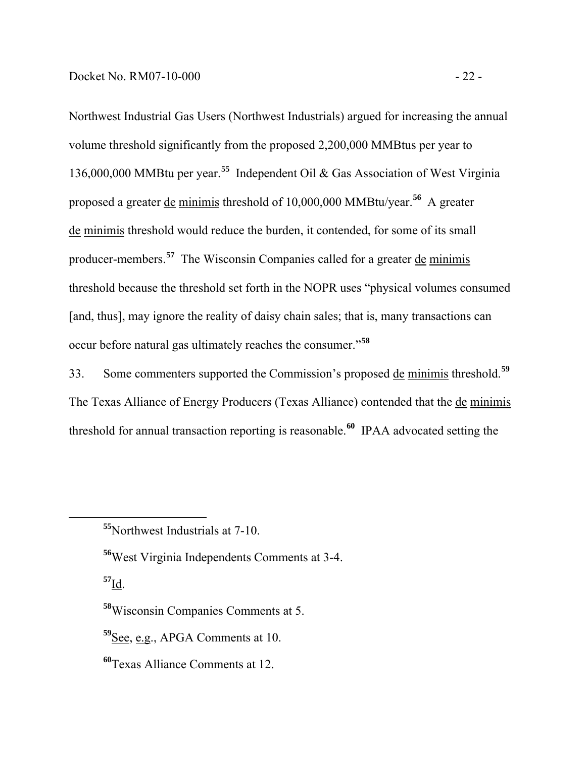Northwest Industrial Gas Users (Northwest Industrials) argued for increasing the annual volume threshold significantly from the proposed 2,200,000 MMBtus per year to 136,000,000 MMBtu per year.[55] Independent Oil & Gas Association of West Virginia proposed a greater de minimis threshold of 10,000,000 MMBtu/year.[56] A greater de minimis threshold would reduce the burden, it contended, for some of its small producer-members.[57] The Wisconsin Companies called for a greater de minimis threshold because the threshold set forth in the NOPR uses "physical volumes consumed [and, thus], may ignore the reality of daisy chain sales; that is, many transactions can occur before natural gas ultimately reaches the consumer."[58]

33. Some commenters supported the Commission's proposed de minimis threshold.[59] The Texas Alliance of Energy Producers (Texas Alliance) contended that the de minimis threshold for annual transaction reporting is reasonable.[60] IPAA advocated setting the

---

[55] Northwest Industrials at 7-10.

[56] West Virginia Independents Comments at 3-4.

[57] Id.

[58] Wisconsin Companies Comments at 5.

[59] See, e.g., APGA Comments at 10.

[60] Texas Alliance Comments at 12.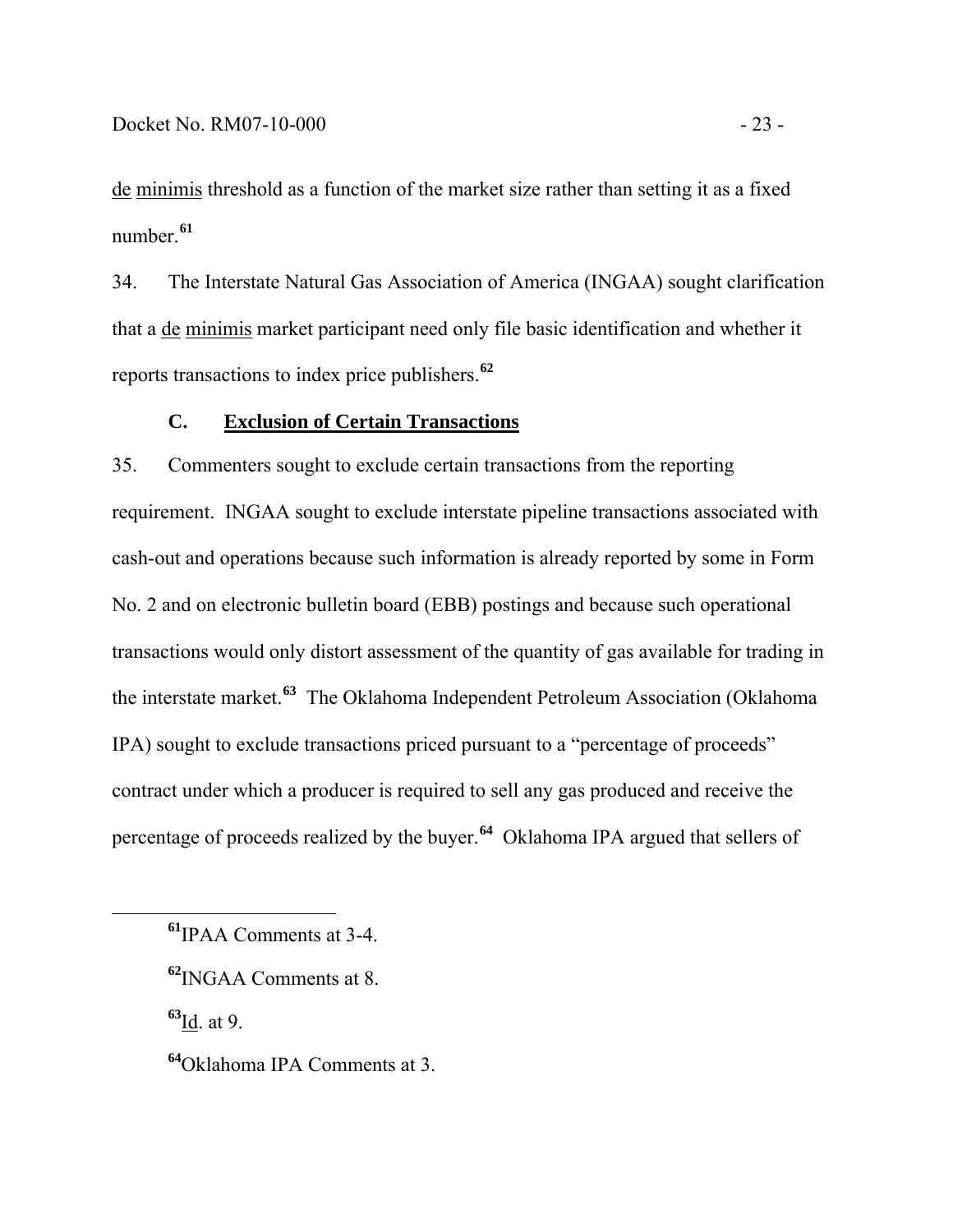de minimis threshold as a function of the market size rather than setting it as a fixed number.[61]

34. The Interstate Natural Gas Association of America (INGAA) sought clarification that a de minimis market participant need only file basic identification and whether it reports transactions to index price publishers.[62]

### C. Exclusion of Certain Transactions

35. Commenters sought to exclude certain transactions from the reporting requirement. INGAA sought to exclude interstate pipeline transactions associated with cash-out and operations because such information is already reported by some in Form No. 2 and on electronic bulletin board (EBB) postings and because such operational transactions would only distort assessment of the quantity of gas available for trading in the interstate market.[63] The Oklahoma Independent Petroleum Association (Oklahoma IPA) sought to exclude transactions priced pursuant to a "percentage of proceeds" contract under which a producer is required to sell any gas produced and receive the percentage of proceeds realized by the buyer.[64] Oklahoma IPA argued that sellers of

---

[61] IPAA Comments at 3-4.

[62] INGAA Comments at 8.

[63] Id. at 9.

[64] Oklahoma IPA Comments at 3.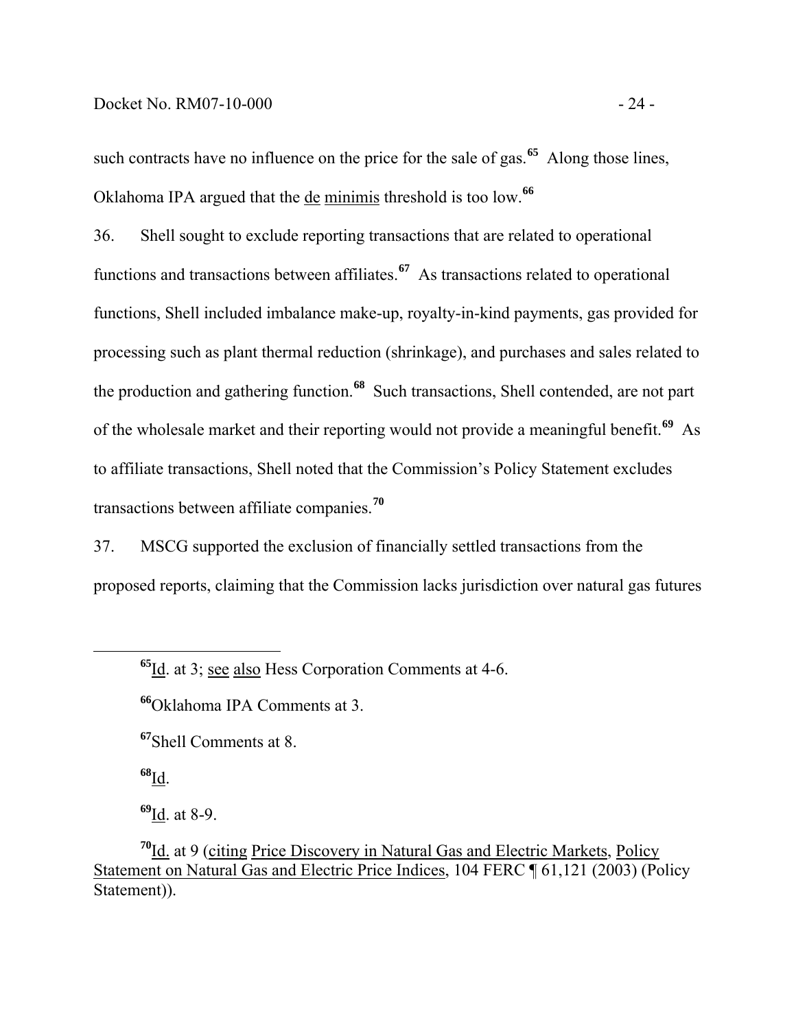such contracts have no influence on the price for the sale of gas.[65] Along those lines, Oklahoma IPA argued that the de minimis threshold is too low.[66]

36. Shell sought to exclude reporting transactions that are related to operational functions and transactions between affiliates.[67] As transactions related to operational functions, Shell included imbalance make-up, royalty-in-kind payments, gas provided for processing such as plant thermal reduction (shrinkage), and purchases and sales related to the production and gathering function.[68] Such transactions, Shell contended, are not part of the wholesale market and their reporting would not provide a meaningful benefit.[69] As to affiliate transactions, Shell noted that the Commission's Policy Statement excludes transactions between affiliate companies.[70]

37. MSCG supported the exclusion of financially settled transactions from the proposed reports, claiming that the Commission lacks jurisdiction over natural gas futures

---

[65] Id. at 3; see also Hess Corporation Comments at 4-6.

[66] Oklahoma IPA Comments at 3.

[67] Shell Comments at 8.

[68] Id.

[69] Id. at 8-9.

[70] Id. at 9 (citing Price Discovery in Natural Gas and Electric Markets, Policy Statement on Natural Gas and Electric Price Indices, 104 FERC ¶ 61,121 (2003) (Policy Statement)).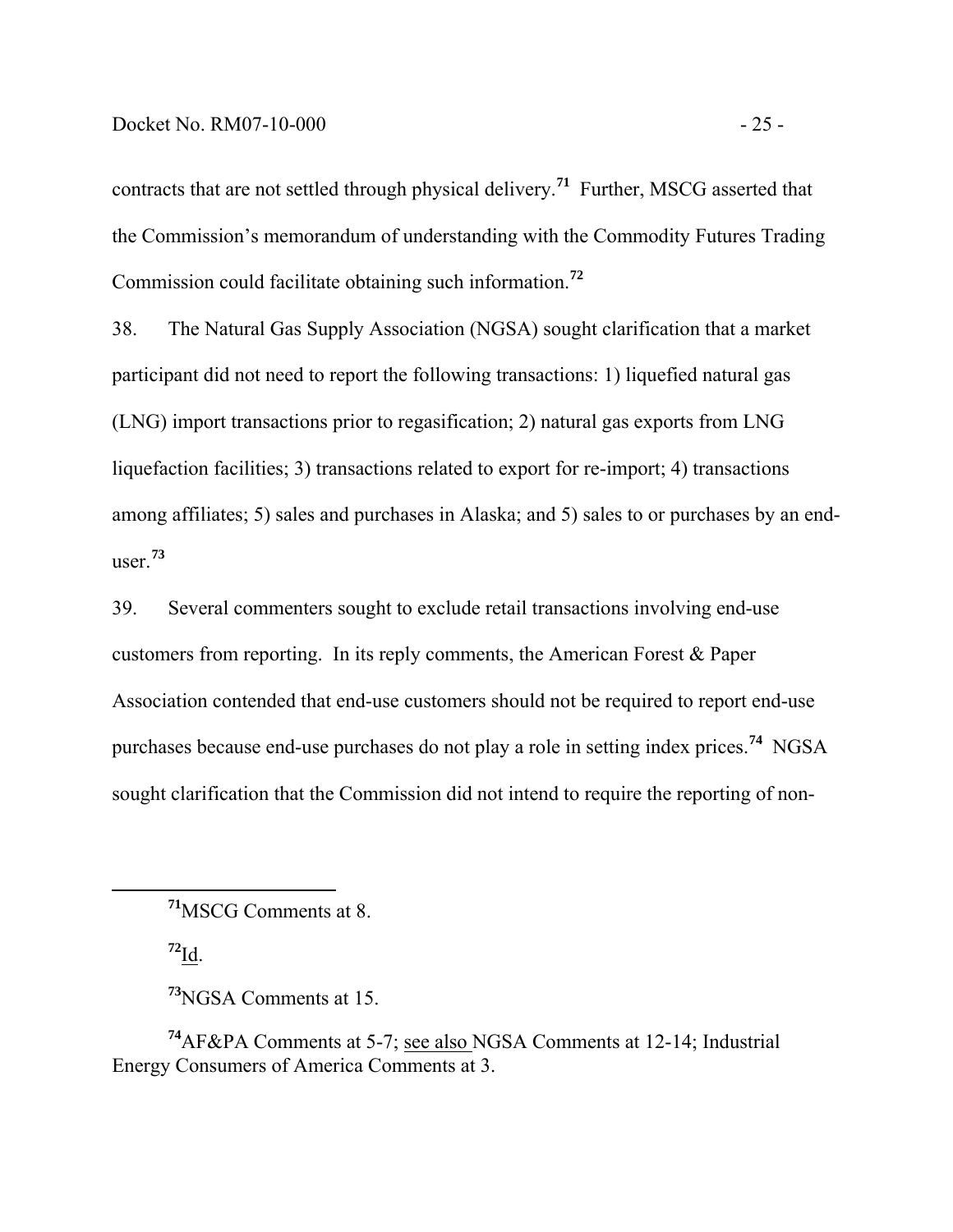contracts that are not settled through physical delivery.[71] Further, MSCG asserted that the Commission's memorandum of understanding with the Commodity Futures Trading Commission could facilitate obtaining such information.[72]

38. The Natural Gas Supply Association (NGSA) sought clarification that a market participant did not need to report the following transactions: 1) liquefied natural gas (LNG) import transactions prior to regasification; 2) natural gas exports from LNG liquefaction facilities; 3) transactions related to export for re-import; 4) transactions among affiliates; 5) sales and purchases in Alaska; and 5) sales to or purchases by an end-user.[73]

39. Several commenters sought to exclude retail transactions involving end-use customers from reporting. In its reply comments, the American Forest & Paper Association contended that end-use customers should not be required to report end-use purchases because end-use purchases do not play a role in setting index prices.[74] NGSA sought clarification that the Commission did not intend to require the reporting of non-

---

[71] MSCG Comments at 8.

[72] Id.

[73] NGSA Comments at 15.

[74] AF&PA Comments at 5-7; see also NGSA Comments at 12-14; Industrial Energy Consumers of America Comments at 3.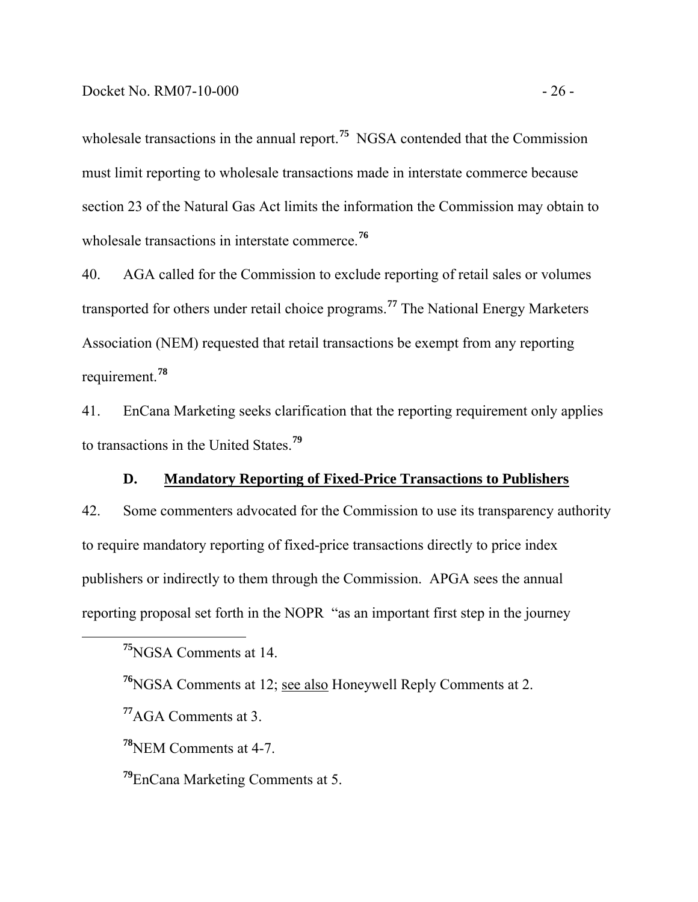wholesale transactions in the annual report.[75] NGSA contended that the Commission must limit reporting to wholesale transactions made in interstate commerce because section 23 of the Natural Gas Act limits the information the Commission may obtain to wholesale transactions in interstate commerce.[76]

40. AGA called for the Commission to exclude reporting of retail sales or volumes transported for others under retail choice programs.[77] The National Energy Marketers Association (NEM) requested that retail transactions be exempt from any reporting requirement.[78]

41. EnCana Marketing seeks clarification that the reporting requirement only applies to transactions in the United States.[79]

### D. Mandatory Reporting of Fixed-Price Transactions to Publishers

42. Some commenters advocated for the Commission to use its transparency authority to require mandatory reporting of fixed-price transactions directly to price index publishers or indirectly to them through the Commission. APGA sees the annual reporting proposal set forth in the NOPR "as an important first step in the journey

---

[75] NGSA Comments at 14.

[76] NGSA Comments at 12; see also Honeywell Reply Comments at 2.

[77] AGA Comments at 3.

[78] NEM Comments at 4-7.

[79] EnCana Marketing Comments at 5.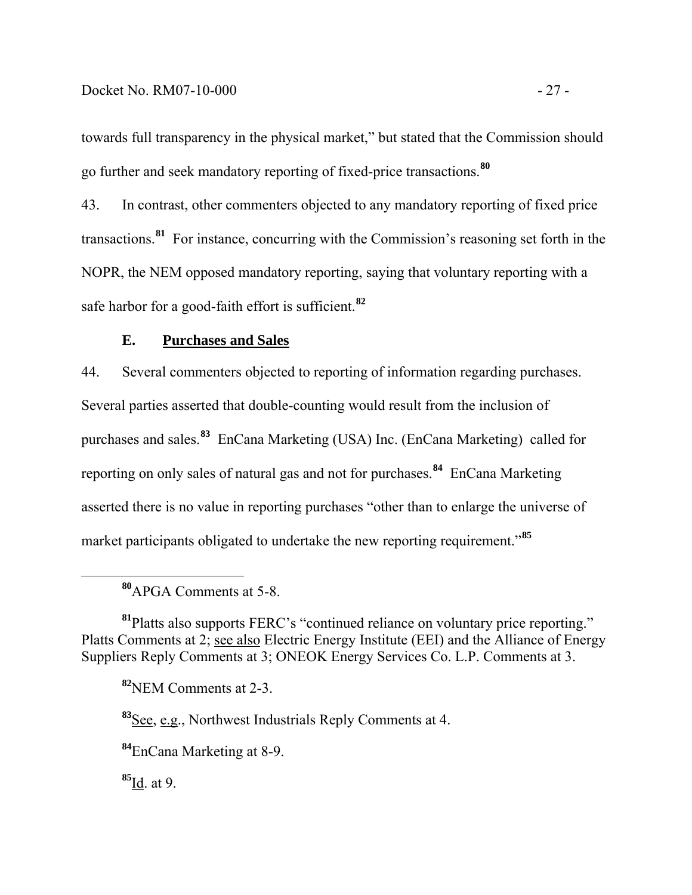towards full transparency in the physical market," but stated that the Commission should go further and seek mandatory reporting of fixed-price transactions.[80]

43. In contrast, other commenters objected to any mandatory reporting of fixed price transactions.[81] For instance, concurring with the Commission's reasoning set forth in the NOPR, the NEM opposed mandatory reporting, saying that voluntary reporting with a safe harbor for a good-faith effort is sufficient.[82]

### E. Purchases and Sales

44. Several commenters objected to reporting of information regarding purchases. Several parties asserted that double-counting would result from the inclusion of purchases and sales.[83] EnCana Marketing (USA) Inc. (EnCana Marketing) called for reporting on only sales of natural gas and not for purchases.[84] EnCana Marketing asserted there is no value in reporting purchases "other than to enlarge the universe of market participants obligated to undertake the new reporting requirement."[85]

---

[80] APGA Comments at 5-8.

[81] Platts also supports FERC's "continued reliance on voluntary price reporting." Platts Comments at 2; see also Electric Energy Institute (EEI) and the Alliance of Energy Suppliers Reply Comments at 3; ONEOK Energy Services Co. L.P. Comments at 3.

[82] NEM Comments at 2-3.

[83] See, e.g., Northwest Industrials Reply Comments at 4.

[84] EnCana Marketing at 8-9.

[85] Id. at 9.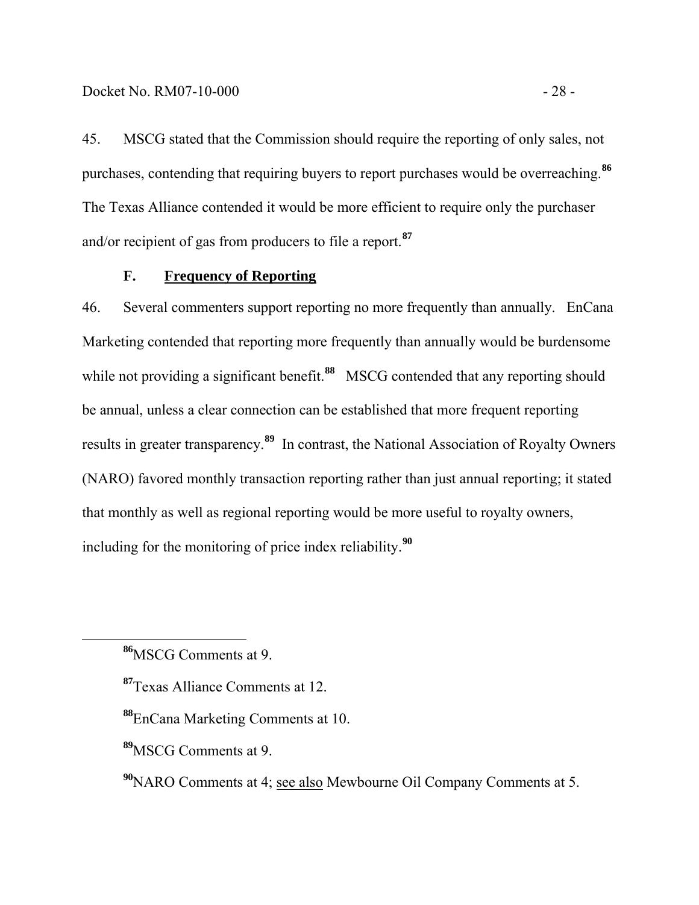45. MSCG stated that the Commission should require the reporting of only sales, not purchases, contending that requiring buyers to report purchases would be overreaching.[86] The Texas Alliance contended it would be more efficient to require only the purchaser and/or recipient of gas from producers to file a report.[87]

### F. Frequency of Reporting

46. Several commenters support reporting no more frequently than annually. EnCana Marketing contended that reporting more frequently than annually would be burdensome while not providing a significant benefit.[88] MSCG contended that any reporting should be annual, unless a clear connection can be established that more frequent reporting results in greater transparency.[89] In contrast, the National Association of Royalty Owners (NARO) favored monthly transaction reporting rather than just annual reporting; it stated that monthly as well as regional reporting would be more useful to royalty owners, including for the monitoring of price index reliability.[90]

---

[86] MSCG Comments at 9.

[87] Texas Alliance Comments at 12.

[88] EnCana Marketing Comments at 10.

[89] MSCG Comments at 9.

[90] NARO Comments at 4; see also Mewbourne Oil Company Comments at 5.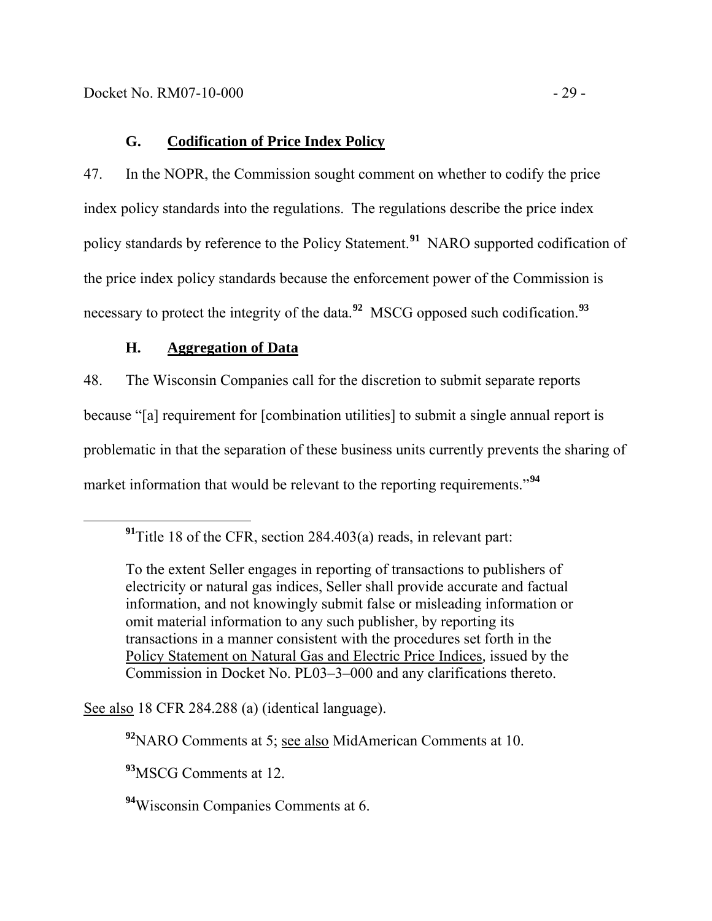### G. **Codification of Price Index Policy**

47. In the NOPR, the Commission sought comment on whether to codify the price index policy standards into the regulations. The regulations describe the price index policy standards by reference to the Policy Statement.[91] NARO supported codification of the price index policy standards because the enforcement power of the Commission is necessary to protect the integrity of the data.[92] MSCG opposed such codification.[93]

### H. **Aggregation of Data**

48. The Wisconsin Companies call for the discretion to submit separate reports because "[a] requirement for [combination utilities] to submit a single annual report is problematic in that the separation of these business units currently prevents the sharing of market information that would be relevant to the reporting requirements."[94]

---

[91] Title 18 of the CFR, section 284.403(a) reads, in relevant part:

> To the extent Seller engages in reporting of transactions to publishers of electricity or natural gas indices, Seller shall provide accurate and factual information, and not knowingly submit false or misleading information or omit material information to any such publisher, by reporting its transactions in a manner consistent with the procedures set forth in the Policy Statement on Natural Gas and Electric Price Indices, issued by the Commission in Docket No. PL03–3–000 and any clarifications thereto.

See also 18 CFR 284.288 (a) (identical language).

[92] NARO Comments at 5; see also MidAmerican Comments at 10.

[93] MSCG Comments at 12.

[94] Wisconsin Companies Comments at 6.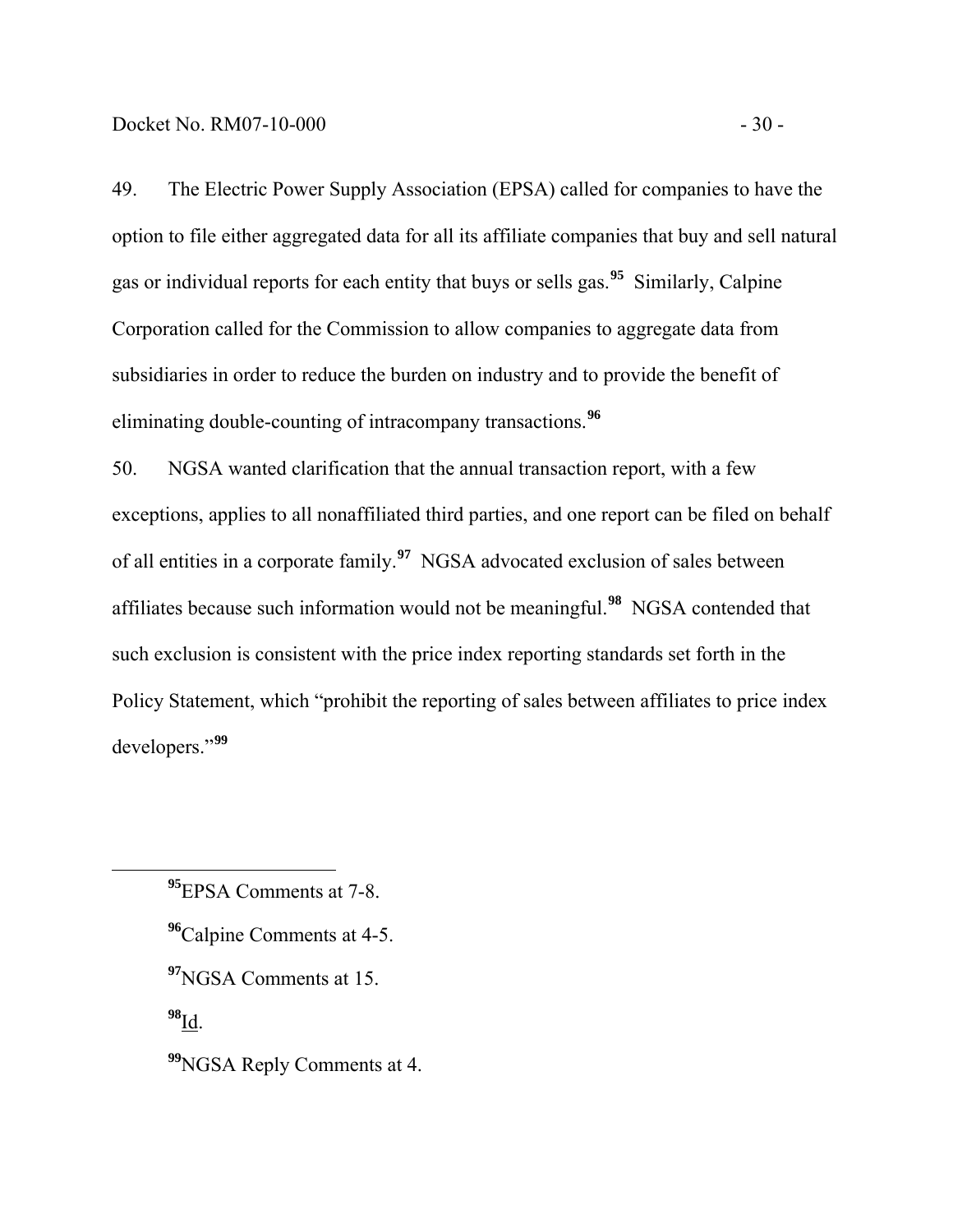49. The Electric Power Supply Association (EPSA) called for companies to have the option to file either aggregated data for all its affiliate companies that buy and sell natural gas or individual reports for each entity that buys or sells gas.[95] Similarly, Calpine Corporation called for the Commission to allow companies to aggregate data from subsidiaries in order to reduce the burden on industry and to provide the benefit of eliminating double-counting of intracompany transactions.[96]

50. NGSA wanted clarification that the annual transaction report, with a few exceptions, applies to all nonaffiliated third parties, and one report can be filed on behalf of all entities in a corporate family.[97] NGSA advocated exclusion of sales between affiliates because such information would not be meaningful.[98] NGSA contended that such exclusion is consistent with the price index reporting standards set forth in the Policy Statement, which "prohibit the reporting of sales between affiliates to price index developers."[99]

---

[95] EPSA Comments at 7-8.

[96] Calpine Comments at 4-5.

[97] NGSA Comments at 15.

[98] Id.

[99] NGSA Reply Comments at 4.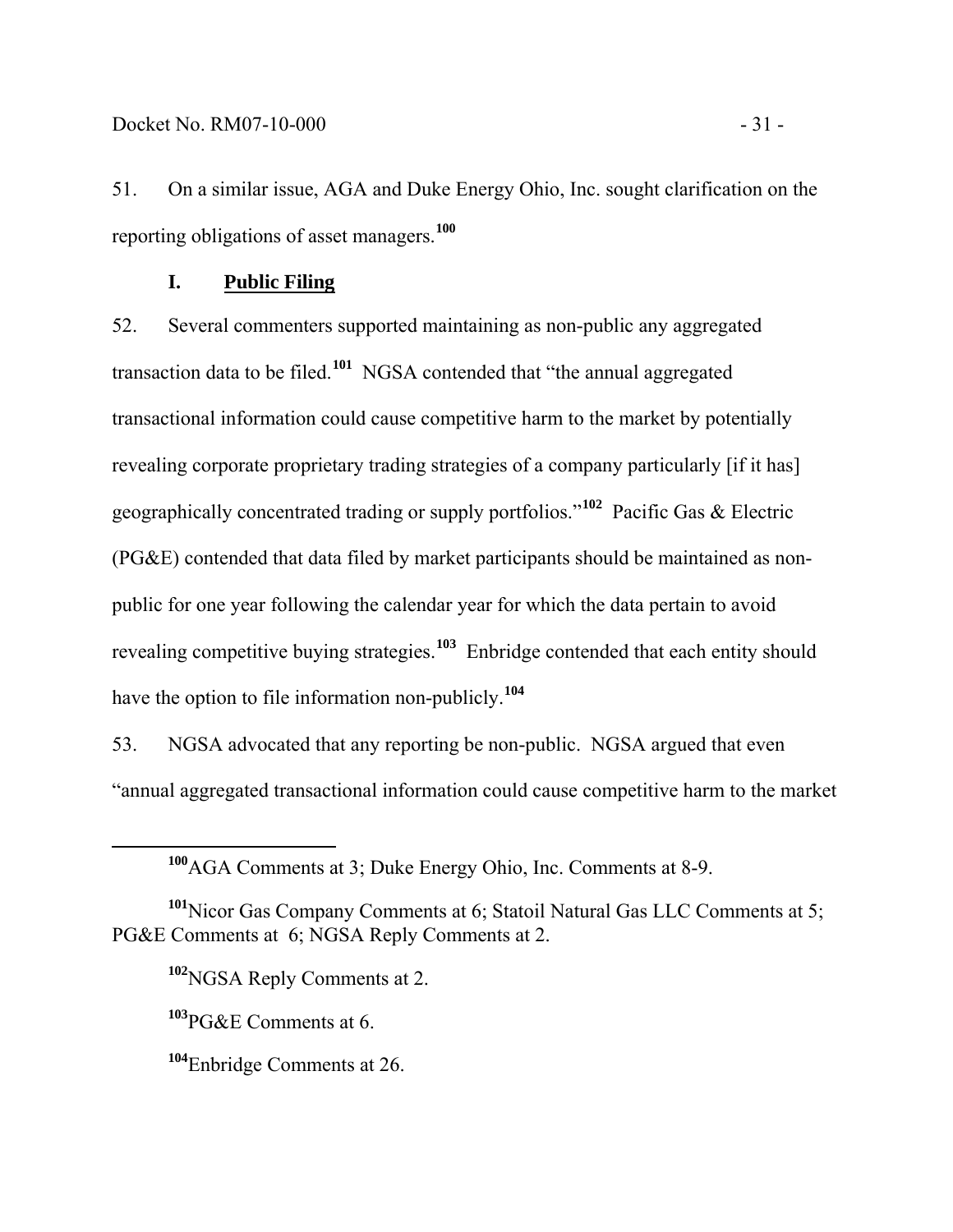51. On a similar issue, AGA and Duke Energy Ohio, Inc. sought clarification on the reporting obligations of asset managers.[100]

### I. Public Filing

52. Several commenters supported maintaining as non-public any aggregated transaction data to be filed.[101] NGSA contended that "the annual aggregated transactional information could cause competitive harm to the market by potentially revealing corporate proprietary trading strategies of a company particularly [if it has] geographically concentrated trading or supply portfolios."[102] Pacific Gas & Electric (PG&E) contended that data filed by market participants should be maintained as non-public for one year following the calendar year for which the data pertain to avoid revealing competitive buying strategies.[103] Enbridge contended that each entity should have the option to file information non-publicly.[104]

53. NGSA advocated that any reporting be non-public. NGSA argued that even "annual aggregated transactional information could cause competitive harm to the market

---

[100] AGA Comments at 3; Duke Energy Ohio, Inc. Comments at 8-9.

[101] Nicor Gas Company Comments at 6; Statoil Natural Gas LLC Comments at 5; PG&E Comments at 6; NGSA Reply Comments at 2.

[102] NGSA Reply Comments at 2.

[103] PG&E Comments at 6.

[104] Enbridge Comments at 26.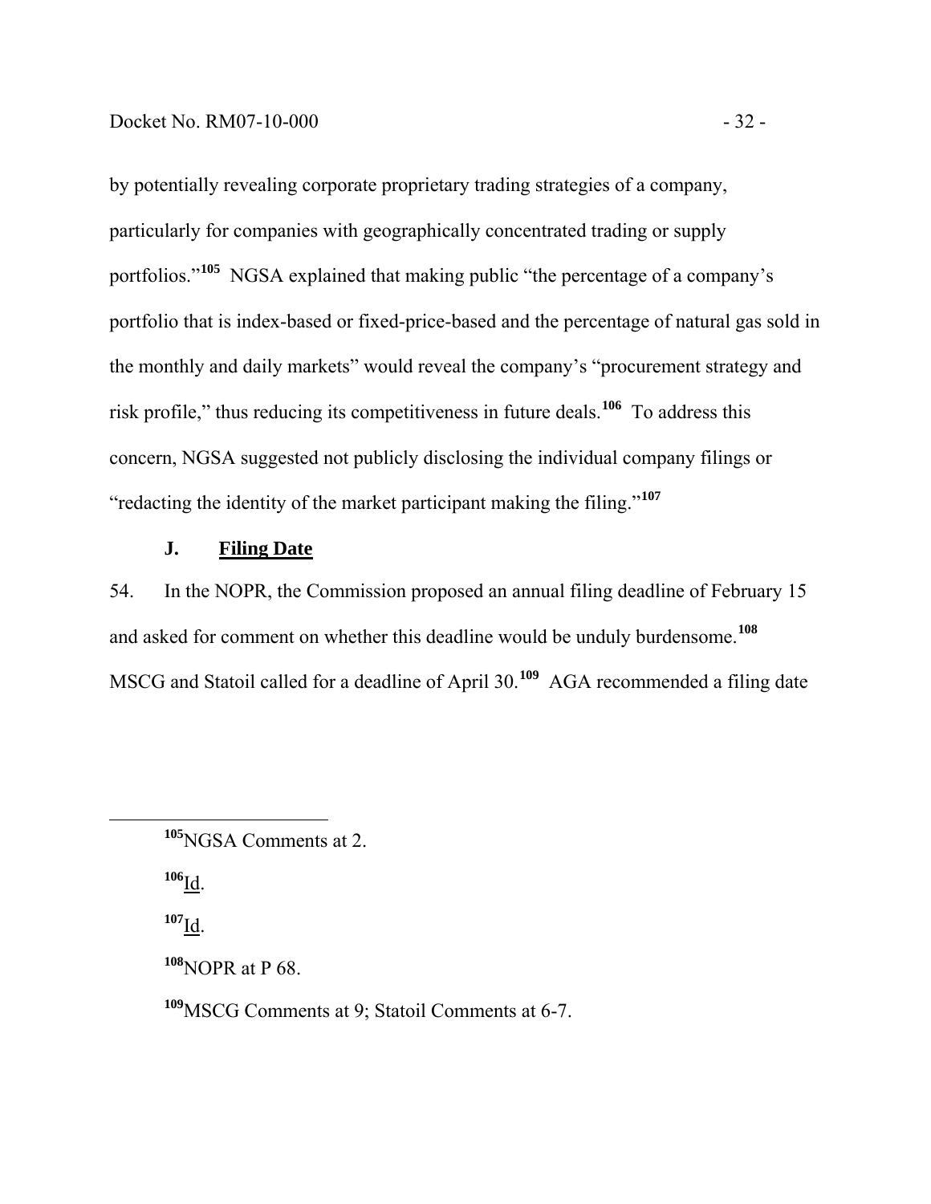by potentially revealing corporate proprietary trading strategies of a company, particularly for companies with geographically concentrated trading or supply portfolios."[105] NGSA explained that making public "the percentage of a company's portfolio that is index-based or fixed-price-based and the percentage of natural gas sold in the monthly and daily markets" would reveal the company's "procurement strategy and risk profile," thus reducing its competitiveness in future deals.[106] To address this concern, NGSA suggested not publicly disclosing the individual company filings or "redacting the identity of the market participant making the filing."[107]

### J. Filing Date

54. In the NOPR, the Commission proposed an annual filing deadline of February 15 and asked for comment on whether this deadline would be unduly burdensome.[108] MSCG and Statoil called for a deadline of April 30.[109] AGA recommended a filing date

---

[105] NGSA Comments at 2.

[106] Id.

[107] Id.

[108] NOPR at P 68.

[109] MSCG Comments at 9; Statoil Comments at 6-7.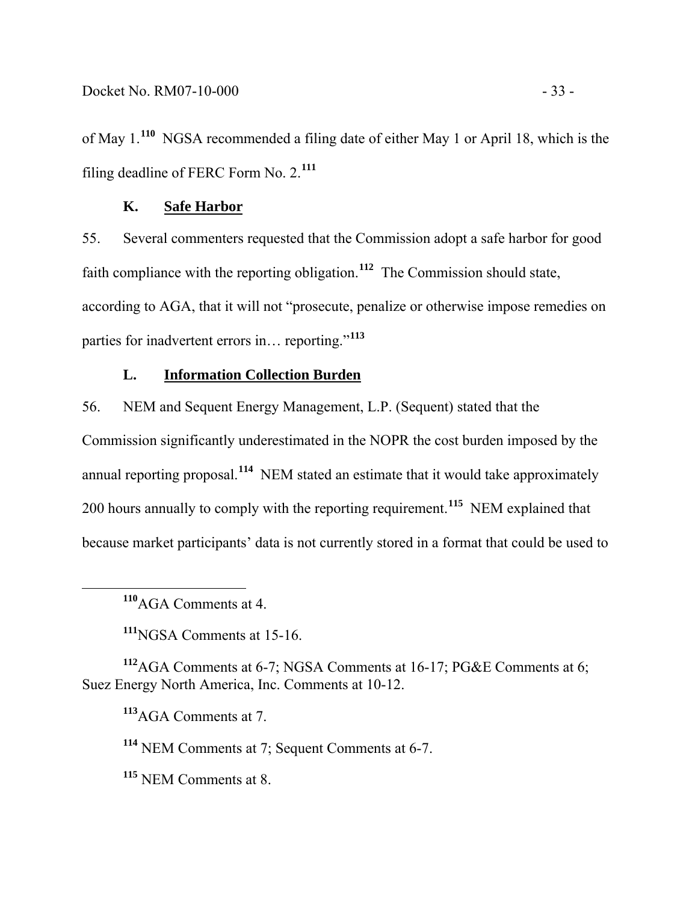of May 1.[110] NGSA recommended a filing date of either May 1 or April 18, which is the filing deadline of FERC Form No. 2.[111]

### K. Safe Harbor

55. Several commenters requested that the Commission adopt a safe harbor for good faith compliance with the reporting obligation.[112] The Commission should state, according to AGA, that it will not "prosecute, penalize or otherwise impose remedies on parties for inadvertent errors in… reporting."[113]

### L. Information Collection Burden

56. NEM and Sequent Energy Management, L.P. (Sequent) stated that the Commission significantly underestimated in the NOPR the cost burden imposed by the annual reporting proposal.[114] NEM stated an estimate that it would take approximately 200 hours annually to comply with the reporting requirement.[115] NEM explained that because market participants' data is not currently stored in a format that could be used to

---

[110] AGA Comments at 4.

[111] NGSA Comments at 15-16.

[112] AGA Comments at 6-7; NGSA Comments at 16-17; PG&E Comments at 6; Suez Energy North America, Inc. Comments at 10-12.

[113] AGA Comments at 7.

[114] NEM Comments at 7; Sequent Comments at 6-7.

[115] NEM Comments at 8.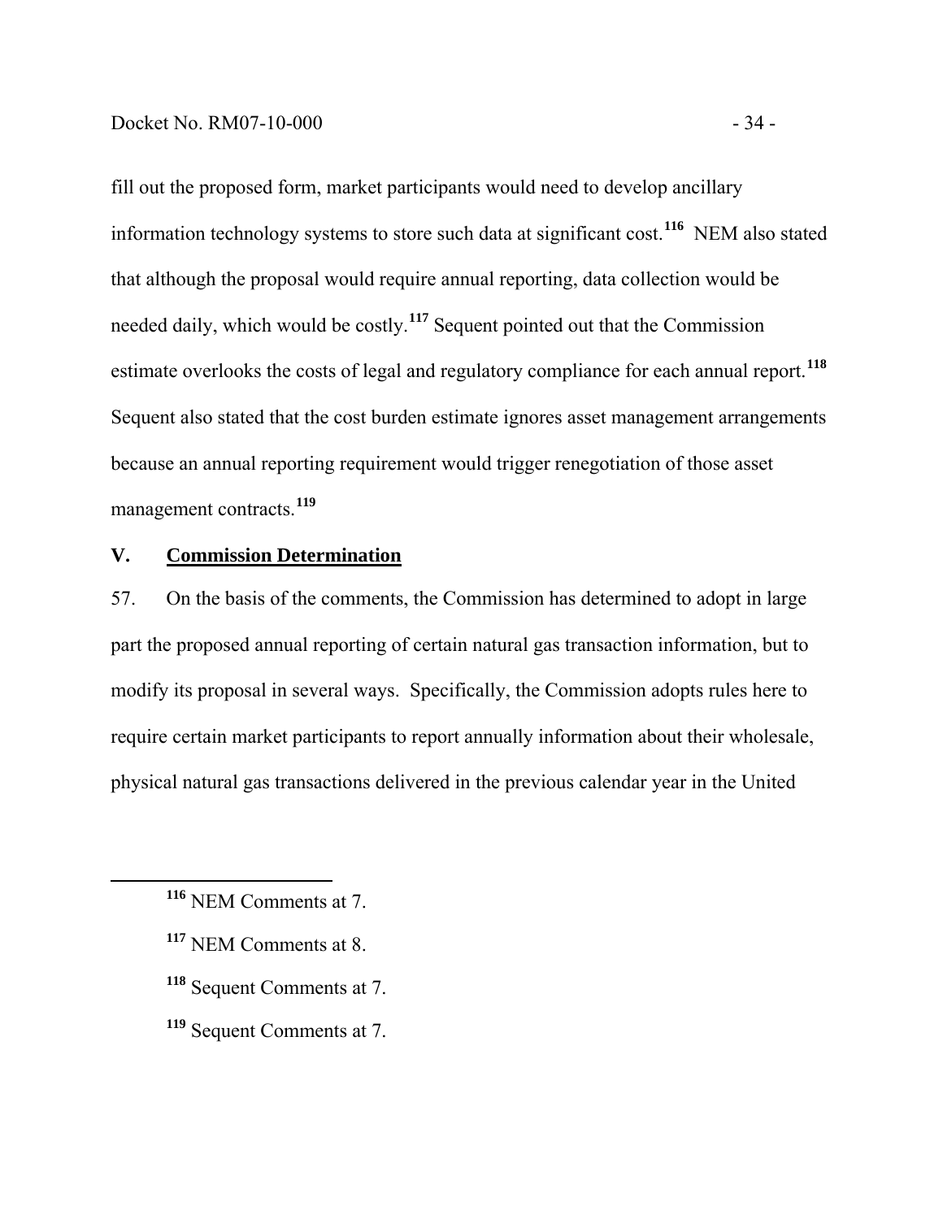fill out the proposed form, market participants would need to develop ancillary information technology systems to store such data at significant cost.[116] NEM also stated that although the proposal would require annual reporting, data collection would be needed daily, which would be costly.[117] Sequent pointed out that the Commission estimate overlooks the costs of legal and regulatory compliance for each annual report.[118] Sequent also stated that the cost burden estimate ignores asset management arrangements because an annual reporting requirement would trigger renegotiation of those asset management contracts.[119]

## V. **Commission Determination**

57. On the basis of the comments, the Commission has determined to adopt in large part the proposed annual reporting of certain natural gas transaction information, but to modify its proposal in several ways. Specifically, the Commission adopts rules here to require certain market participants to report annually information about their wholesale, physical natural gas transactions delivered in the previous calendar year in the United

[116] NEM Comments at 7.

[117] NEM Comments at 8.

[118] Sequent Comments at 7.

[119] Sequent Comments at 7.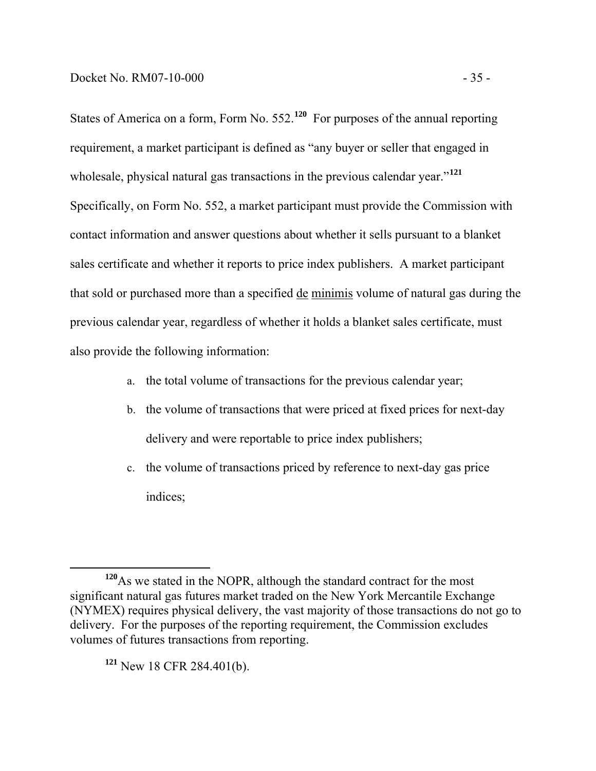States of America on a form, Form No. 552.[120] For purposes of the annual reporting requirement, a market participant is defined as "any buyer or seller that engaged in wholesale, physical natural gas transactions in the previous calendar year."[121] Specifically, on Form No. 552, a market participant must provide the Commission with contact information and answer questions about whether it sells pursuant to a blanket sales certificate and whether it reports to price index publishers. A market participant that sold or purchased more than a specified de minimis volume of natural gas during the previous calendar year, regardless of whether it holds a blanket sales certificate, must also provide the following information:

a. the total volume of transactions for the previous calendar year;

b. the volume of transactions that were priced at fixed prices for next-day delivery and were reportable to price index publishers;

c. the volume of transactions priced by reference to next-day gas price indices;

---

[120] As we stated in the NOPR, although the standard contract for the most significant natural gas futures market traded on the New York Mercantile Exchange (NYMEX) requires physical delivery, the vast majority of those transactions do not go to delivery. For the purposes of the reporting requirement, the Commission excludes volumes of futures transactions from reporting.

[121] New 18 CFR 284.401(b).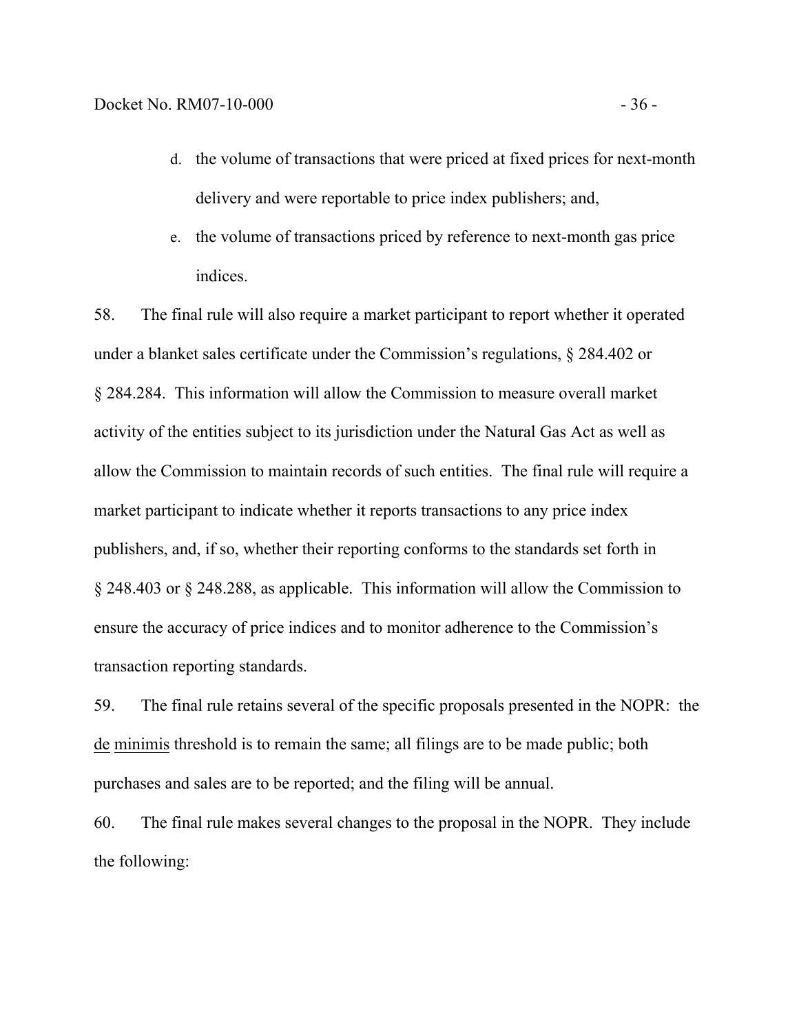d. the volume of transactions that were priced at fixed prices for next-month delivery and were reportable to price index publishers; and,

e. the volume of transactions priced by reference to next-month gas price indices.

58. The final rule will also require a market participant to report whether it operated under a blanket sales certificate under the Commission's regulations, § 284.402 or § 284.284. This information will allow the Commission to measure overall market activity of the entities subject to its jurisdiction under the Natural Gas Act as well as allow the Commission to maintain records of such entities. The final rule will require a market participant to indicate whether it reports transactions to any price index publishers, and, if so, whether their reporting conforms to the standards set forth in § 248.403 or § 248.288, as applicable. This information will allow the Commission to ensure the accuracy of price indices and to monitor adherence to the Commission's transaction reporting standards.

59. The final rule retains several of the specific proposals presented in the NOPR: the de minimis threshold is to remain the same; all filings are to be made public; both purchases and sales are to be reported; and the filing will be annual.

60. The final rule makes several changes to the proposal in the NOPR. They include the following: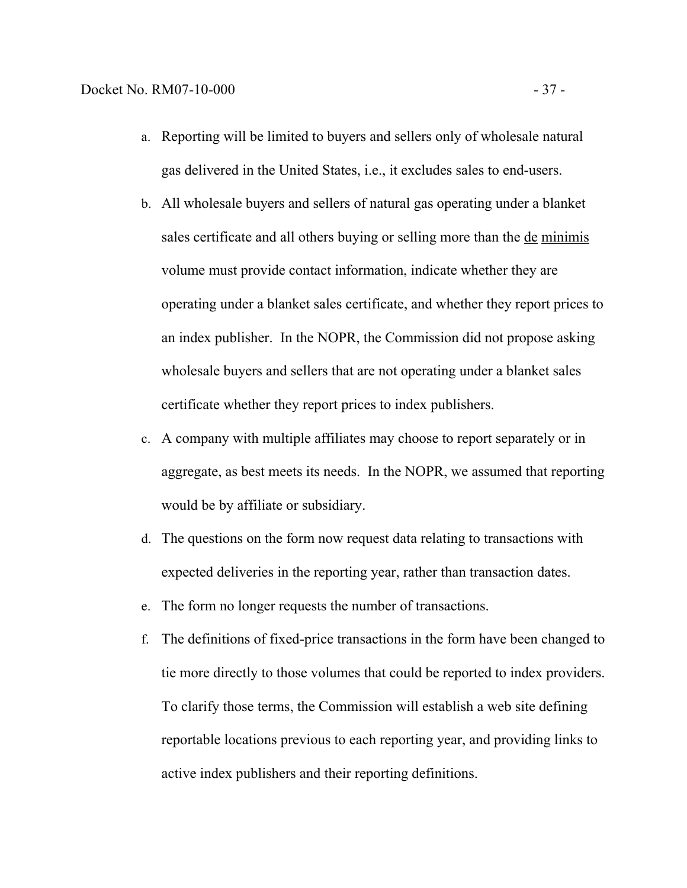a. Reporting will be limited to buyers and sellers only of wholesale natural gas delivered in the United States, i.e., it excludes sales to end-users.
b. All wholesale buyers and sellers of natural gas operating under a blanket sales certificate and all others buying or selling more than the de minimis volume must provide contact information, indicate whether they are operating under a blanket sales certificate, and whether they report prices to an index publisher. In the NOPR, the Commission did not propose asking wholesale buyers and sellers that are not operating under a blanket sales certificate whether they report prices to index publishers.
c. A company with multiple affiliates may choose to report separately or in aggregate, as best meets its needs. In the NOPR, we assumed that reporting would be by affiliate or subsidiary.
d. The questions on the form now request data relating to transactions with expected deliveries in the reporting year, rather than transaction dates.
e. The form no longer requests the number of transactions.
f. The definitions of fixed-price transactions in the form have been changed to tie more directly to those volumes that could be reported to index providers. To clarify those terms, the Commission will establish a web site defining reportable locations previous to each reporting year, and providing links to active index publishers and their reporting definitions.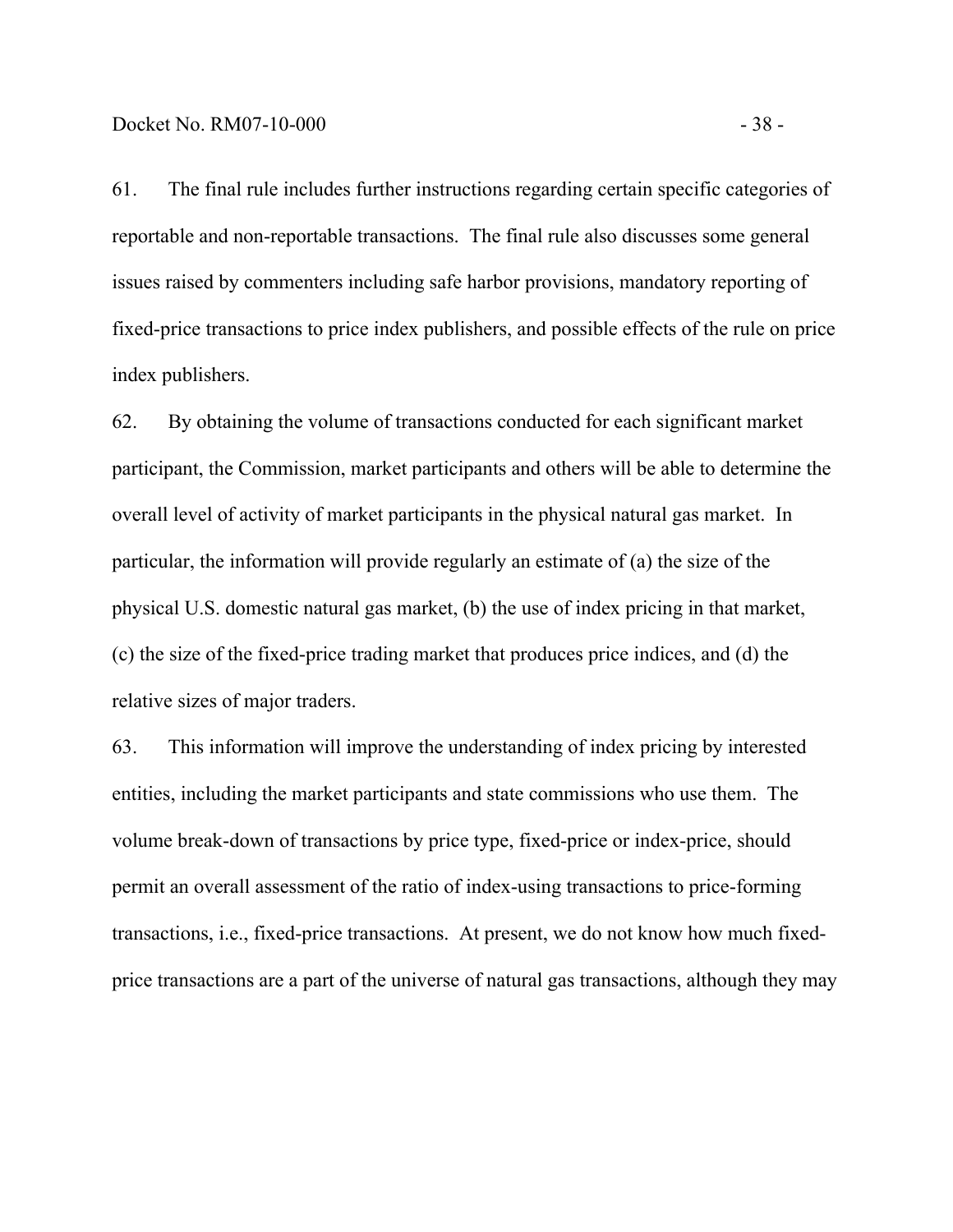61. The final rule includes further instructions regarding certain specific categories of reportable and non-reportable transactions. The final rule also discusses some general issues raised by commenters including safe harbor provisions, mandatory reporting of fixed-price transactions to price index publishers, and possible effects of the rule on price index publishers.

62. By obtaining the volume of transactions conducted for each significant market participant, the Commission, market participants and others will be able to determine the overall level of activity of market participants in the physical natural gas market. In particular, the information will provide regularly an estimate of (a) the size of the physical U.S. domestic natural gas market, (b) the use of index pricing in that market, (c) the size of the fixed-price trading market that produces price indices, and (d) the relative sizes of major traders.

63. This information will improve the understanding of index pricing by interested entities, including the market participants and state commissions who use them. The volume break-down of transactions by price type, fixed-price or index-price, should permit an overall assessment of the ratio of index-using transactions to price-forming transactions, i.e., fixed-price transactions. At present, we do not know how much fixed-price transactions are a part of the universe of natural gas transactions, although they may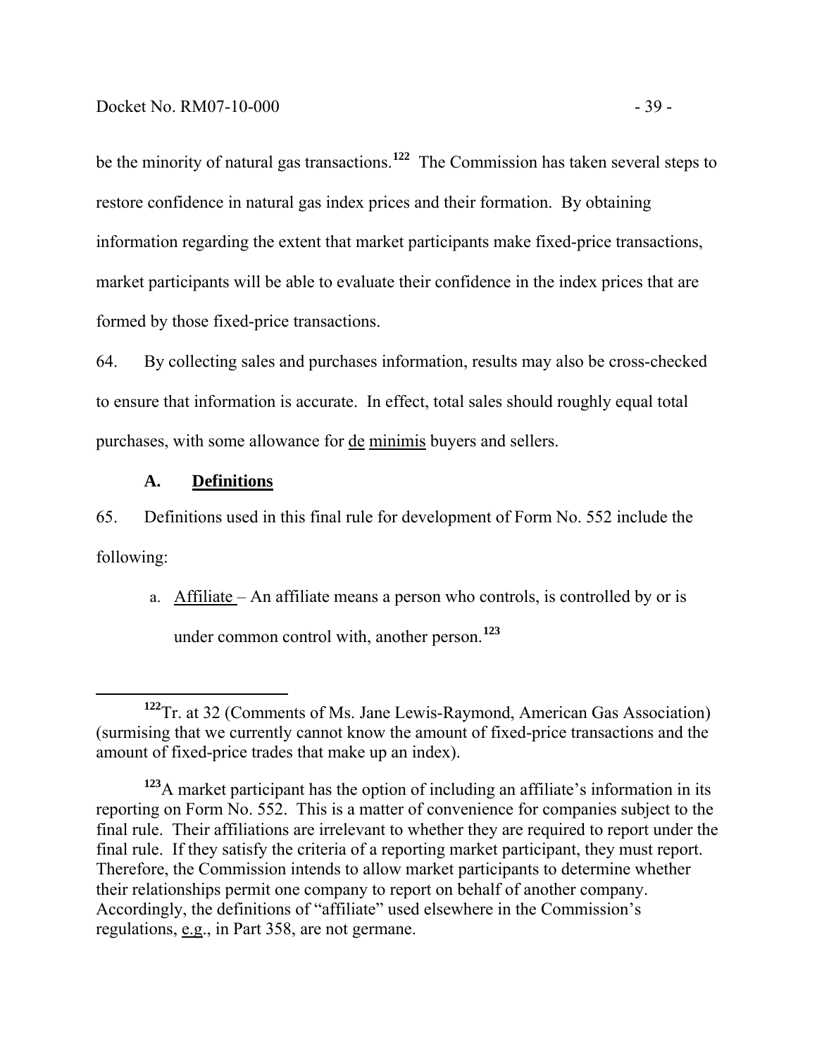be the minority of natural gas transactions.[122] The Commission has taken several steps to restore confidence in natural gas index prices and their formation. By obtaining information regarding the extent that market participants make fixed-price transactions, market participants will be able to evaluate their confidence in the index prices that are formed by those fixed-price transactions.

64. By collecting sales and purchases information, results may also be cross-checked to ensure that information is accurate. In effect, total sales should roughly equal total purchases, with some allowance for de minimis buyers and sellers.

## A. Definitions

65. Definitions used in this final rule for development of Form No. 552 include the following:

a. Affiliate – An affiliate means a person who controls, is controlled by or is under common control with, another person.[123]

---

[122] Tr. at 32 (Comments of Ms. Jane Lewis-Raymond, American Gas Association) (surmising that we currently cannot know the amount of fixed-price transactions and the amount of fixed-price trades that make up an index).

[123] A market participant has the option of including an affiliate's information in its reporting on Form No. 552. This is a matter of convenience for companies subject to the final rule. Their affiliations are irrelevant to whether they are required to report under the final rule. If they satisfy the criteria of a reporting market participant, they must report. Therefore, the Commission intends to allow market participants to determine whether their relationships permit one company to report on behalf of another company. Accordingly, the definitions of "affiliate" used elsewhere in the Commission's regulations, e.g., in Part 358, are not germane.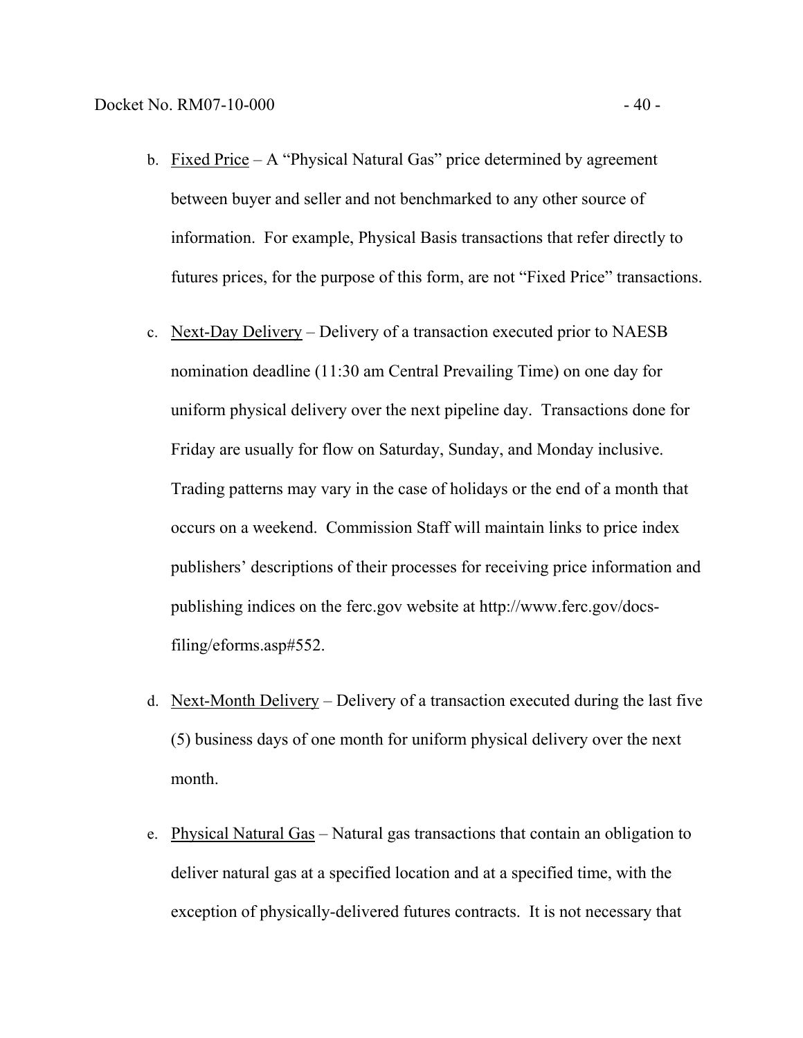b. Fixed Price – A "Physical Natural Gas" price determined by agreement between buyer and seller and not benchmarked to any other source of information. For example, Physical Basis transactions that refer directly to futures prices, for the purpose of this form, are not "Fixed Price" transactions.

c. Next-Day Delivery – Delivery of a transaction executed prior to NAESB nomination deadline (11:30 am Central Prevailing Time) on one day for uniform physical delivery over the next pipeline day. Transactions done for Friday are usually for flow on Saturday, Sunday, and Monday inclusive. Trading patterns may vary in the case of holidays or the end of a month that occurs on a weekend. Commission Staff will maintain links to price index publishers' descriptions of their processes for receiving price information and publishing indices on the ferc.gov website at http://www.ferc.gov/docs-filing/eforms.asp#552.

d. Next-Month Delivery – Delivery of a transaction executed during the last five (5) business days of one month for uniform physical delivery over the next month.

e. Physical Natural Gas – Natural gas transactions that contain an obligation to deliver natural gas at a specified location and at a specified time, with the exception of physically-delivered futures contracts. It is not necessary that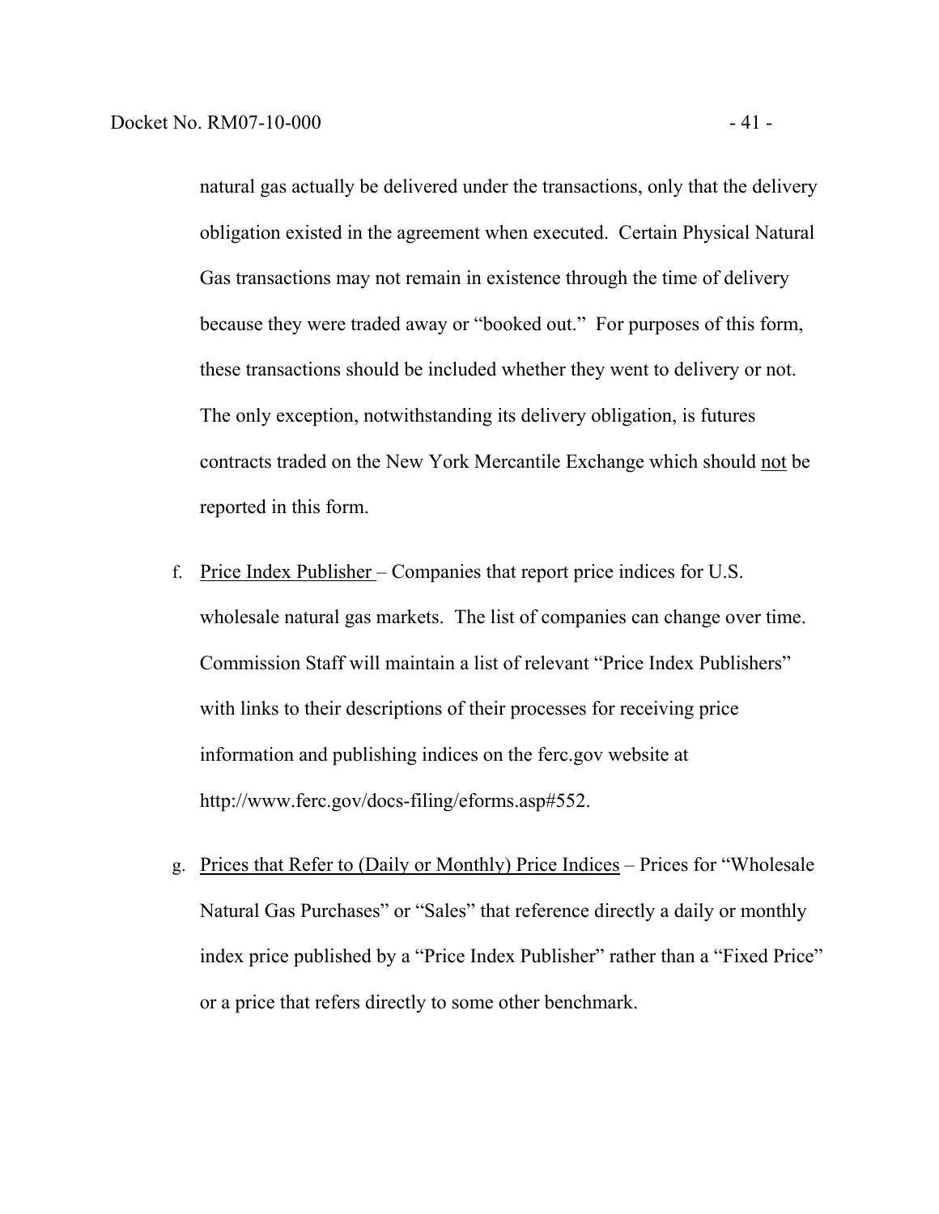natural gas actually be delivered under the transactions, only that the delivery obligation existed in the agreement when executed. Certain Physical Natural Gas transactions may not remain in existence through the time of delivery because they were traded away or "booked out." For purposes of this form, these transactions should be included whether they went to delivery or not. The only exception, notwithstanding its delivery obligation, is futures contracts traded on the New York Mercantile Exchange which should not be reported in this form.

f. Price Index Publisher – Companies that report price indices for U.S. wholesale natural gas markets. The list of companies can change over time. Commission Staff will maintain a list of relevant "Price Index Publishers" with links to their descriptions of their processes for receiving price information and publishing indices on the ferc.gov website at http://www.ferc.gov/docs-filing/eforms.asp#552.

g. Prices that Refer to (Daily or Monthly) Price Indices – Prices for "Wholesale Natural Gas Purchases" or "Sales" that reference directly a daily or monthly index price published by a "Price Index Publisher" rather than a "Fixed Price" or a price that refers directly to some other benchmark.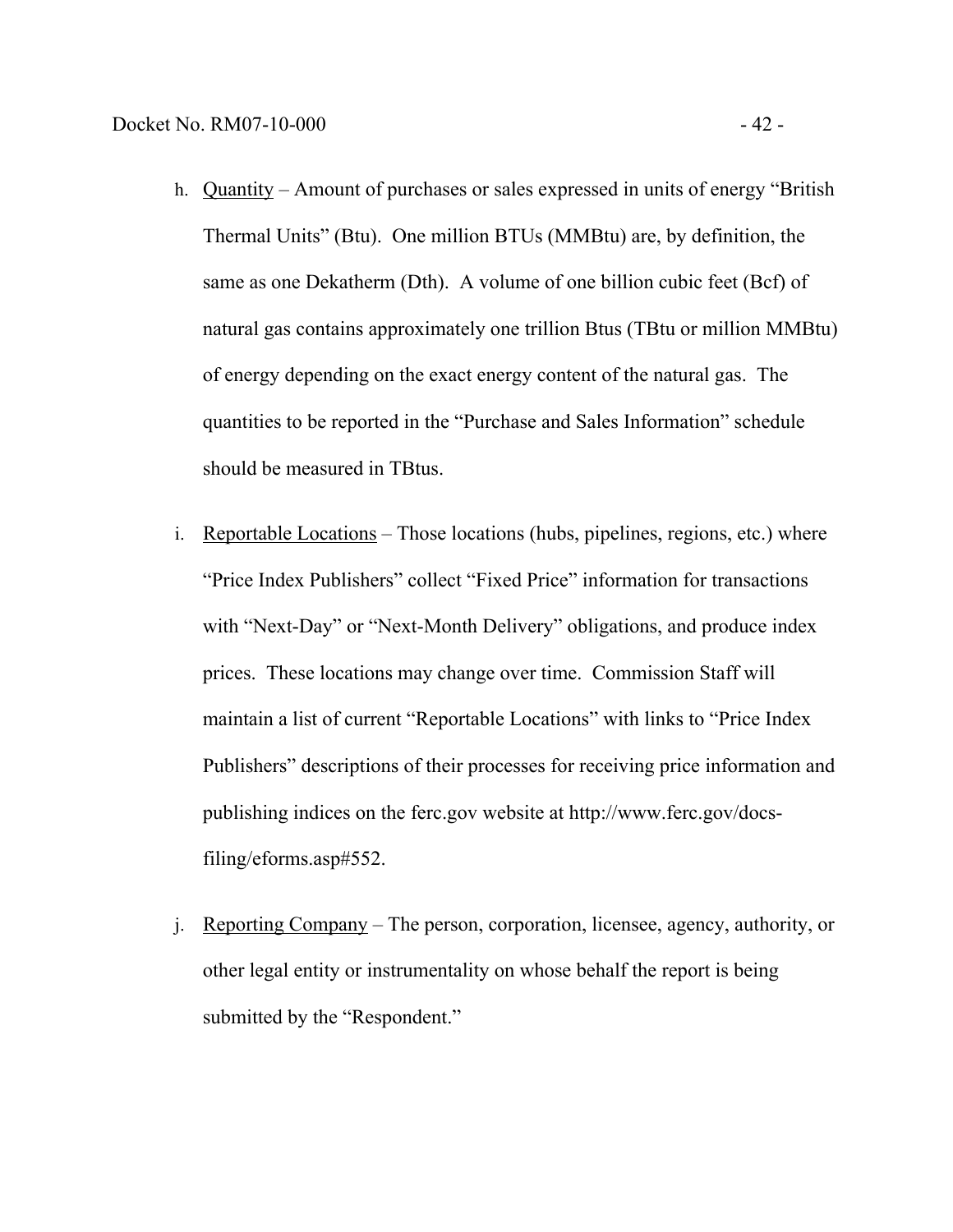h. Quantity – Amount of purchases or sales expressed in units of energy “British Thermal Units” (Btu). One million BTUs (MMBtu) are, by definition, the same as one Dekatherm (Dth). A volume of one billion cubic feet (Bcf) of natural gas contains approximately one trillion Btus (TBtu or million MMBtu) of energy depending on the exact energy content of the natural gas. The quantities to be reported in the “Purchase and Sales Information” schedule should be measured in TBtus.

i. Reportable Locations – Those locations (hubs, pipelines, regions, etc.) where “Price Index Publishers” collect “Fixed Price” information for transactions with “Next-Day” or “Next-Month Delivery” obligations, and produce index prices. These locations may change over time. Commission Staff will maintain a list of current “Reportable Locations” with links to “Price Index Publishers” descriptions of their processes for receiving price information and publishing indices on the ferc.gov website at http://www.ferc.gov/docs-filing/eforms.asp#552.

j. Reporting Company – The person, corporation, licensee, agency, authority, or other legal entity or instrumentality on whose behalf the report is being submitted by the “Respondent.”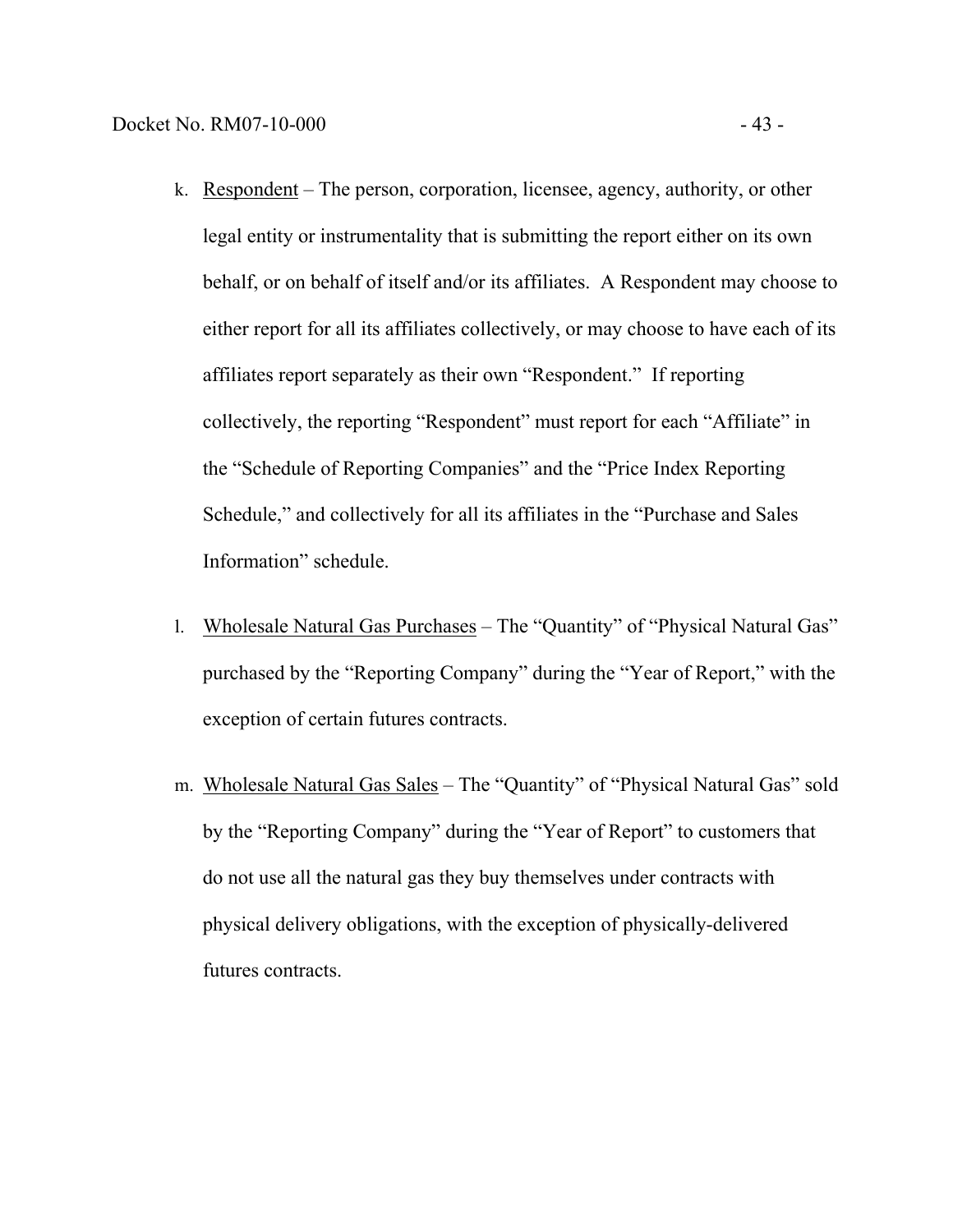k. Respondent – The person, corporation, licensee, agency, authority, or other legal entity or instrumentality that is submitting the report either on its own behalf, or on behalf of itself and/or its affiliates. A Respondent may choose to either report for all its affiliates collectively, or may choose to have each of its affiliates report separately as their own "Respondent." If reporting collectively, the reporting "Respondent" must report for each "Affiliate" in the "Schedule of Reporting Companies" and the "Price Index Reporting Schedule," and collectively for all its affiliates in the "Purchase and Sales Information" schedule.

l. Wholesale Natural Gas Purchases – The "Quantity" of "Physical Natural Gas" purchased by the "Reporting Company" during the "Year of Report," with the exception of certain futures contracts.

m. Wholesale Natural Gas Sales – The "Quantity" of "Physical Natural Gas" sold by the "Reporting Company" during the "Year of Report" to customers that do not use all the natural gas they buy themselves under contracts with physical delivery obligations, with the exception of physically-delivered futures contracts.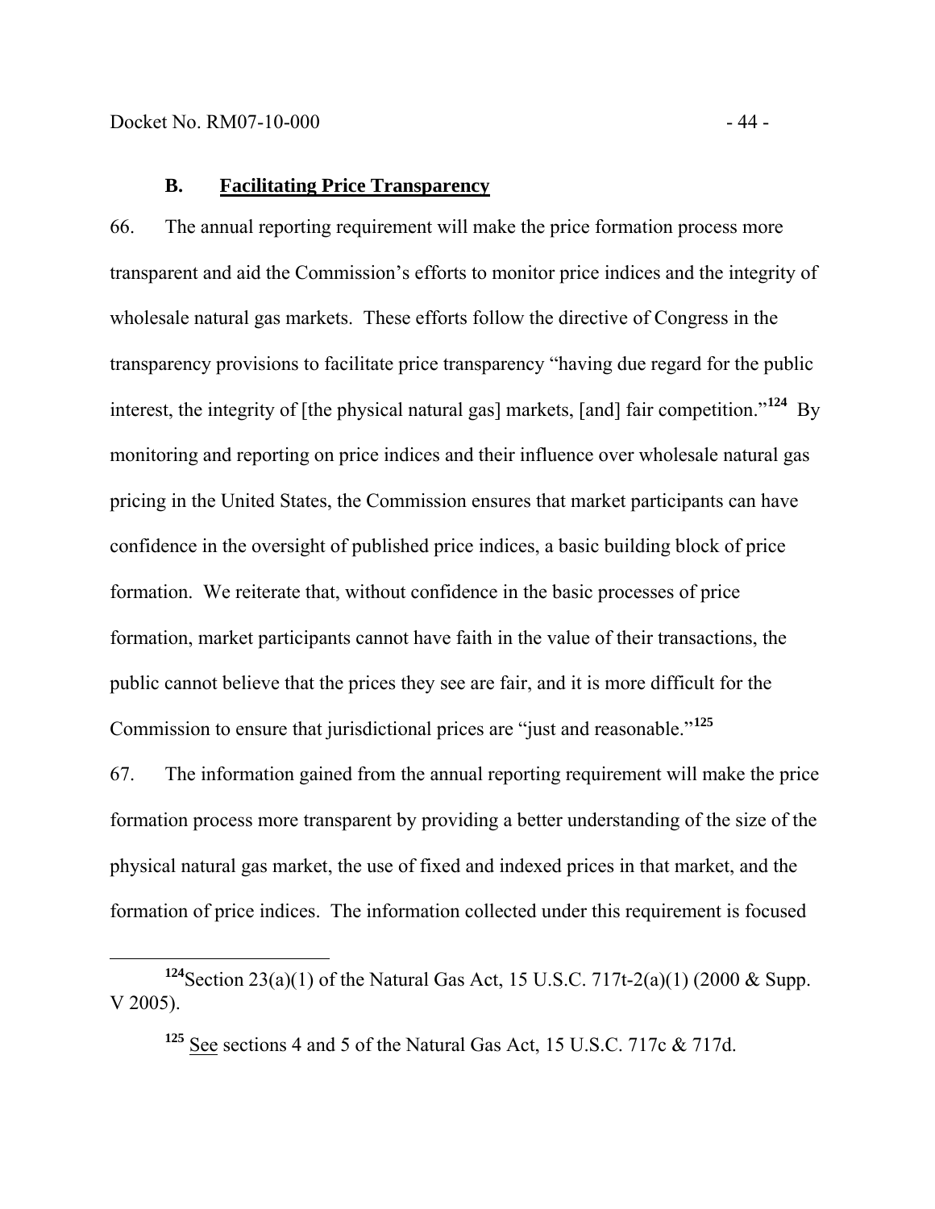### B. Facilitating Price Transparency

66. The annual reporting requirement will make the price formation process more transparent and aid the Commission's efforts to monitor price indices and the integrity of wholesale natural gas markets. These efforts follow the directive of Congress in the transparency provisions to facilitate price transparency "having due regard for the public interest, the integrity of [the physical natural gas] markets, [and] fair competition."[124] By monitoring and reporting on price indices and their influence over wholesale natural gas pricing in the United States, the Commission ensures that market participants can have confidence in the oversight of published price indices, a basic building block of price formation. We reiterate that, without confidence in the basic processes of price formation, market participants cannot have faith in the value of their transactions, the public cannot believe that the prices they see are fair, and it is more difficult for the Commission to ensure that jurisdictional prices are "just and reasonable."[125]

67. The information gained from the annual reporting requirement will make the price formation process more transparent by providing a better understanding of the size of the physical natural gas market, the use of fixed and indexed prices in that market, and the formation of price indices. The information collected under this requirement is focused

---

[124] Section 23(a)(1) of the Natural Gas Act, 15 U.S.C. 717t-2(a)(1) (2000 & Supp. V 2005).

[125] See sections 4 and 5 of the Natural Gas Act, 15 U.S.C. 717c & 717d.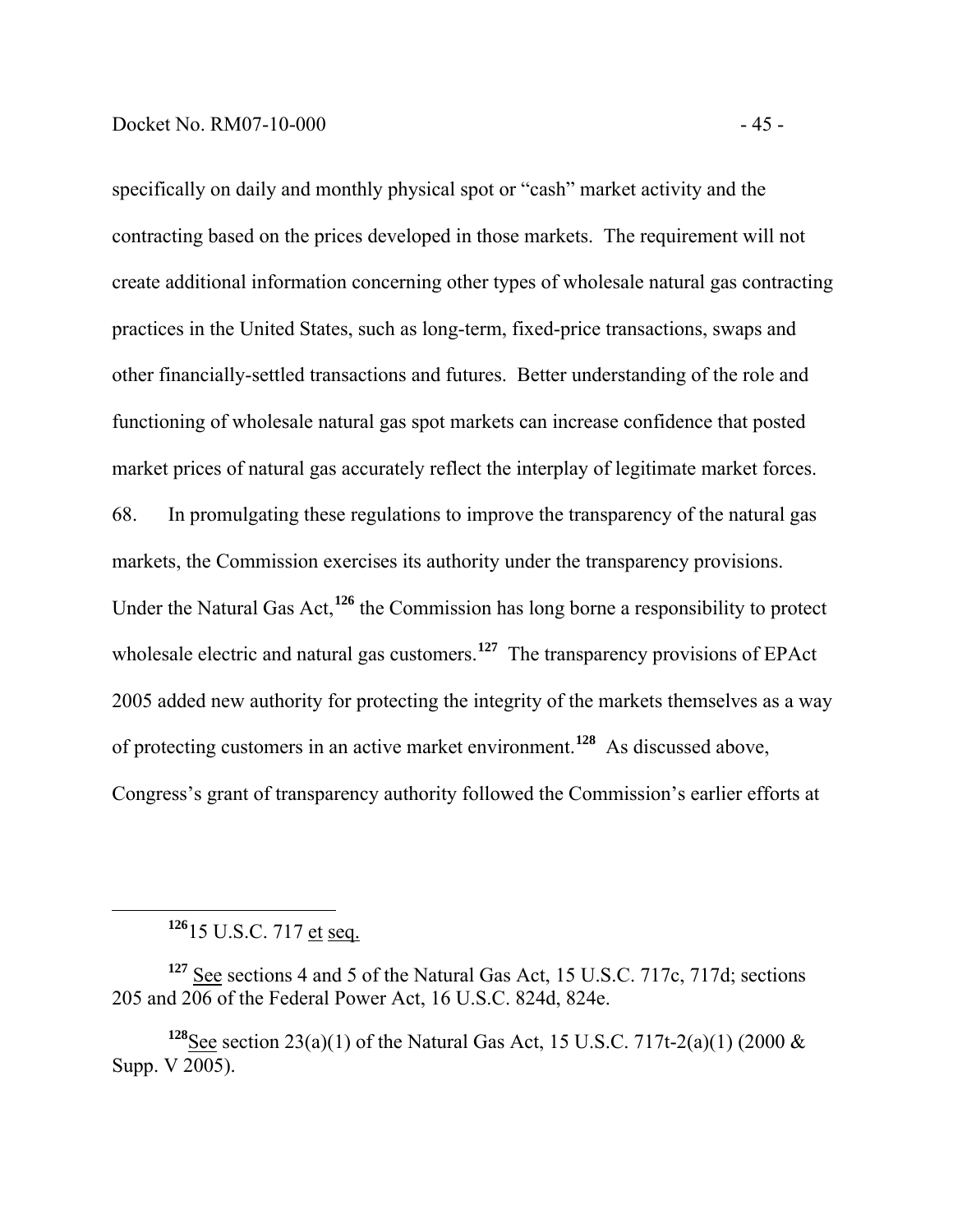specifically on daily and monthly physical spot or "cash" market activity and the contracting based on the prices developed in those markets. The requirement will not create additional information concerning other types of wholesale natural gas contracting practices in the United States, such as long-term, fixed-price transactions, swaps and other financially-settled transactions and futures. Better understanding of the role and functioning of wholesale natural gas spot markets can increase confidence that posted market prices of natural gas accurately reflect the interplay of legitimate market forces.

68. In promulgating these regulations to improve the transparency of the natural gas markets, the Commission exercises its authority under the transparency provisions. Under the Natural Gas Act,[126] the Commission has long borne a responsibility to protect wholesale electric and natural gas customers.[127] The transparency provisions of EPAct 2005 added new authority for protecting the integrity of the markets themselves as a way of protecting customers in an active market environment.[128] As discussed above, Congress's grant of transparency authority followed the Commission's earlier efforts at

---

[126] 15 U.S.C. 717 et seq.

[127] See sections 4 and 5 of the Natural Gas Act, 15 U.S.C. 717c, 717d; sections 205 and 206 of the Federal Power Act, 16 U.S.C. 824d, 824e.

[128] See section 23(a)(1) of the Natural Gas Act, 15 U.S.C. 717t-2(a)(1) (2000 & Supp. V 2005).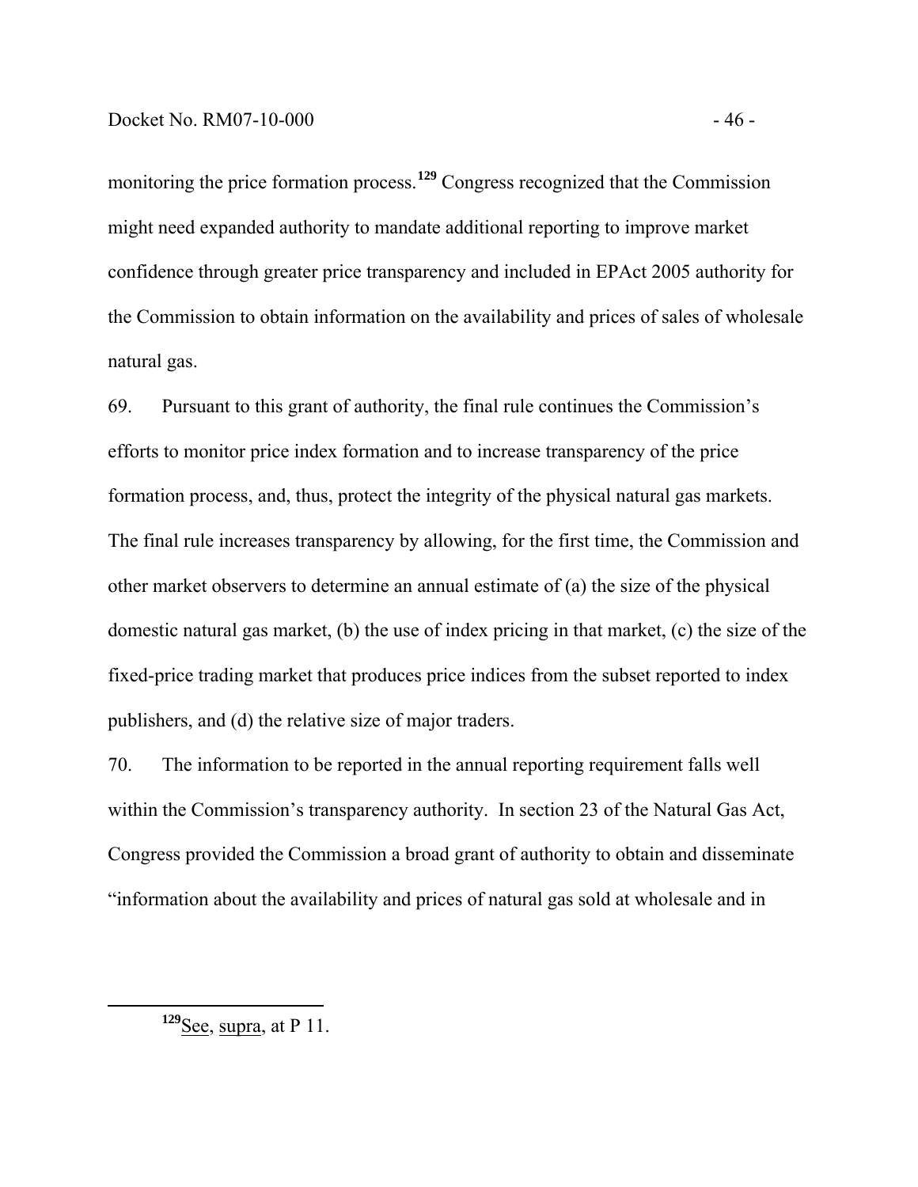monitoring the price formation process.[129] Congress recognized that the Commission might need expanded authority to mandate additional reporting to improve market confidence through greater price transparency and included in EPAct 2005 authority for the Commission to obtain information on the availability and prices of sales of wholesale natural gas.

69. Pursuant to this grant of authority, the final rule continues the Commission's efforts to monitor price index formation and to increase transparency of the price formation process, and, thus, protect the integrity of the physical natural gas markets. The final rule increases transparency by allowing, for the first time, the Commission and other market observers to determine an annual estimate of (a) the size of the physical domestic natural gas market, (b) the use of index pricing in that market, (c) the size of the fixed-price trading market that produces price indices from the subset reported to index publishers, and (d) the relative size of major traders.

70. The information to be reported in the annual reporting requirement falls well within the Commission's transparency authority. In section 23 of the Natural Gas Act, Congress provided the Commission a broad grant of authority to obtain and disseminate "information about the availability and prices of natural gas sold at wholesale and in

[129] See, supra, at P 11.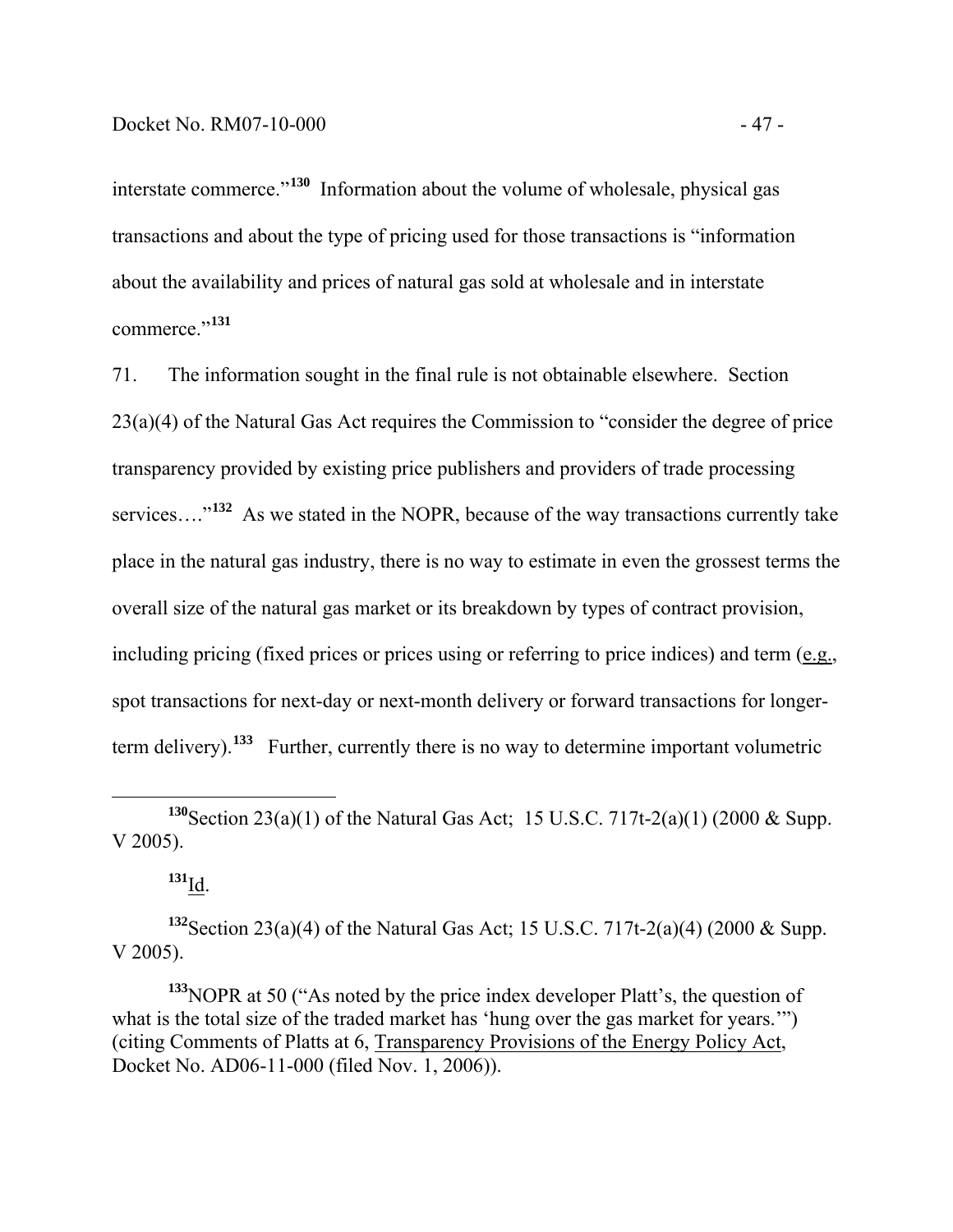interstate commerce."[130] Information about the volume of wholesale, physical gas transactions and about the type of pricing used for those transactions is "information about the availability and prices of natural gas sold at wholesale and in interstate commerce."[131]

71. The information sought in the final rule is not obtainable elsewhere. Section 23(a)(4) of the Natural Gas Act requires the Commission to "consider the degree of price transparency provided by existing price publishers and providers of trade processing services…."[132] As we stated in the NOPR, because of the way transactions currently take place in the natural gas industry, there is no way to estimate in even the grossest terms the overall size of the natural gas market or its breakdown by types of contract provision, including pricing (fixed prices or prices using or referring to price indices) and term (e.g., spot transactions for next-day or next-month delivery or forward transactions for longer-term delivery).[133] Further, currently there is no way to determine important volumetric

---

[130] Section 23(a)(1) of the Natural Gas Act; 15 U.S.C. 717t-2(a)(1) (2000 & Supp. V 2005).

[131] Id.

[132] Section 23(a)(4) of the Natural Gas Act; 15 U.S.C. 717t-2(a)(4) (2000 & Supp. V 2005).

[133] NOPR at 50 ("As noted by the price index developer Platt's, the question of what is the total size of the traded market has 'hung over the gas market for years.'") (citing Comments of Platts at 6, Transparency Provisions of the Energy Policy Act, Docket No. AD06-11-000 (filed Nov. 1, 2006)).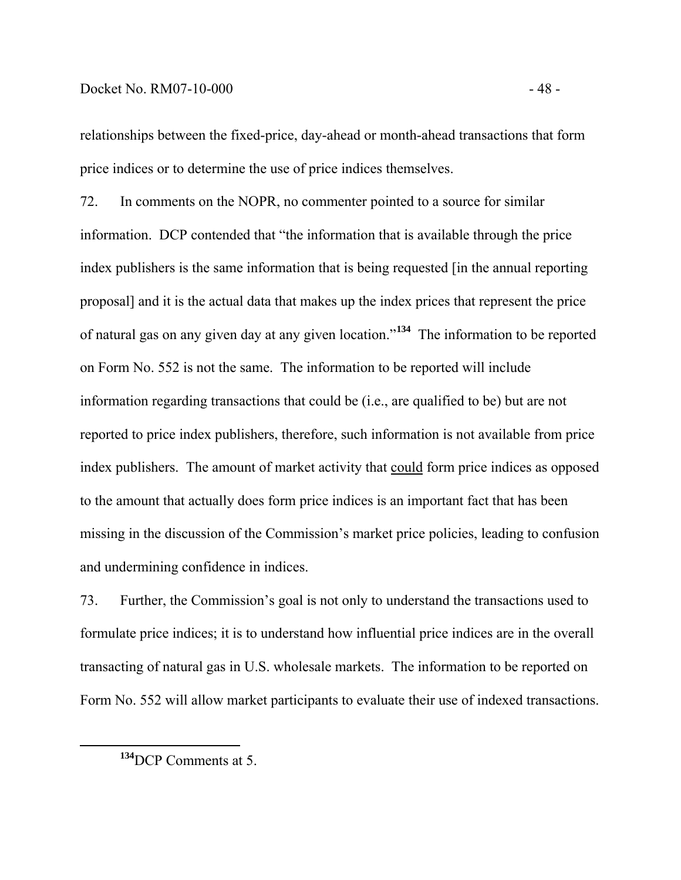relationships between the fixed-price, day-ahead or month-ahead transactions that form price indices or to determine the use of price indices themselves.

72. In comments on the NOPR, no commenter pointed to a source for similar information. DCP contended that "the information that is available through the price index publishers is the same information that is being requested [in the annual reporting proposal] and it is the actual data that makes up the index prices that represent the price of natural gas on any given day at any given location."[134] The information to be reported on Form No. 552 is not the same. The information to be reported will include information regarding transactions that could be (i.e., are qualified to be) but are not reported to price index publishers, therefore, such information is not available from price index publishers. The amount of market activity that <u>could</u> form price indices as opposed to the amount that actually does form price indices is an important fact that has been missing in the discussion of the Commission's market price policies, leading to confusion and undermining confidence in indices.

73. Further, the Commission's goal is not only to understand the transactions used to formulate price indices; it is to understand how influential price indices are in the overall transacting of natural gas in U.S. wholesale markets. The information to be reported on Form No. 552 will allow market participants to evaluate their use of indexed transactions.

---

[134] DCP Comments at 5.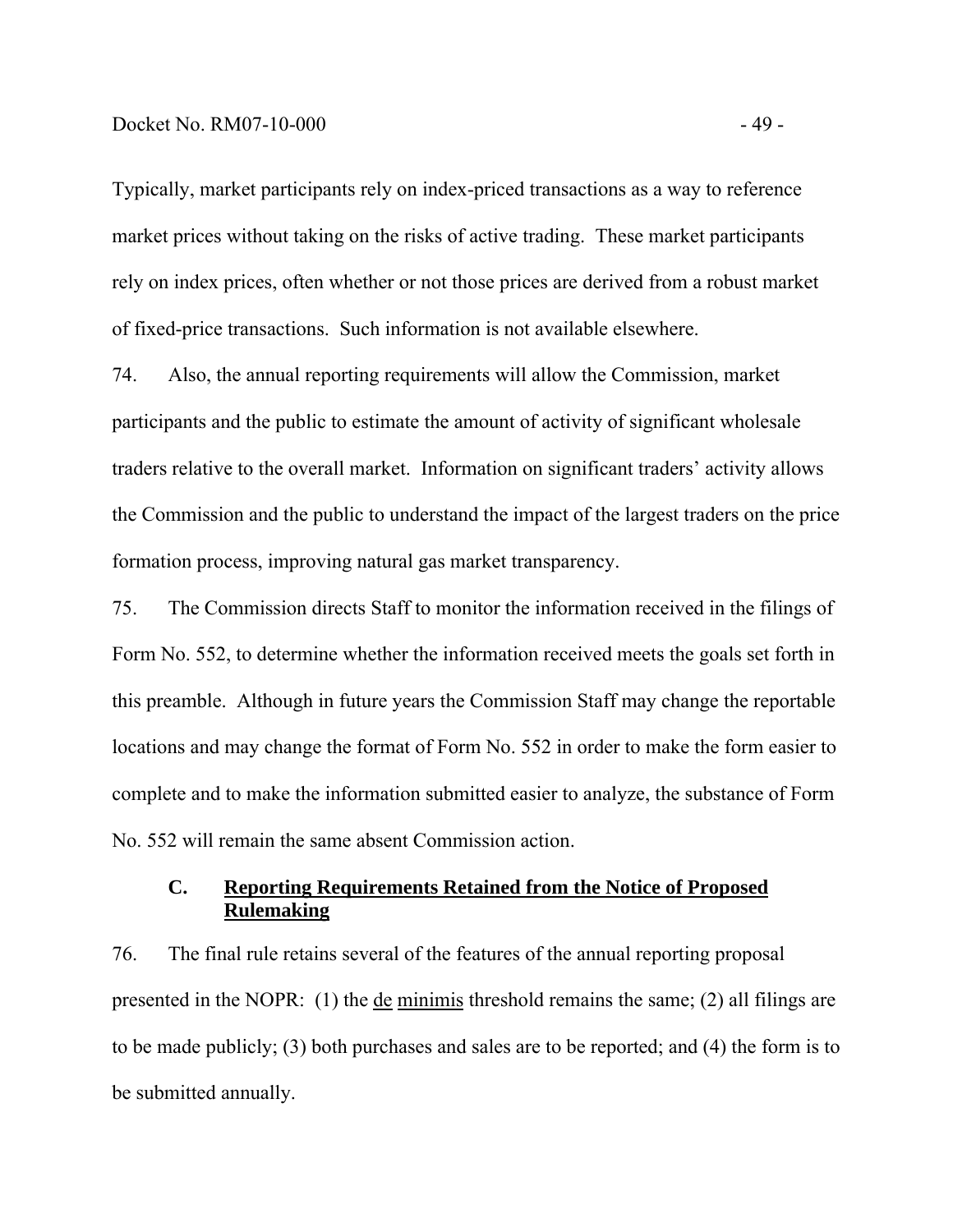Typically, market participants rely on index-priced transactions as a way to reference market prices without taking on the risks of active trading. These market participants rely on index prices, often whether or not those prices are derived from a robust market of fixed-price transactions. Such information is not available elsewhere.

74. Also, the annual reporting requirements will allow the Commission, market participants and the public to estimate the amount of activity of significant wholesale traders relative to the overall market. Information on significant traders' activity allows the Commission and the public to understand the impact of the largest traders on the price formation process, improving natural gas market transparency.

75. The Commission directs Staff to monitor the information received in the filings of Form No. 552, to determine whether the information received meets the goals set forth in this preamble. Although in future years the Commission Staff may change the reportable locations and may change the format of Form No. 552 in order to make the form easier to complete and to make the information submitted easier to analyze, the substance of Form No. 552 will remain the same absent Commission action.

### C. Reporting Requirements Retained from the Notice of Proposed Rulemaking

76. The final rule retains several of the features of the annual reporting proposal presented in the NOPR: (1) the de minimis threshold remains the same; (2) all filings are to be made publicly; (3) both purchases and sales are to be reported; and (4) the form is to be submitted annually.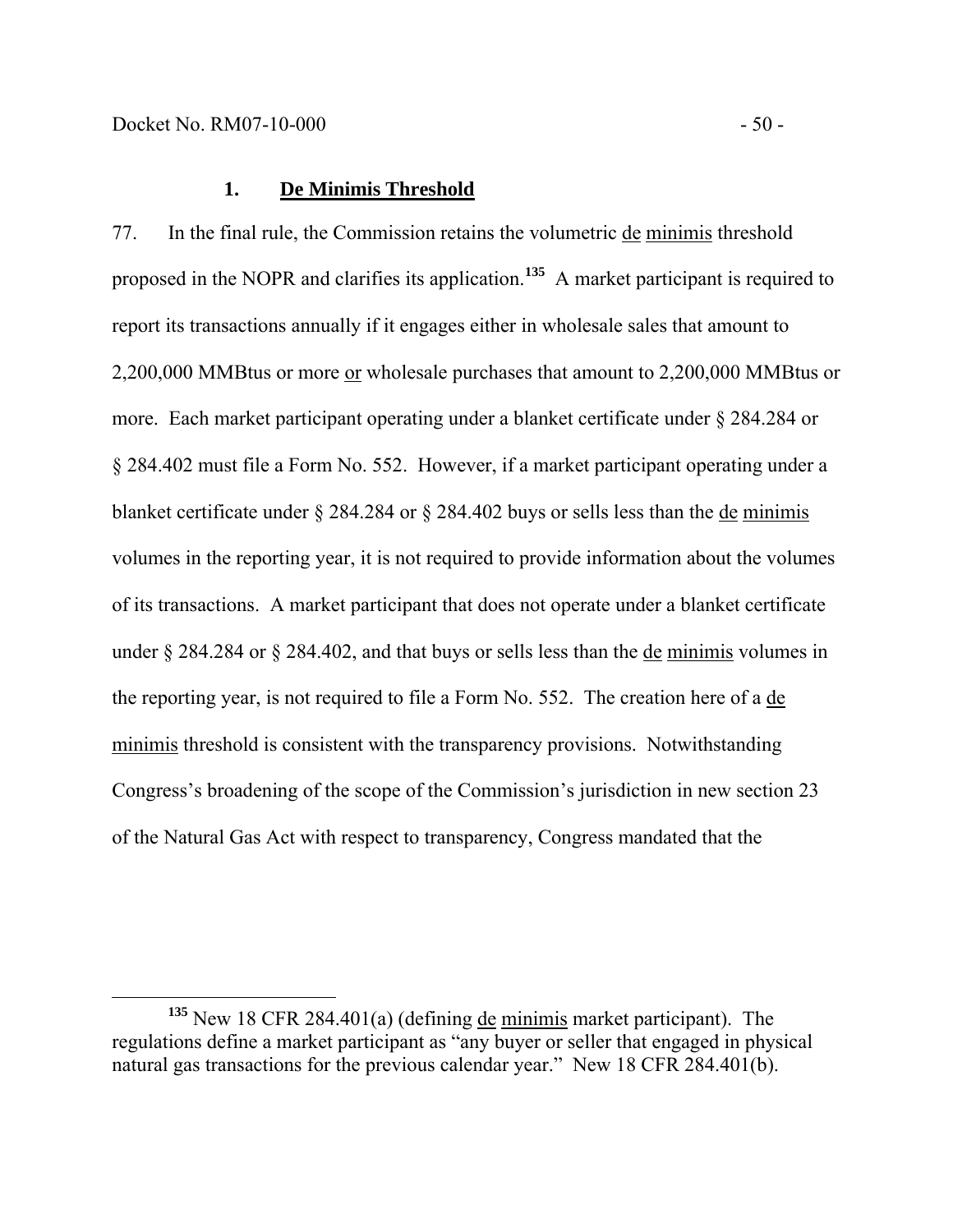### 1. De Minimis Threshold

77. In the final rule, the Commission retains the volumetric de minimis threshold proposed in the NOPR and clarifies its application.[135] A market participant is required to report its transactions annually if it engages either in wholesale sales that amount to 2,200,000 MMBtus or more or wholesale purchases that amount to 2,200,000 MMBtus or more. Each market participant operating under a blanket certificate under § 284.284 or § 284.402 must file a Form No. 552. However, if a market participant operating under a blanket certificate under § 284.284 or § 284.402 buys or sells less than the de minimis volumes in the reporting year, it is not required to provide information about the volumes of its transactions. A market participant that does not operate under a blanket certificate under § 284.284 or § 284.402, and that buys or sells less than the de minimis volumes in the reporting year, is not required to file a Form No. 552. The creation here of a de minimis threshold is consistent with the transparency provisions. Notwithstanding Congress's broadening of the scope of the Commission's jurisdiction in new section 23 of the Natural Gas Act with respect to transparency, Congress mandated that the

---

[135] New 18 CFR 284.401(a) (defining de minimis market participant). The regulations define a market participant as "any buyer or seller that engaged in physical natural gas transactions for the previous calendar year." New 18 CFR 284.401(b).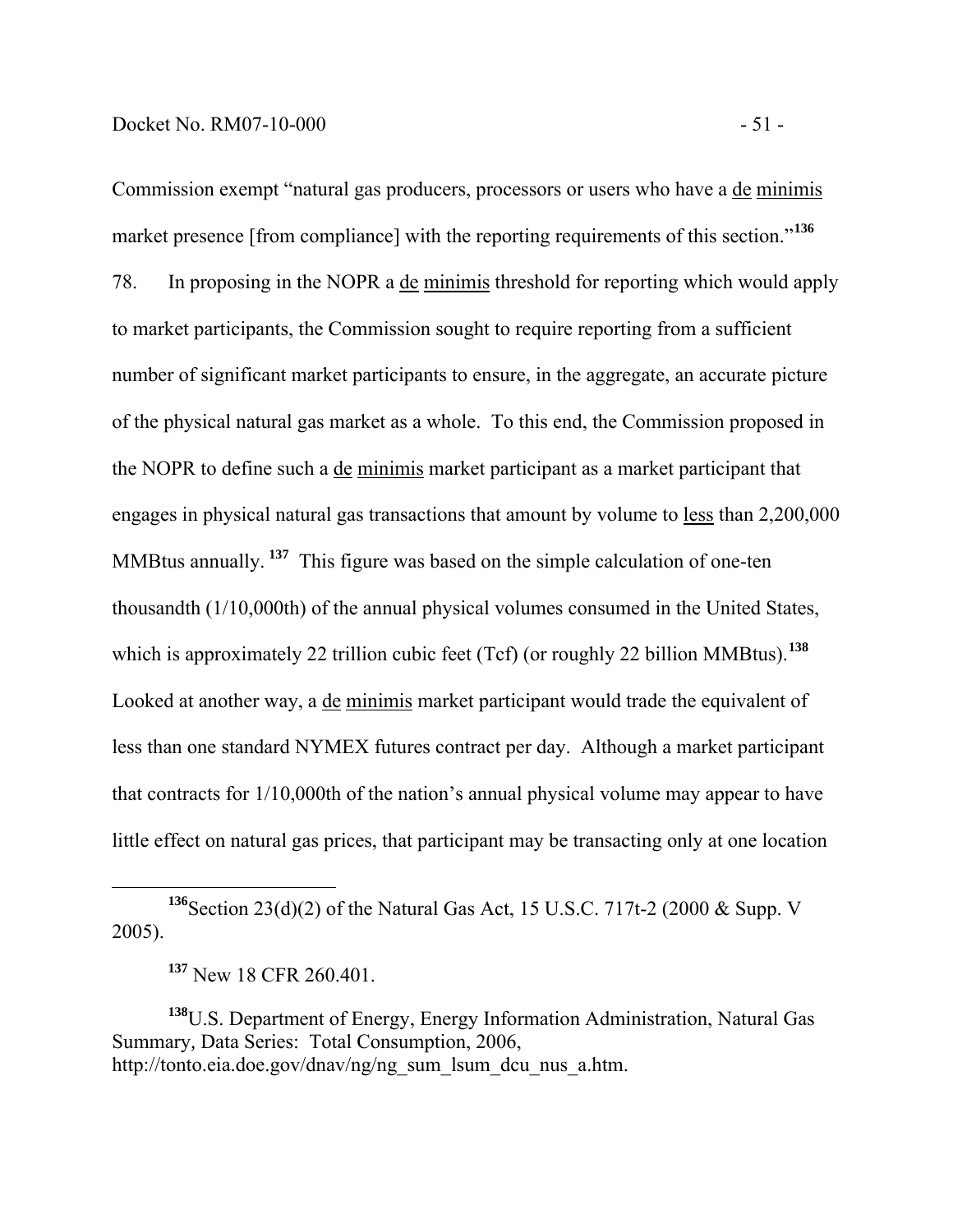Commission exempt "natural gas producers, processors or users who have a de minimis market presence [from compliance] with the reporting requirements of this section."[136]

78. In proposing in the NOPR a de minimis threshold for reporting which would apply to market participants, the Commission sought to require reporting from a sufficient number of significant market participants to ensure, in the aggregate, an accurate picture of the physical natural gas market as a whole. To this end, the Commission proposed in the NOPR to define such a de minimis market participant as a market participant that engages in physical natural gas transactions that amount by volume to less than 2,200,000 MMBtus annually.[137] This figure was based on the simple calculation of one-ten thousandth (1/10,000th) of the annual physical volumes consumed in the United States, which is approximately 22 trillion cubic feet (Tcf) (or roughly 22 billion MMBtus).[138] Looked at another way, a de minimis market participant would trade the equivalent of less than one standard NYMEX futures contract per day. Although a market participant that contracts for 1/10,000th of the nation's annual physical volume may appear to have little effect on natural gas prices, that participant may be transacting only at one location

---

[136] Section 23(d)(2) of the Natural Gas Act, 15 U.S.C. 717t-2 (2000 & Supp. V 2005).

[137] New 18 CFR 260.401.

[138] U.S. Department of Energy, Energy Information Administration, Natural Gas Summary, Data Series: Total Consumption, 2006, http://tonto.eia.doe.gov/dnav/ng/ng_sum_lsum_dcu_nus_a.htm.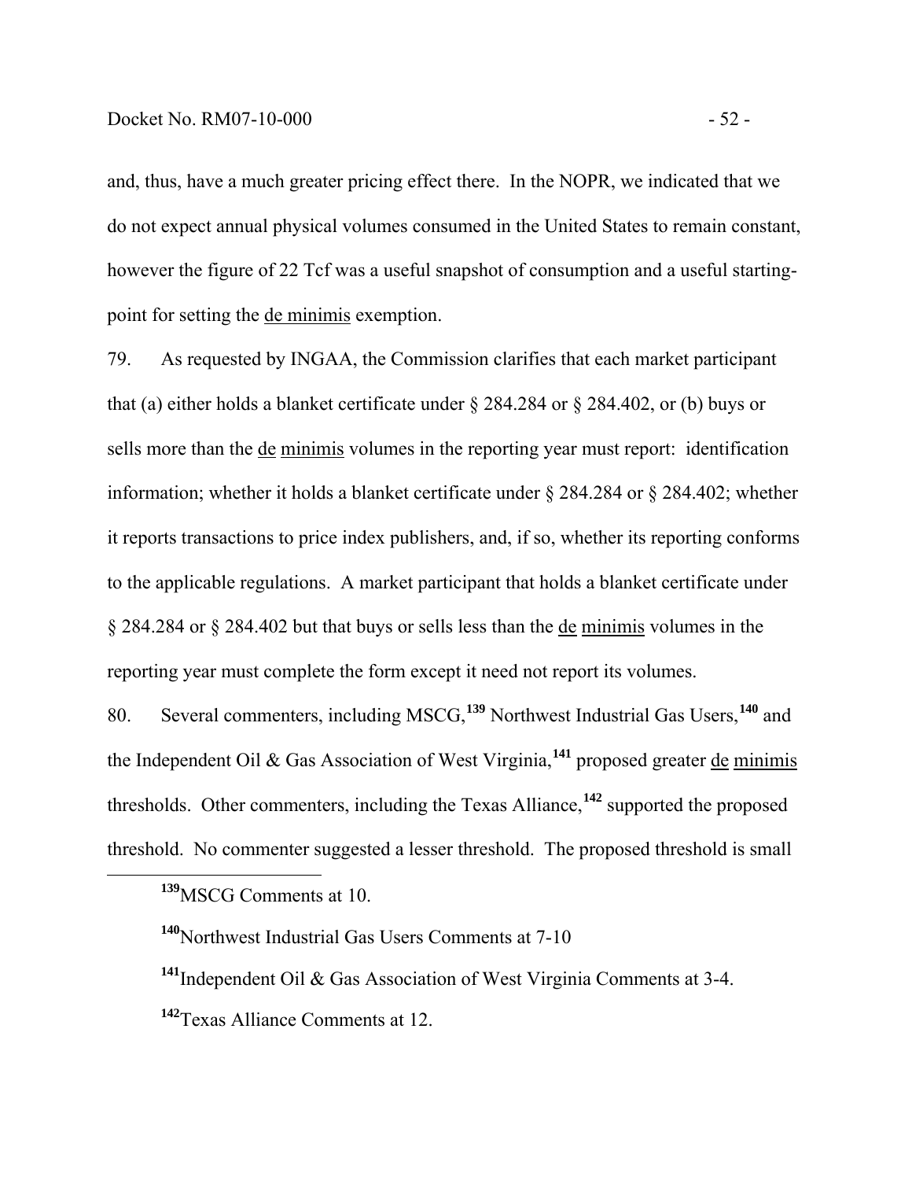and, thus, have a much greater pricing effect there. In the NOPR, we indicated that we do not expect annual physical volumes consumed in the United States to remain constant, however the figure of 22 Tcf was a useful snapshot of consumption and a useful starting-point for setting the de minimis exemption.

79. As requested by INGAA, the Commission clarifies that each market participant that (a) either holds a blanket certificate under § 284.284 or § 284.402, or (b) buys or sells more than the de minimis volumes in the reporting year must report: identification information; whether it holds a blanket certificate under § 284.284 or § 284.402; whether it reports transactions to price index publishers, and, if so, whether its reporting conforms to the applicable regulations. A market participant that holds a blanket certificate under § 284.284 or § 284.402 but that buys or sells less than the de minimis volumes in the reporting year must complete the form except it need not report its volumes.

80. Several commenters, including MSCG,[139] Northwest Industrial Gas Users,[140] and the Independent Oil & Gas Association of West Virginia,[141] proposed greater de minimis thresholds. Other commenters, including the Texas Alliance,[142] supported the proposed threshold. No commenter suggested a lesser threshold. The proposed threshold is small

---

[139] MSCG Comments at 10.

[140] Northwest Industrial Gas Users Comments at 7-10

[141] Independent Oil & Gas Association of West Virginia Comments at 3-4.

[142] Texas Alliance Comments at 12.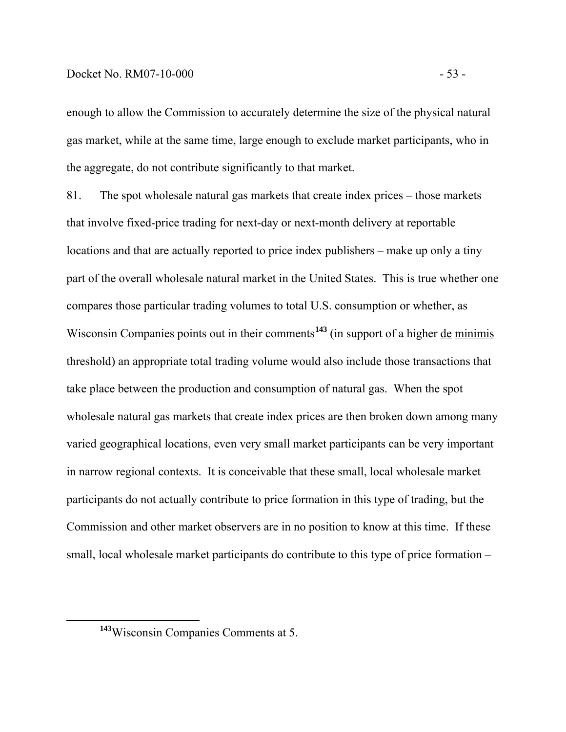enough to allow the Commission to accurately determine the size of the physical natural gas market, while at the same time, large enough to exclude market participants, who in the aggregate, do not contribute significantly to that market.

81. The spot wholesale natural gas markets that create index prices – those markets that involve fixed-price trading for next-day or next-month delivery at reportable locations and that are actually reported to price index publishers – make up only a tiny part of the overall wholesale natural market in the United States. This is true whether one compares those particular trading volumes to total U.S. consumption or whether, as Wisconsin Companies points out in their comments[143] (in support of a higher de minimis threshold) an appropriate total trading volume would also include those transactions that take place between the production and consumption of natural gas. When the spot wholesale natural gas markets that create index prices are then broken down among many varied geographical locations, even very small market participants can be very important in narrow regional contexts. It is conceivable that these small, local wholesale market participants do not actually contribute to price formation in this type of trading, but the Commission and other market observers are in no position to know at this time. If these small, local wholesale market participants do contribute to this type of price formation –

[143] Wisconsin Companies Comments at 5.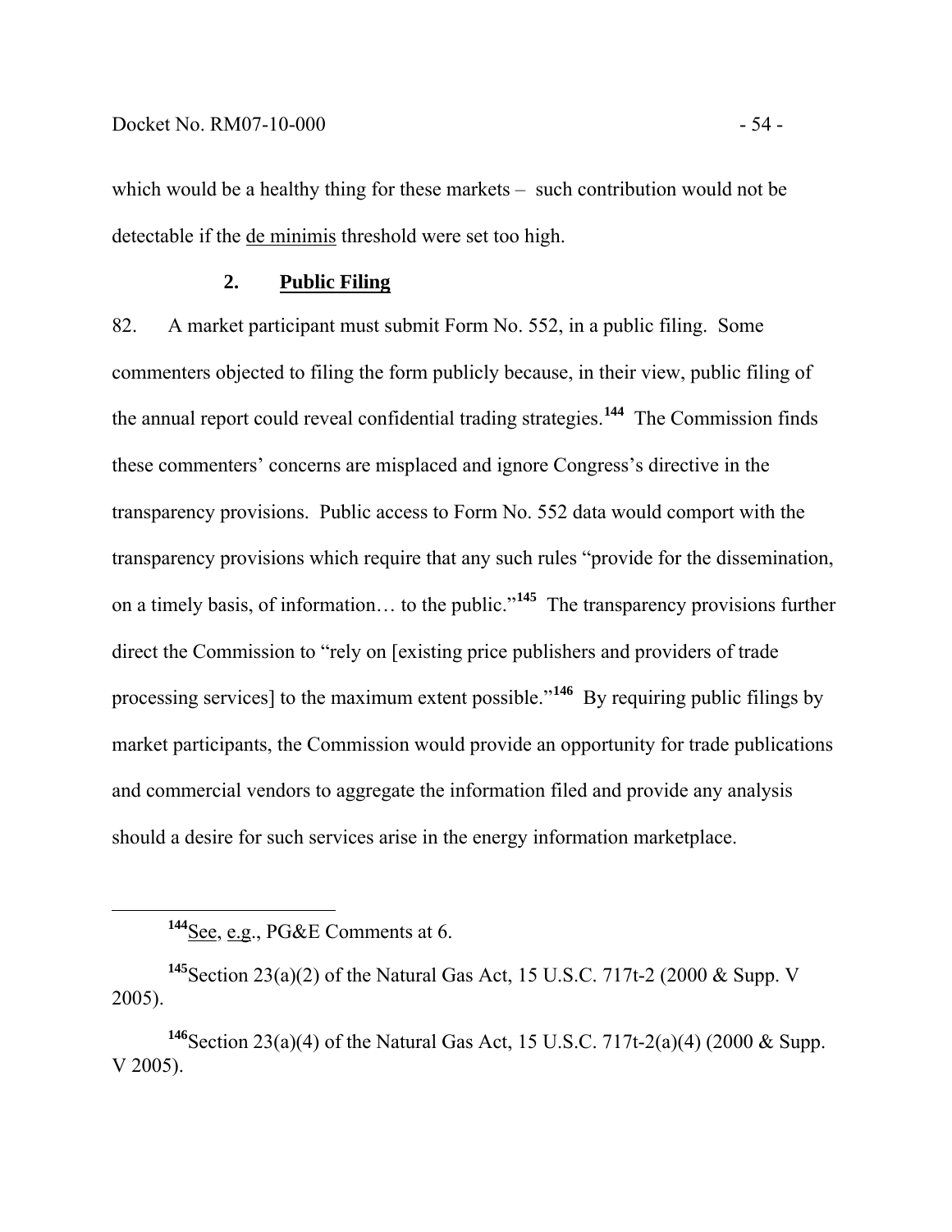which would be a healthy thing for these markets – such contribution would not be detectable if the de minimis threshold were set too high.

### 2. Public Filing

82. A market participant must submit Form No. 552, in a public filing. Some commenters objected to filing the form publicly because, in their view, public filing of the annual report could reveal confidential trading strategies.[144] The Commission finds these commenters' concerns are misplaced and ignore Congress's directive in the transparency provisions. Public access to Form No. 552 data would comport with the transparency provisions which require that any such rules "provide for the dissemination, on a timely basis, of information… to the public."[145] The transparency provisions further direct the Commission to "rely on [existing price publishers and providers of trade processing services] to the maximum extent possible."[146] By requiring public filings by market participants, the Commission would provide an opportunity for trade publications and commercial vendors to aggregate the information filed and provide any analysis should a desire for such services arise in the energy information marketplace.

---

[144] See, e.g., PG&E Comments at 6.

[145] Section 23(a)(2) of the Natural Gas Act, 15 U.S.C. 717t-2 (2000 & Supp. V 2005).

[146] Section 23(a)(4) of the Natural Gas Act, 15 U.S.C. 717t-2(a)(4) (2000 & Supp. V 2005).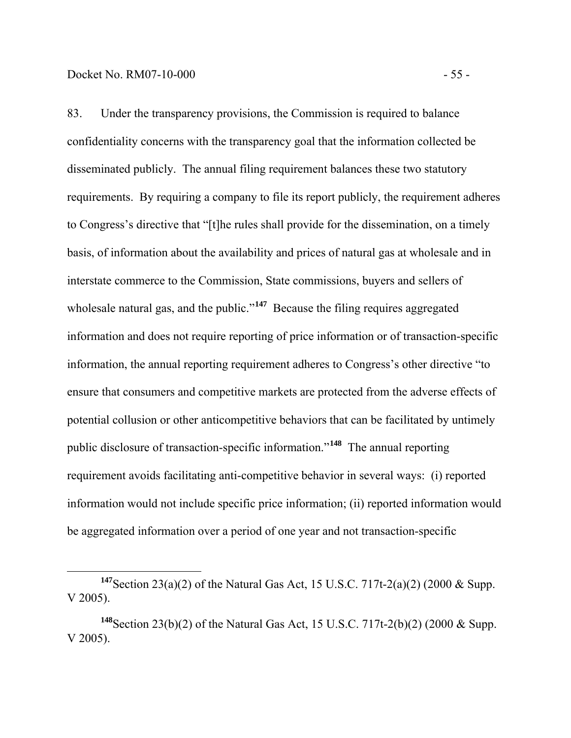83. Under the transparency provisions, the Commission is required to balance confidentiality concerns with the transparency goal that the information collected be disseminated publicly. The annual filing requirement balances these two statutory requirements. By requiring a company to file its report publicly, the requirement adheres to Congress's directive that "[t]he rules shall provide for the dissemination, on a timely basis, of information about the availability and prices of natural gas at wholesale and in interstate commerce to the Commission, State commissions, buyers and sellers of wholesale natural gas, and the public."[147] Because the filing requires aggregated information and does not require reporting of price information or of transaction-specific information, the annual reporting requirement adheres to Congress's other directive "to ensure that consumers and competitive markets are protected from the adverse effects of potential collusion or other anticompetitive behaviors that can be facilitated by untimely public disclosure of transaction-specific information."[148] The annual reporting requirement avoids facilitating anti-competitive behavior in several ways: (i) reported information would not include specific price information; (ii) reported information would be aggregated information over a period of one year and not transaction-specific

---

[147] Section 23(a)(2) of the Natural Gas Act, 15 U.S.C. 717t-2(a)(2) (2000 & Supp. V 2005).

[148] Section 23(b)(2) of the Natural Gas Act, 15 U.S.C. 717t-2(b)(2) (2000 & Supp. V 2005).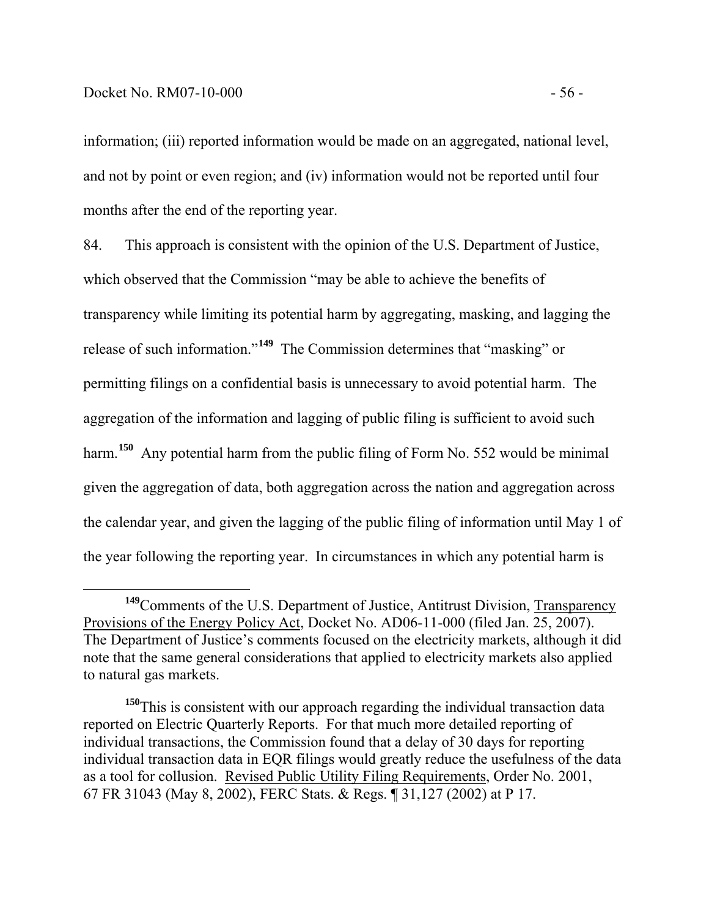information; (iii) reported information would be made on an aggregated, national level, and not by point or even region; and (iv) information would not be reported until four months after the end of the reporting year.

84. This approach is consistent with the opinion of the U.S. Department of Justice, which observed that the Commission "may be able to achieve the benefits of transparency while limiting its potential harm by aggregating, masking, and lagging the release of such information."[149] The Commission determines that "masking" or permitting filings on a confidential basis is unnecessary to avoid potential harm. The aggregation of the information and lagging of public filing is sufficient to avoid such harm.[150] Any potential harm from the public filing of Form No. 552 would be minimal given the aggregation of data, both aggregation across the nation and aggregation across the calendar year, and given the lagging of the public filing of information until May 1 of the year following the reporting year. In circumstances in which any potential harm is

---

[149] Comments of the U.S. Department of Justice, Antitrust Division, Transparency Provisions of the Energy Policy Act, Docket No. AD06-11-000 (filed Jan. 25, 2007). The Department of Justice's comments focused on the electricity markets, although it did note that the same general considerations that applied to electricity markets also applied to natural gas markets.

[150] This is consistent with our approach regarding the individual transaction data reported on Electric Quarterly Reports. For that much more detailed reporting of individual transactions, the Commission found that a delay of 30 days for reporting individual transaction data in EQR filings would greatly reduce the usefulness of the data as a tool for collusion. Revised Public Utility Filing Requirements, Order No. 2001, 67 FR 31043 (May 8, 2002), FERC Stats. & Regs. ¶ 31,127 (2002) at P 17.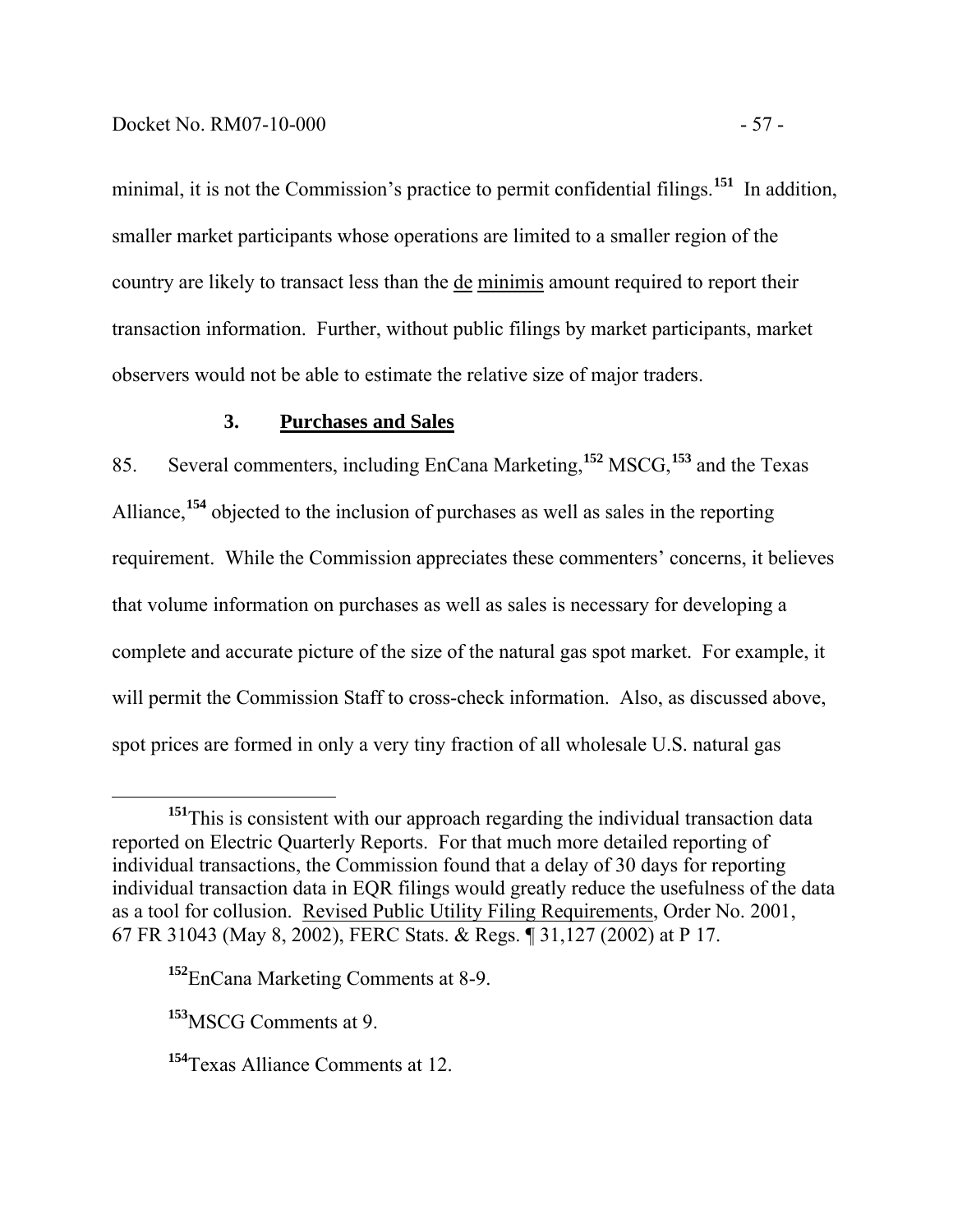minimal, it is not the Commission's practice to permit confidential filings.[151] In addition, smaller market participants whose operations are limited to a smaller region of the country are likely to transact less than the de minimis amount required to report their transaction information. Further, without public filings by market participants, market observers would not be able to estimate the relative size of major traders.

### 3. Purchases and Sales

85. Several commenters, including EnCana Marketing,[152] MSCG,[153] and the Texas Alliance,[154] objected to the inclusion of purchases as well as sales in the reporting requirement. While the Commission appreciates these commenters' concerns, it believes that volume information on purchases as well as sales is necessary for developing a complete and accurate picture of the size of the natural gas spot market. For example, it will permit the Commission Staff to cross-check information. Also, as discussed above, spot prices are formed in only a very tiny fraction of all wholesale U.S. natural gas

---

[151] This is consistent with our approach regarding the individual transaction data reported on Electric Quarterly Reports. For that much more detailed reporting of individual transactions, the Commission found that a delay of 30 days for reporting individual transaction data in EQR filings would greatly reduce the usefulness of the data as a tool for collusion. Revised Public Utility Filing Requirements, Order No. 2001, 67 FR 31043 (May 8, 2002), FERC Stats. & Regs. ¶ 31,127 (2002) at P 17.

[152] EnCana Marketing Comments at 8-9.

[153] MSCG Comments at 9.

[154] Texas Alliance Comments at 12.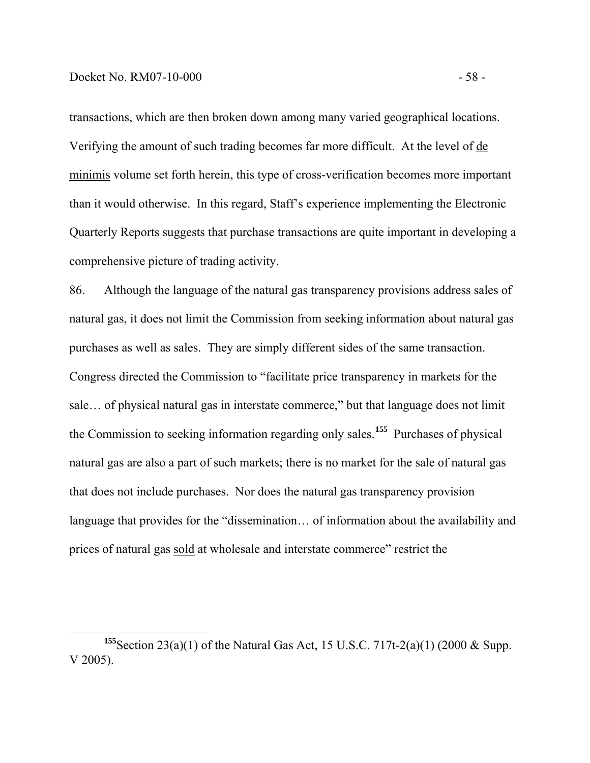transactions, which are then broken down among many varied geographical locations. Verifying the amount of such trading becomes far more difficult. At the level of de minimis volume set forth herein, this type of cross-verification becomes more important than it would otherwise. In this regard, Staff's experience implementing the Electronic Quarterly Reports suggests that purchase transactions are quite important in developing a comprehensive picture of trading activity.

86. Although the language of the natural gas transparency provisions address sales of natural gas, it does not limit the Commission from seeking information about natural gas purchases as well as sales. They are simply different sides of the same transaction. Congress directed the Commission to "facilitate price transparency in markets for the sale… of physical natural gas in interstate commerce," but that language does not limit the Commission to seeking information regarding only sales.[155] Purchases of physical natural gas are also a part of such markets; there is no market for the sale of natural gas that does not include purchases. Nor does the natural gas transparency provision language that provides for the "dissemination… of information about the availability and prices of natural gas sold at wholesale and interstate commerce" restrict the

---

[155] Section 23(a)(1) of the Natural Gas Act, 15 U.S.C. 717t-2(a)(1) (2000 & Supp. V 2005).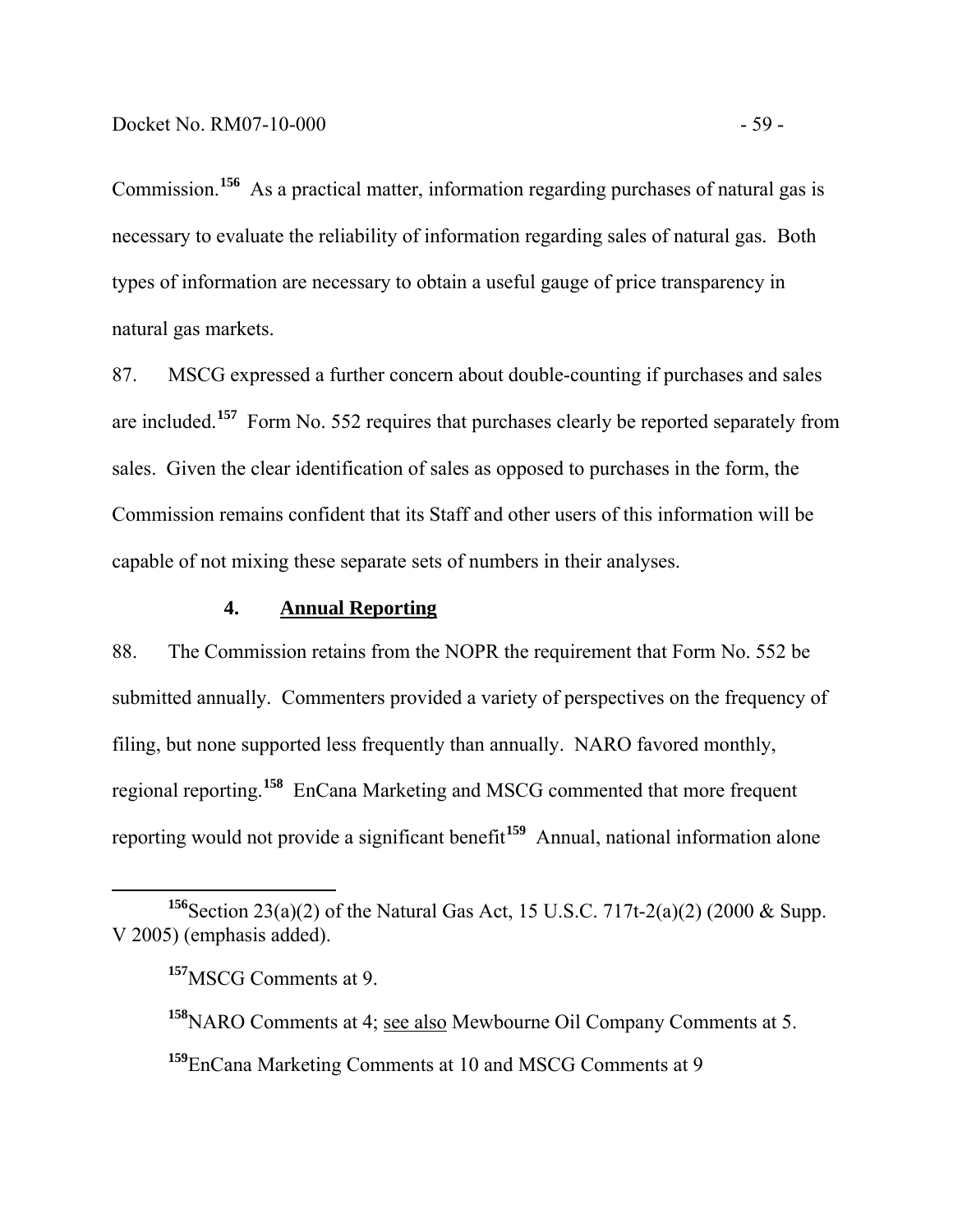Commission.[156] As a practical matter, information regarding purchases of natural gas is necessary to evaluate the reliability of information regarding sales of natural gas. Both types of information are necessary to obtain a useful gauge of price transparency in natural gas markets.

87. MSCG expressed a further concern about double-counting if purchases and sales are included.[157] Form No. 552 requires that purchases clearly be reported separately from sales. Given the clear identification of sales as opposed to purchases in the form, the Commission remains confident that its Staff and other users of this information will be capable of not mixing these separate sets of numbers in their analyses.

### 4. Annual Reporting

88. The Commission retains from the NOPR the requirement that Form No. 552 be submitted annually. Commenters provided a variety of perspectives on the frequency of filing, but none supported less frequently than annually. NARO favored monthly, regional reporting.[158] EnCana Marketing and MSCG commented that more frequent reporting would not provide a significant benefit[159] Annual, national information alone

---

[156] Section 23(a)(2) of the Natural Gas Act, 15 U.S.C. 717t-2(a)(2) (2000 & Supp. V 2005) (emphasis added).

[157] MSCG Comments at 9.

[158] NARO Comments at 4; see also Mewbourne Oil Company Comments at 5.

[159] EnCana Marketing Comments at 10 and MSCG Comments at 9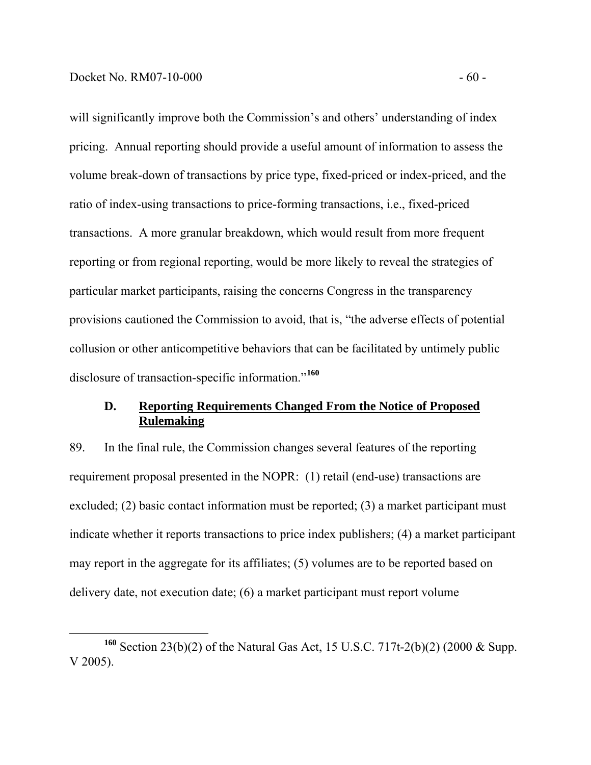will significantly improve both the Commission's and others' understanding of index pricing. Annual reporting should provide a useful amount of information to assess the volume break-down of transactions by price type, fixed-priced or index-priced, and the ratio of index-using transactions to price-forming transactions, i.e., fixed-priced transactions. A more granular breakdown, which would result from more frequent reporting or from regional reporting, would be more likely to reveal the strategies of particular market participants, raising the concerns Congress in the transparency provisions cautioned the Commission to avoid, that is, "the adverse effects of potential collusion or other anticompetitive behaviors that can be facilitated by untimely public disclosure of transaction-specific information."[160]

### D. Reporting Requirements Changed From the Notice of Proposed Rulemaking

89. In the final rule, the Commission changes several features of the reporting requirement proposal presented in the NOPR: (1) retail (end-use) transactions are excluded; (2) basic contact information must be reported; (3) a market participant must indicate whether it reports transactions to price index publishers; (4) a market participant may report in the aggregate for its affiliates; (5) volumes are to be reported based on delivery date, not execution date; (6) a market participant must report volume

[160] Section 23(b)(2) of the Natural Gas Act, 15 U.S.C. 717t-2(b)(2) (2000 & Supp. V 2005).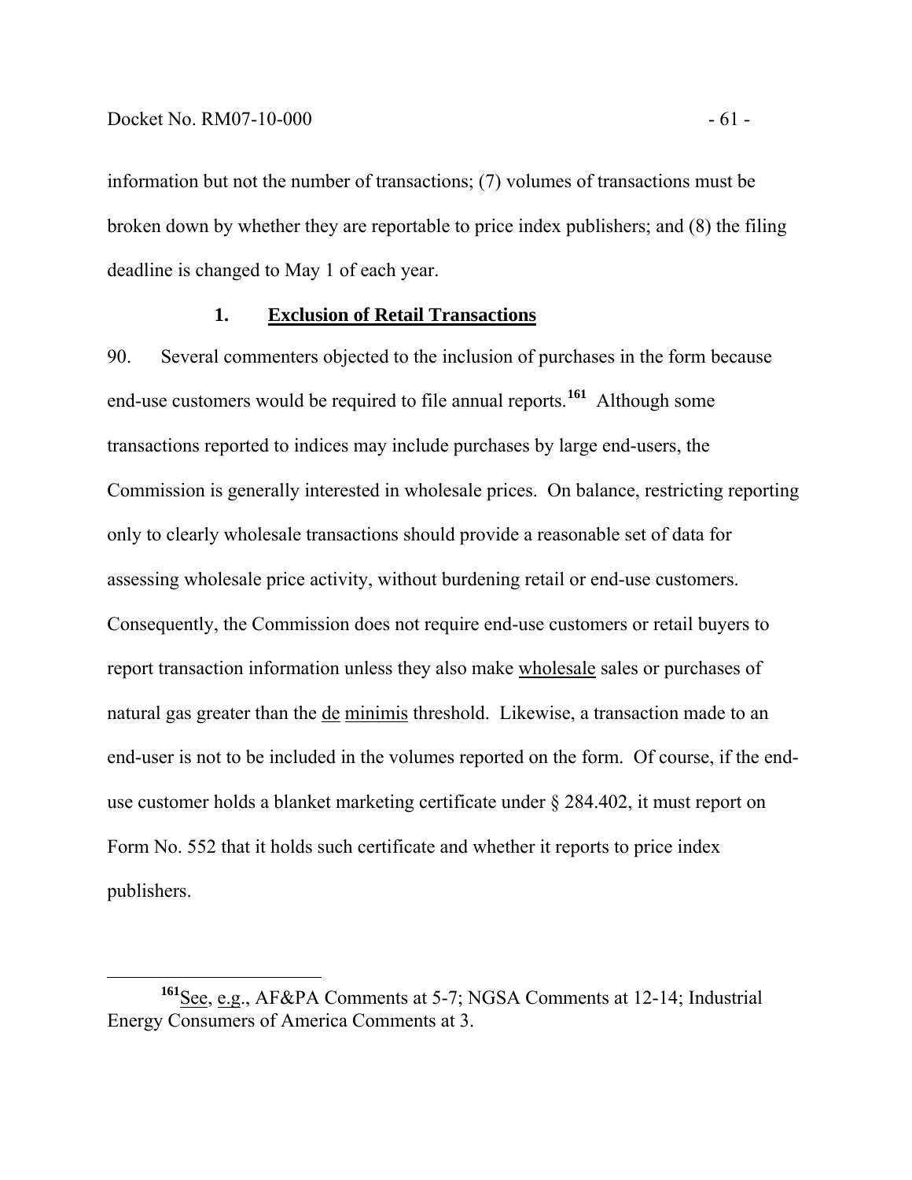information but not the number of transactions; (7) volumes of transactions must be broken down by whether they are reportable to price index publishers; and (8) the filing deadline is changed to May 1 of each year.

### 1. Exclusion of Retail Transactions

90. Several commenters objected to the inclusion of purchases in the form because end-use customers would be required to file annual reports.[161] Although some transactions reported to indices may include purchases by large end-users, the Commission is generally interested in wholesale prices. On balance, restricting reporting only to clearly wholesale transactions should provide a reasonable set of data for assessing wholesale price activity, without burdening retail or end-use customers. Consequently, the Commission does not require end-use customers or retail buyers to report transaction information unless they also make wholesale sales or purchases of natural gas greater than the de minimis threshold. Likewise, a transaction made to an end-user is not to be included in the volumes reported on the form. Of course, if the end-use customer holds a blanket marketing certificate under § 284.402, it must report on Form No. 552 that it holds such certificate and whether it reports to price index publishers.

---

[161] See, e.g., AF&PA Comments at 5-7; NGSA Comments at 12-14; Industrial Energy Consumers of America Comments at 3.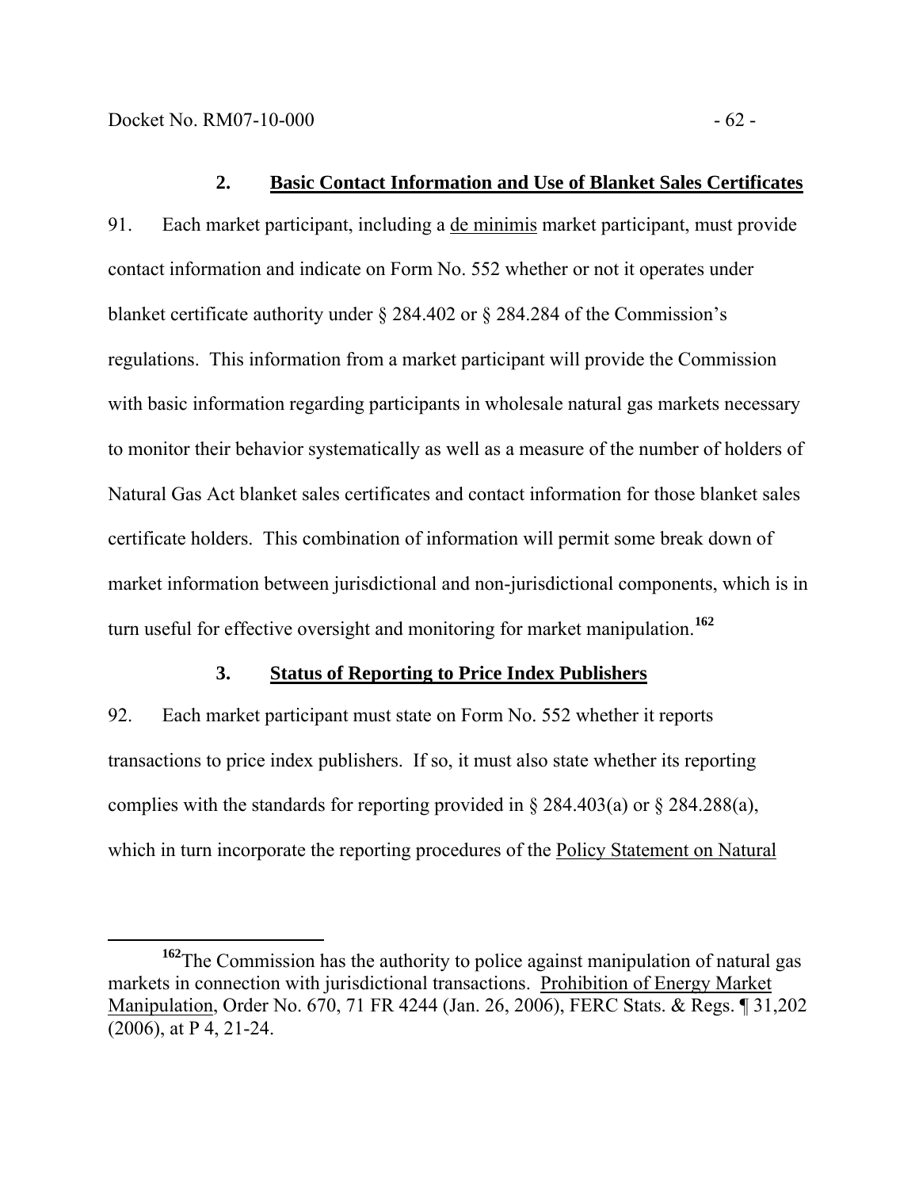### 2. Basic Contact Information and Use of Blanket Sales Certificates

91. Each market participant, including a de minimis market participant, must provide contact information and indicate on Form No. 552 whether or not it operates under blanket certificate authority under § 284.402 or § 284.284 of the Commission's regulations. This information from a market participant will provide the Commission with basic information regarding participants in wholesale natural gas markets necessary to monitor their behavior systematically as well as a measure of the number of holders of Natural Gas Act blanket sales certificates and contact information for those blanket sales certificate holders. This combination of information will permit some break down of market information between jurisdictional and non-jurisdictional components, which is in turn useful for effective oversight and monitoring for market manipulation.[162]

### 3. Status of Reporting to Price Index Publishers

92. Each market participant must state on Form No. 552 whether it reports transactions to price index publishers. If so, it must also state whether its reporting complies with the standards for reporting provided in § 284.403(a) or § 284.288(a), which in turn incorporate the reporting procedures of the Policy Statement on Natural

---

[162] The Commission has the authority to police against manipulation of natural gas markets in connection with jurisdictional transactions. Prohibition of Energy Market Manipulation, Order No. 670, 71 FR 4244 (Jan. 26, 2006), FERC Stats. & Regs. ¶ 31,202 (2006), at P 4, 21-24.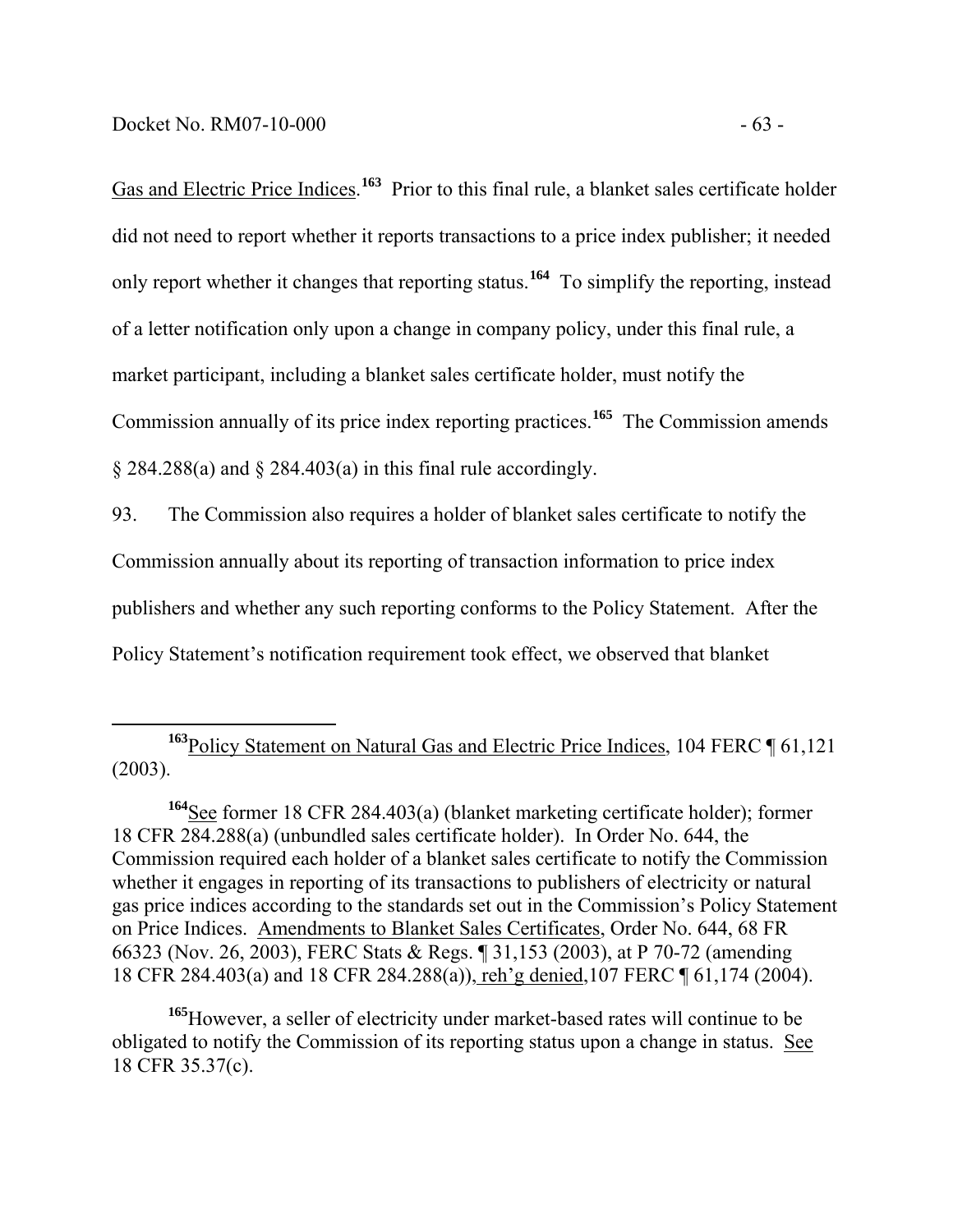Gas and Electric Price Indices.[163] Prior to this final rule, a blanket sales certificate holder did not need to report whether it reports transactions to a price index publisher; it needed only report whether it changes that reporting status.[164] To simplify the reporting, instead of a letter notification only upon a change in company policy, under this final rule, a market participant, including a blanket sales certificate holder, must notify the Commission annually of its price index reporting practices.[165] The Commission amends § 284.288(a) and § 284.403(a) in this final rule accordingly.

93. The Commission also requires a holder of blanket sales certificate to notify the Commission annually about its reporting of transaction information to price index publishers and whether any such reporting conforms to the Policy Statement. After the Policy Statement's notification requirement took effect, we observed that blanket

---

[163] Policy Statement on Natural Gas and Electric Price Indices, 104 FERC ¶ 61,121 (2003).

[164] See former 18 CFR 284.403(a) (blanket marketing certificate holder); former 18 CFR 284.288(a) (unbundled sales certificate holder). In Order No. 644, the Commission required each holder of a blanket sales certificate to notify the Commission whether it engages in reporting of its transactions to publishers of electricity or natural gas price indices according to the standards set out in the Commission's Policy Statement on Price Indices. Amendments to Blanket Sales Certificates, Order No. 644, 68 FR 66323 (Nov. 26, 2003), FERC Stats & Regs. ¶ 31,153 (2003), at P 70-72 (amending 18 CFR 284.403(a) and 18 CFR 284.288(a)), reh'g denied, 107 FERC ¶ 61,174 (2004).

[165] However, a seller of electricity under market-based rates will continue to be obligated to notify the Commission of its reporting status upon a change in status. See 18 CFR 35.37(c).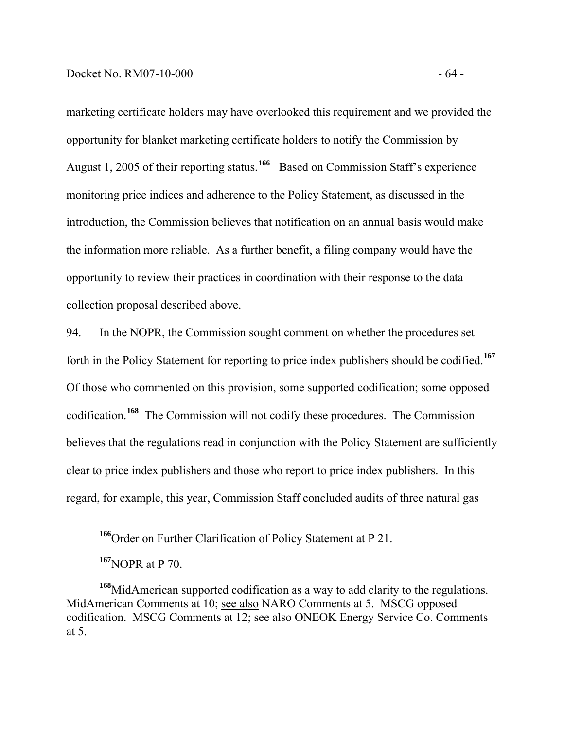marketing certificate holders may have overlooked this requirement and we provided the opportunity for blanket marketing certificate holders to notify the Commission by August 1, 2005 of their reporting status.[166] Based on Commission Staff's experience monitoring price indices and adherence to the Policy Statement, as discussed in the introduction, the Commission believes that notification on an annual basis would make the information more reliable. As a further benefit, a filing company would have the opportunity to review their practices in coordination with their response to the data collection proposal described above.

94. In the NOPR, the Commission sought comment on whether the procedures set forth in the Policy Statement for reporting to price index publishers should be codified.[167] Of those who commented on this provision, some supported codification; some opposed codification.[168] The Commission will not codify these procedures. The Commission believes that the regulations read in conjunction with the Policy Statement are sufficiently clear to price index publishers and those who report to price index publishers. In this regard, for example, this year, Commission Staff concluded audits of three natural gas

---

[166] Order on Further Clarification of Policy Statement at P 21.

[167] NOPR at P 70.

[168] MidAmerican supported codification as a way to add clarity to the regulations. MidAmerican Comments at 10; see also NARO Comments at 5. MSCG opposed codification. MSCG Comments at 12; see also ONEOK Energy Service Co. Comments at 5.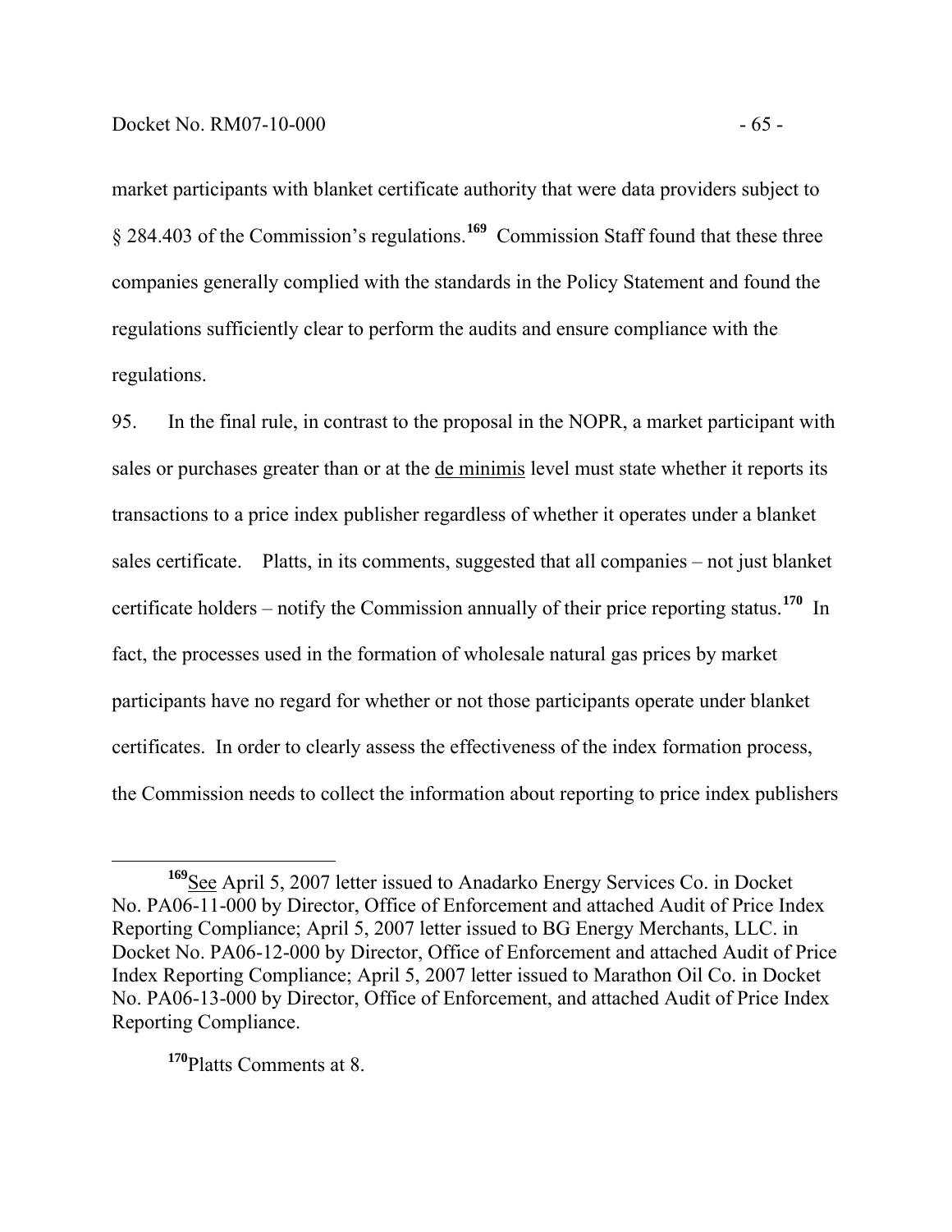market participants with blanket certificate authority that were data providers subject to § 284.403 of the Commission's regulations.[169] Commission Staff found that these three companies generally complied with the standards in the Policy Statement and found the regulations sufficiently clear to perform the audits and ensure compliance with the regulations.

95. In the final rule, in contrast to the proposal in the NOPR, a market participant with sales or purchases greater than or at the de minimis level must state whether it reports its transactions to a price index publisher regardless of whether it operates under a blanket sales certificate. Platts, in its comments, suggested that all companies – not just blanket certificate holders – notify the Commission annually of their price reporting status.[170] In fact, the processes used in the formation of wholesale natural gas prices by market participants have no regard for whether or not those participants operate under blanket certificates. In order to clearly assess the effectiveness of the index formation process, the Commission needs to collect the information about reporting to price index publishers

---

[169] See April 5, 2007 letter issued to Anadarko Energy Services Co. in Docket No. PA06-11-000 by Director, Office of Enforcement and attached Audit of Price Index Reporting Compliance; April 5, 2007 letter issued to BG Energy Merchants, LLC. in Docket No. PA06-12-000 by Director, Office of Enforcement and attached Audit of Price Index Reporting Compliance; April 5, 2007 letter issued to Marathon Oil Co. in Docket No. PA06-13-000 by Director, Office of Enforcement, and attached Audit of Price Index Reporting Compliance.

[170] Platts Comments at 8.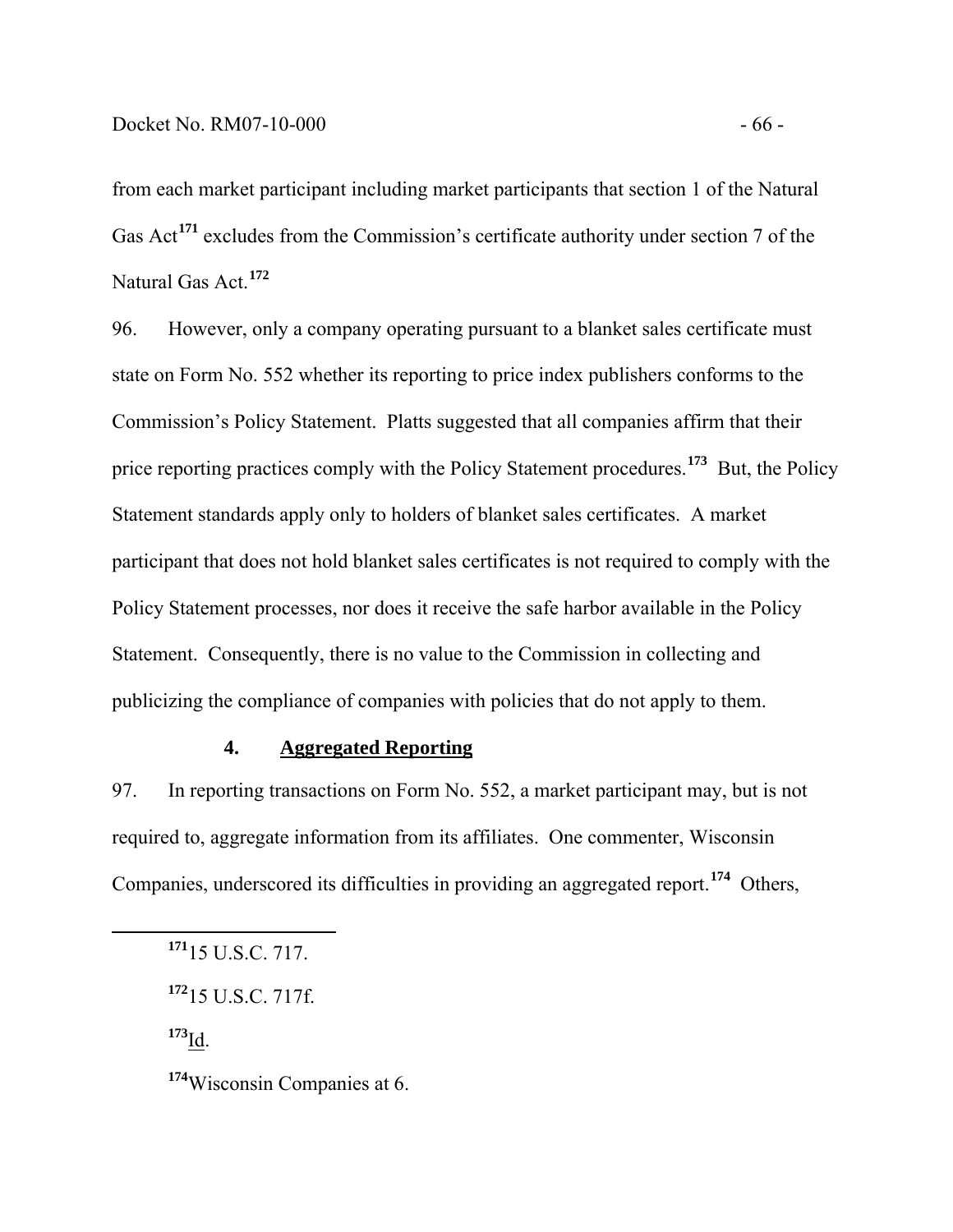from each market participant including market participants that section 1 of the Natural Gas Act[171] excludes from the Commission's certificate authority under section 7 of the Natural Gas Act.[172]

96. However, only a company operating pursuant to a blanket sales certificate must state on Form No. 552 whether its reporting to price index publishers conforms to the Commission's Policy Statement. Platts suggested that all companies affirm that their price reporting practices comply with the Policy Statement procedures.[173] But, the Policy Statement standards apply only to holders of blanket sales certificates. A market participant that does not hold blanket sales certificates is not required to comply with the Policy Statement processes, nor does it receive the safe harbor available in the Policy Statement. Consequently, there is no value to the Commission in collecting and publicizing the compliance of companies with policies that do not apply to them.

### 4. Aggregated Reporting

97. In reporting transactions on Form No. 552, a market participant may, but is not required to, aggregate information from its affiliates. One commenter, Wisconsin Companies, underscored its difficulties in providing an aggregated report.[174] Others,

---

[171] 15 U.S.C. 717.

[172] 15 U.S.C. 717f.

[173] Id.

[174] Wisconsin Companies at 6.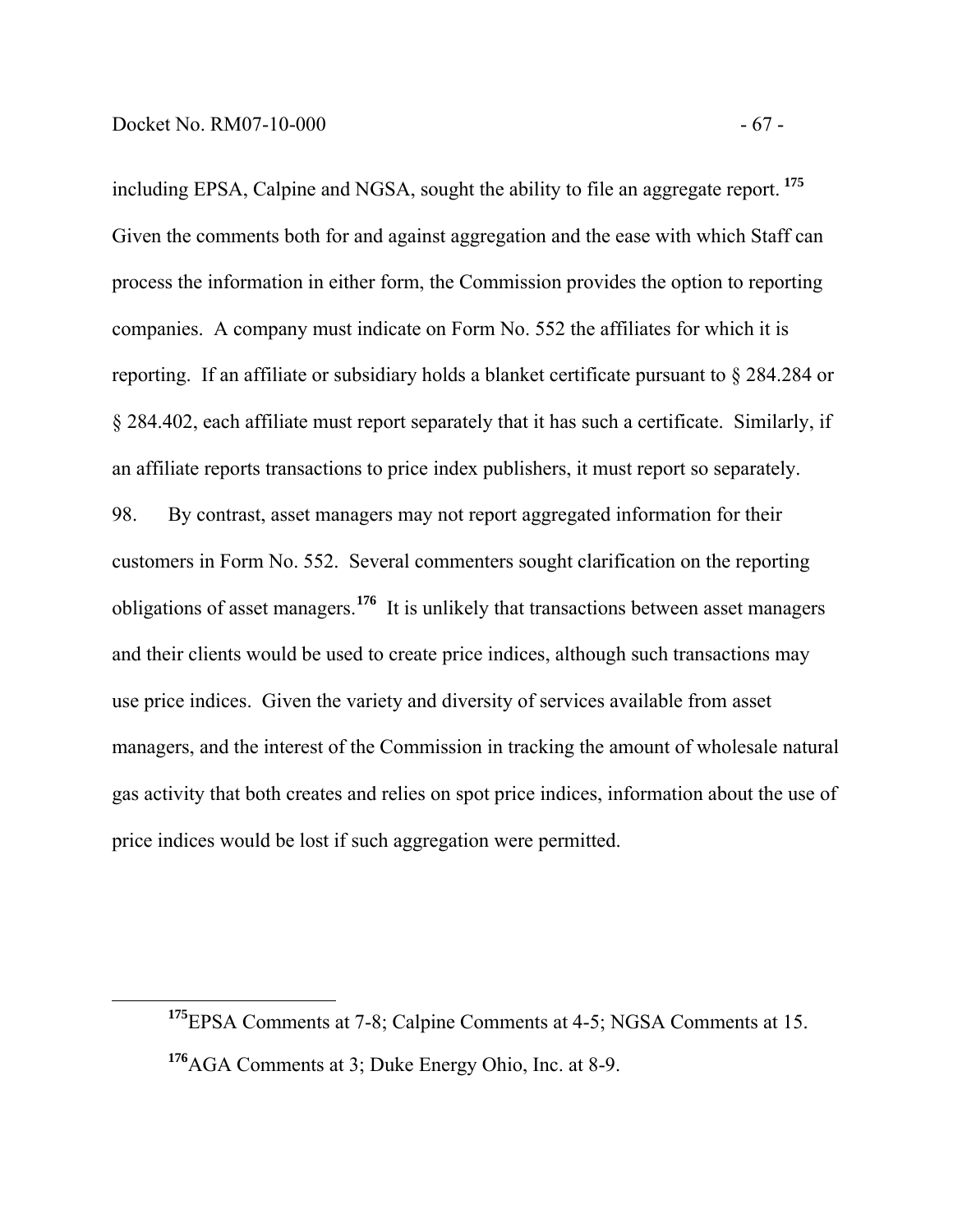including EPSA, Calpine and NGSA, sought the ability to file an aggregate report.[175] Given the comments both for and against aggregation and the ease with which Staff can process the information in either form, the Commission provides the option to reporting companies. A company must indicate on Form No. 552 the affiliates for which it is reporting. If an affiliate or subsidiary holds a blanket certificate pursuant to § 284.284 or § 284.402, each affiliate must report separately that it has such a certificate. Similarly, if an affiliate reports transactions to price index publishers, it must report so separately.

98. By contrast, asset managers may not report aggregated information for their customers in Form No. 552. Several commenters sought clarification on the reporting obligations of asset managers.[176] It is unlikely that transactions between asset managers and their clients would be used to create price indices, although such transactions may use price indices. Given the variety and diversity of services available from asset managers, and the interest of the Commission in tracking the amount of wholesale natural gas activity that both creates and relies on spot price indices, information about the use of price indices would be lost if such aggregation were permitted.

---

[175] EPSA Comments at 7-8; Calpine Comments at 4-5; NGSA Comments at 15.

[176] AGA Comments at 3; Duke Energy Ohio, Inc. at 8-9.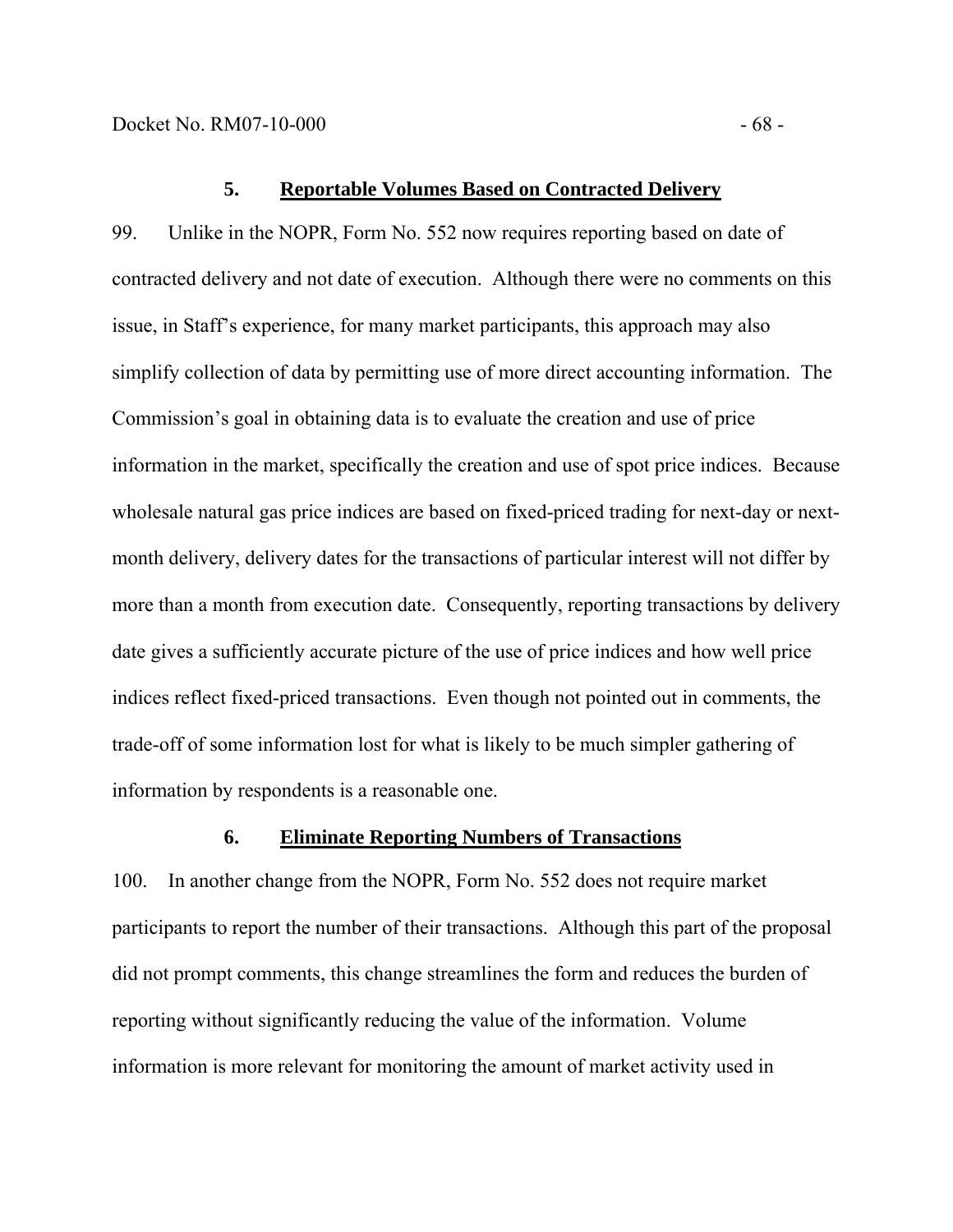### 5. Reportable Volumes Based on Contracted Delivery

99. Unlike in the NOPR, Form No. 552 now requires reporting based on date of contracted delivery and not date of execution. Although there were no comments on this issue, in Staff's experience, for many market participants, this approach may also simplify collection of data by permitting use of more direct accounting information. The Commission's goal in obtaining data is to evaluate the creation and use of price information in the market, specifically the creation and use of spot price indices. Because wholesale natural gas price indices are based on fixed-priced trading for next-day or next-month delivery, delivery dates for the transactions of particular interest will not differ by more than a month from execution date. Consequently, reporting transactions by delivery date gives a sufficiently accurate picture of the use of price indices and how well price indices reflect fixed-priced transactions. Even though not pointed out in comments, the trade-off of some information lost for what is likely to be much simpler gathering of information by respondents is a reasonable one.

### 6. Eliminate Reporting Numbers of Transactions

100. In another change from the NOPR, Form No. 552 does not require market participants to report the number of their transactions. Although this part of the proposal did not prompt comments, this change streamlines the form and reduces the burden of reporting without significantly reducing the value of the information. Volume information is more relevant for monitoring the amount of market activity used in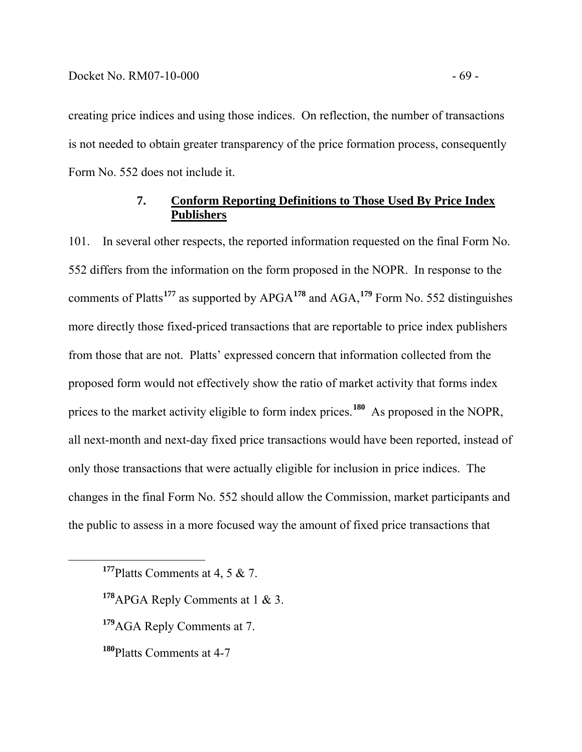creating price indices and using those indices. On reflection, the number of transactions is not needed to obtain greater transparency of the price formation process, consequently Form No. 552 does not include it.

### 7. **Conform Reporting Definitions to Those Used By Price Index Publishers**

101. In several other respects, the reported information requested on the final Form No. 552 differs from the information on the form proposed in the NOPR. In response to the comments of Platts[177] as supported by APGA[178] and AGA,[179] Form No. 552 distinguishes more directly those fixed-priced transactions that are reportable to price index publishers from those that are not. Platts' expressed concern that information collected from the proposed form would not effectively show the ratio of market activity that forms index prices to the market activity eligible to form index prices.[180] As proposed in the NOPR, all next-month and next-day fixed price transactions would have been reported, instead of only those transactions that were actually eligible for inclusion in price indices. The changes in the final Form No. 552 should allow the Commission, market participants and the public to assess in a more focused way the amount of fixed price transactions that

---

[177] Platts Comments at 4, 5 & 7.

[178] APGA Reply Comments at 1 & 3.

[179] AGA Reply Comments at 7.

[180] Platts Comments at 4-7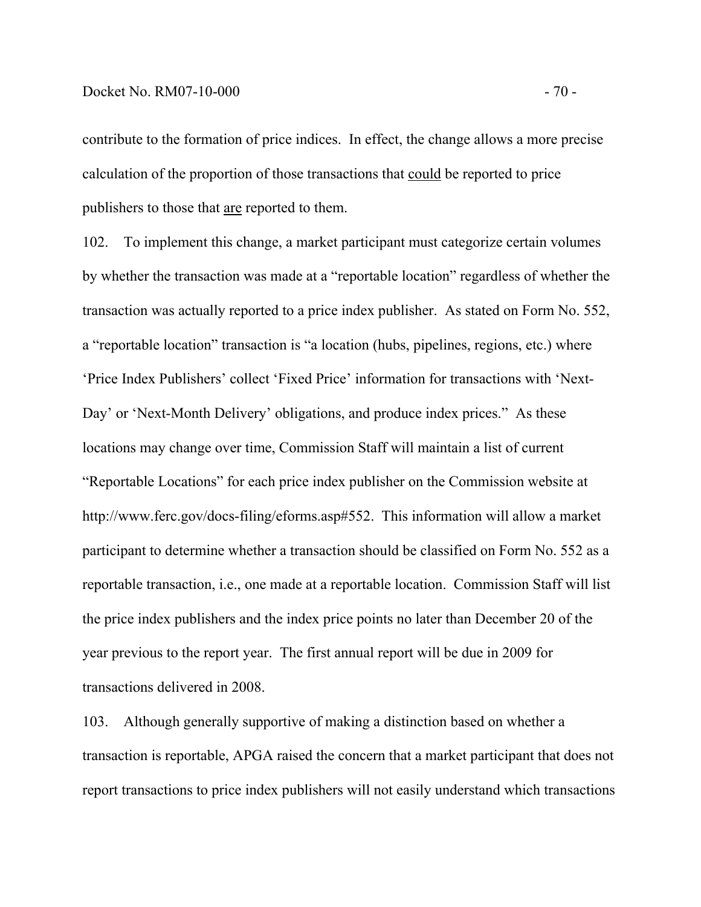contribute to the formation of price indices. In effect, the change allows a more precise calculation of the proportion of those transactions that could be reported to price publishers to those that are reported to them.

102. To implement this change, a market participant must categorize certain volumes by whether the transaction was made at a "reportable location" regardless of whether the transaction was actually reported to a price index publisher. As stated on Form No. 552, a "reportable location" transaction is "a location (hubs, pipelines, regions, etc.) where 'Price Index Publishers' collect 'Fixed Price' information for transactions with 'Next-Day' or 'Next-Month Delivery' obligations, and produce index prices." As these locations may change over time, Commission Staff will maintain a list of current "Reportable Locations" for each price index publisher on the Commission website at http://www.ferc.gov/docs-filing/eforms.asp#552. This information will allow a market participant to determine whether a transaction should be classified on Form No. 552 as a reportable transaction, i.e., one made at a reportable location. Commission Staff will list the price index publishers and the index price points no later than December 20 of the year previous to the report year. The first annual report will be due in 2009 for transactions delivered in 2008.

103. Although generally supportive of making a distinction based on whether a transaction is reportable, APGA raised the concern that a market participant that does not report transactions to price index publishers will not easily understand which transactions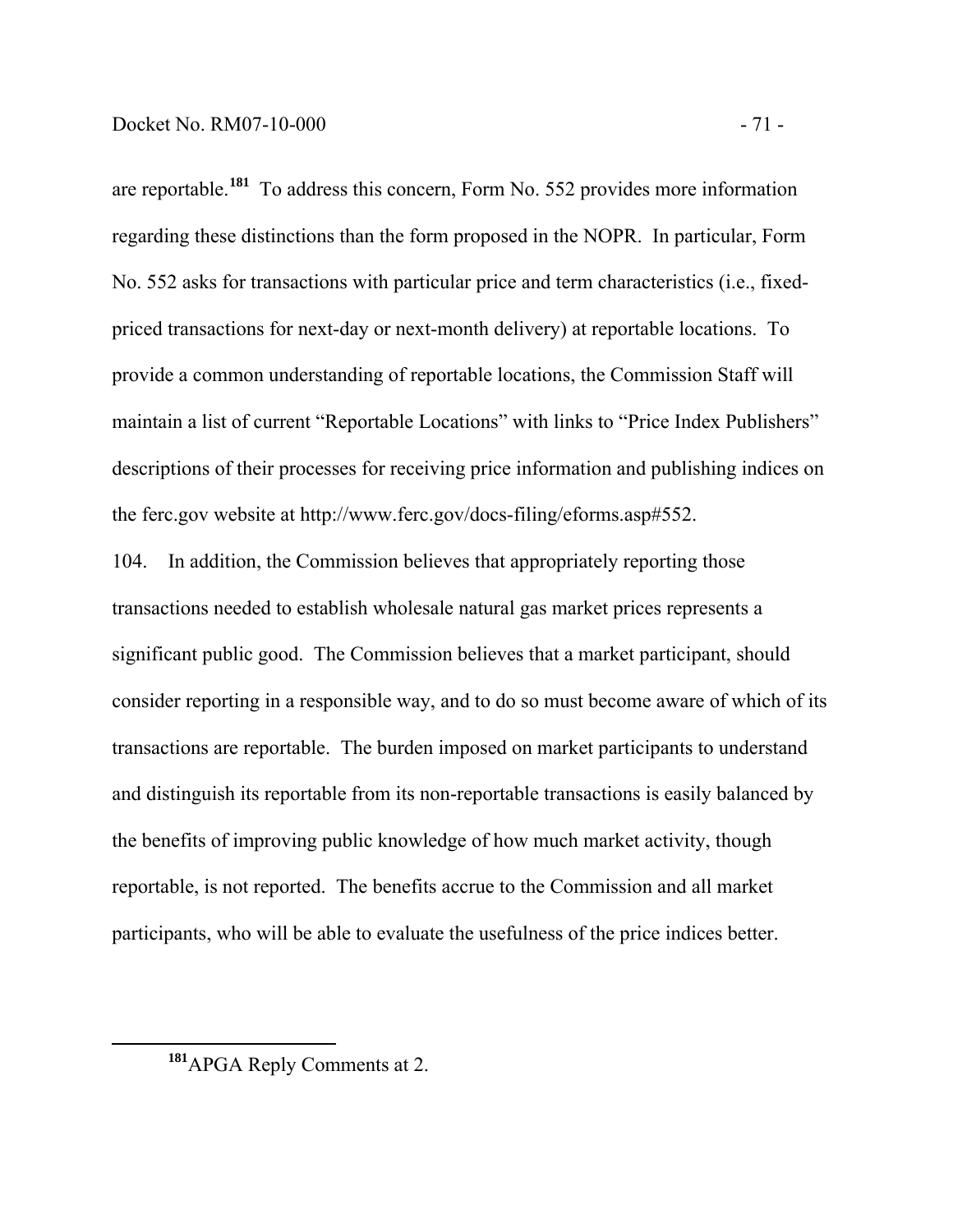are reportable.[181] To address this concern, Form No. 552 provides more information regarding these distinctions than the form proposed in the NOPR. In particular, Form No. 552 asks for transactions with particular price and term characteristics (i.e., fixed-priced transactions for next-day or next-month delivery) at reportable locations. To provide a common understanding of reportable locations, the Commission Staff will maintain a list of current "Reportable Locations" with links to "Price Index Publishers" descriptions of their processes for receiving price information and publishing indices on the ferc.gov website at http://www.ferc.gov/docs-filing/eforms.asp#552.

104. In addition, the Commission believes that appropriately reporting those transactions needed to establish wholesale natural gas market prices represents a significant public good. The Commission believes that a market participant, should consider reporting in a responsible way, and to do so must become aware of which of its transactions are reportable. The burden imposed on market participants to understand and distinguish its reportable from its non-reportable transactions is easily balanced by the benefits of improving public knowledge of how much market activity, though reportable, is not reported. The benefits accrue to the Commission and all market participants, who will be able to evaluate the usefulness of the price indices better.

---

[181] APGA Reply Comments at 2.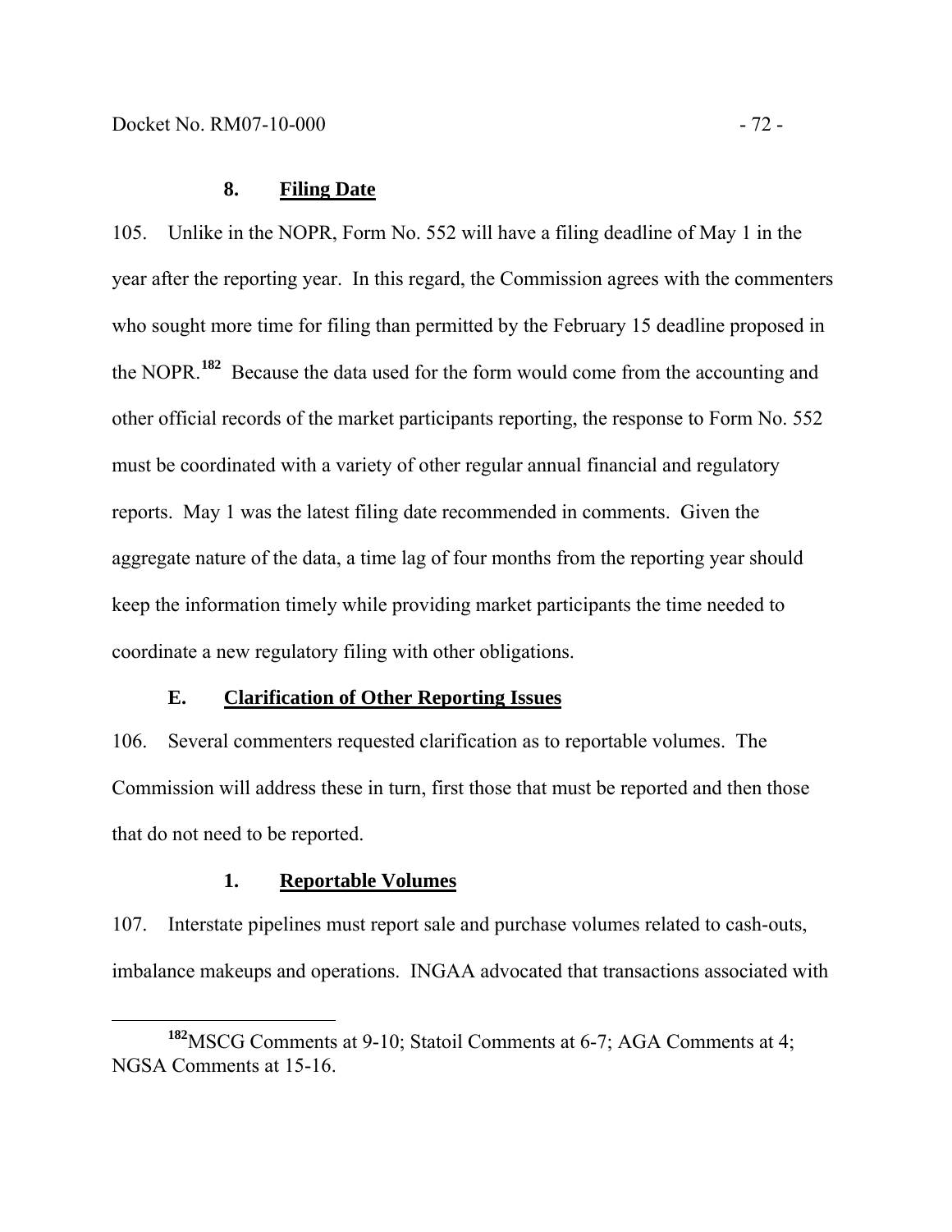### 8. Filing Date

105. Unlike in the NOPR, Form No. 552 will have a filing deadline of May 1 in the year after the reporting year. In this regard, the Commission agrees with the commenters who sought more time for filing than permitted by the February 15 deadline proposed in the NOPR.[182] Because the data used for the form would come from the accounting and other official records of the market participants reporting, the response to Form No. 552 must be coordinated with a variety of other regular annual financial and regulatory reports. May 1 was the latest filing date recommended in comments. Given the aggregate nature of the data, a time lag of four months from the reporting year should keep the information timely while providing market participants the time needed to coordinate a new regulatory filing with other obligations.

## E. Clarification of Other Reporting Issues

106. Several commenters requested clarification as to reportable volumes. The Commission will address these in turn, first those that must be reported and then those that do not need to be reported.

### 1. Reportable Volumes

107. Interstate pipelines must report sale and purchase volumes related to cash-outs, imbalance makeups and operations. INGAA advocated that transactions associated with

---

[182] MSCG Comments at 9-10; Statoil Comments at 6-7; AGA Comments at 4; NGSA Comments at 15-16.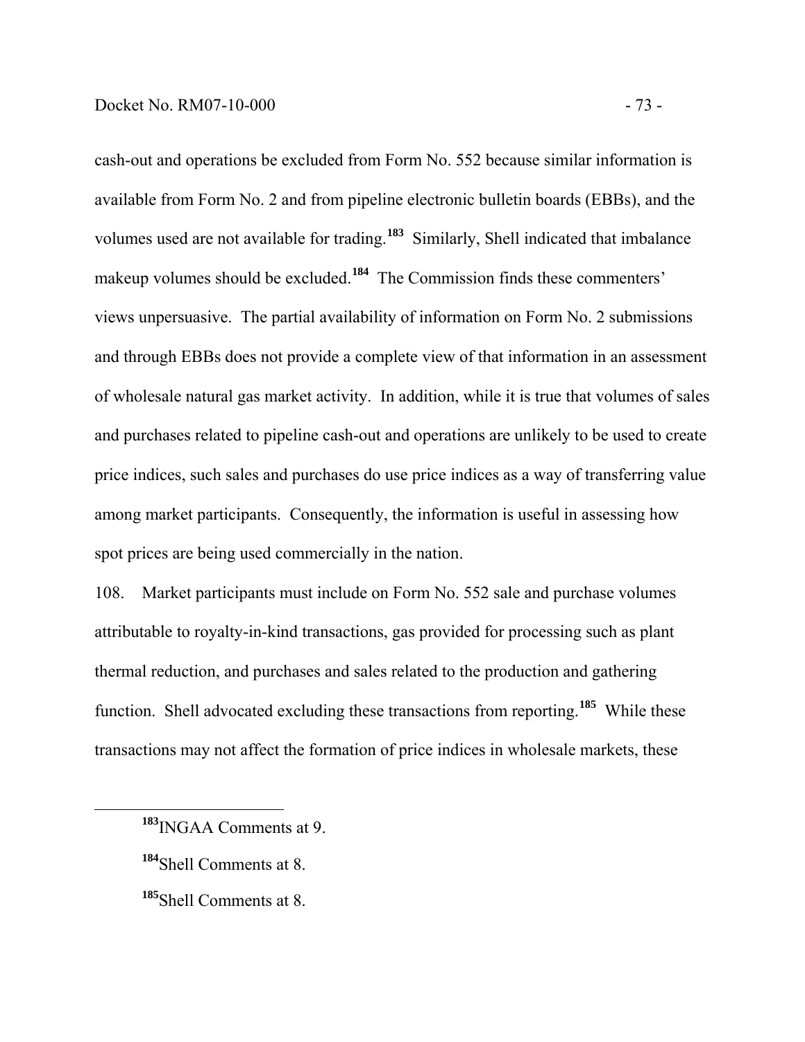cash-out and operations be excluded from Form No. 552 because similar information is available from Form No. 2 and from pipeline electronic bulletin boards (EBBs), and the volumes used are not available for trading.[183] Similarly, Shell indicated that imbalance makeup volumes should be excluded.[184] The Commission finds these commenters' views unpersuasive. The partial availability of information on Form No. 2 submissions and through EBBs does not provide a complete view of that information in an assessment of wholesale natural gas market activity. In addition, while it is true that volumes of sales and purchases related to pipeline cash-out and operations are unlikely to be used to create price indices, such sales and purchases do use price indices as a way of transferring value among market participants. Consequently, the information is useful in assessing how spot prices are being used commercially in the nation.

108. Market participants must include on Form No. 552 sale and purchase volumes attributable to royalty-in-kind transactions, gas provided for processing such as plant thermal reduction, and purchases and sales related to the production and gathering function. Shell advocated excluding these transactions from reporting.[185] While these transactions may not affect the formation of price indices in wholesale markets, these

---

[183] INGAA Comments at 9.

[184] Shell Comments at 8.

[185] Shell Comments at 8.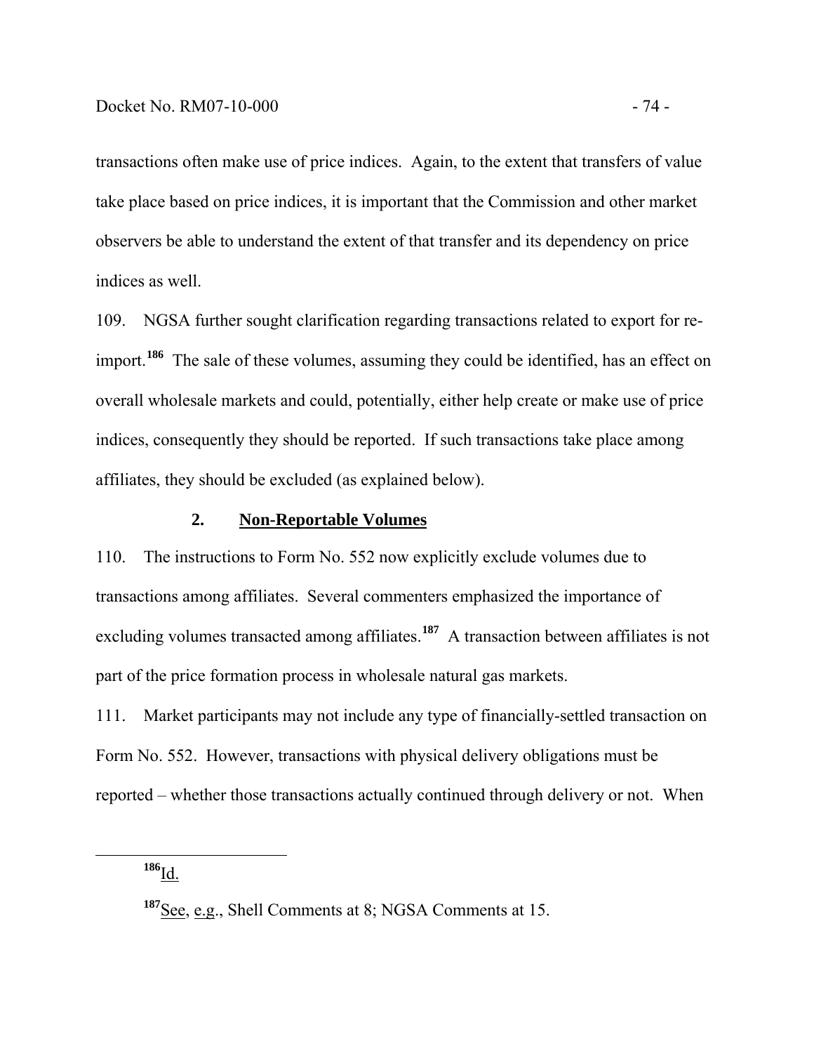transactions often make use of price indices. Again, to the extent that transfers of value take place based on price indices, it is important that the Commission and other market observers be able to understand the extent of that transfer and its dependency on price indices as well.

109. NGSA further sought clarification regarding transactions related to export for re-import.[186] The sale of these volumes, assuming they could be identified, has an effect on overall wholesale markets and could, potentially, either help create or make use of price indices, consequently they should be reported. If such transactions take place among affiliates, they should be excluded (as explained below).

### 2. Non-Reportable Volumes

110. The instructions to Form No. 552 now explicitly exclude volumes due to transactions among affiliates. Several commenters emphasized the importance of excluding volumes transacted among affiliates.[187] A transaction between affiliates is not part of the price formation process in wholesale natural gas markets.

111. Market participants may not include any type of financially-settled transaction on Form No. 552. However, transactions with physical delivery obligations must be reported – whether those transactions actually continued through delivery or not. When

---

[186] Id.

[187] See, e.g., Shell Comments at 8; NGSA Comments at 15.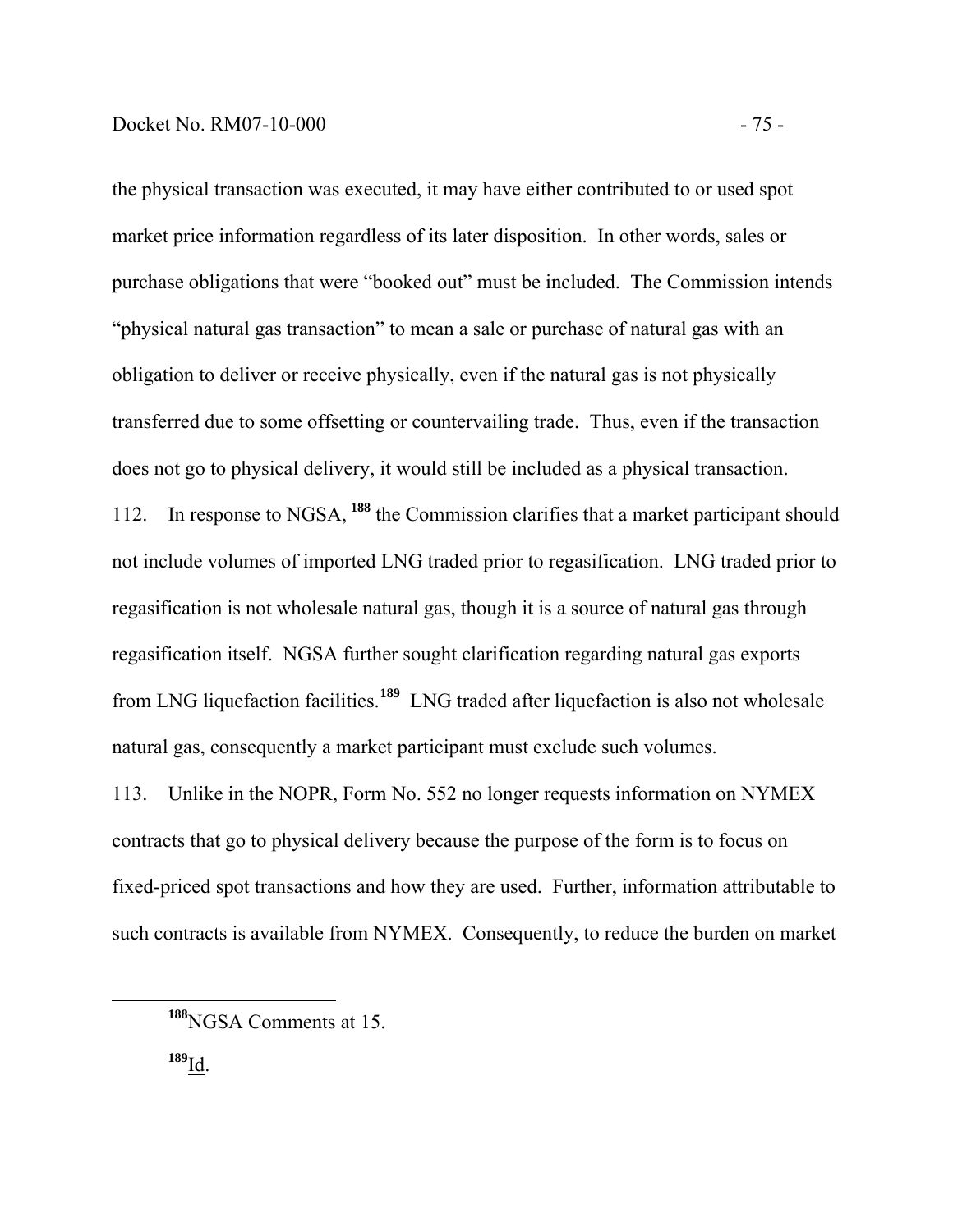the physical transaction was executed, it may have either contributed to or used spot market price information regardless of its later disposition. In other words, sales or purchase obligations that were "booked out" must be included. The Commission intends "physical natural gas transaction" to mean a sale or purchase of natural gas with an obligation to deliver or receive physically, even if the natural gas is not physically transferred due to some offsetting or countervailing trade. Thus, even if the transaction does not go to physical delivery, it would still be included as a physical transaction.

112. In response to NGSA, [188] the Commission clarifies that a market participant should not include volumes of imported LNG traded prior to regasification. LNG traded prior to regasification is not wholesale natural gas, though it is a source of natural gas through regasification itself. NGSA further sought clarification regarding natural gas exports from LNG liquefaction facilities.[189] LNG traded after liquefaction is also not wholesale natural gas, consequently a market participant must exclude such volumes.

113. Unlike in the NOPR, Form No. 552 no longer requests information on NYMEX contracts that go to physical delivery because the purpose of the form is to focus on fixed-priced spot transactions and how they are used. Further, information attributable to such contracts is available from NYMEX. Consequently, to reduce the burden on market

---

[188] NGSA Comments at 15.

[189] Id.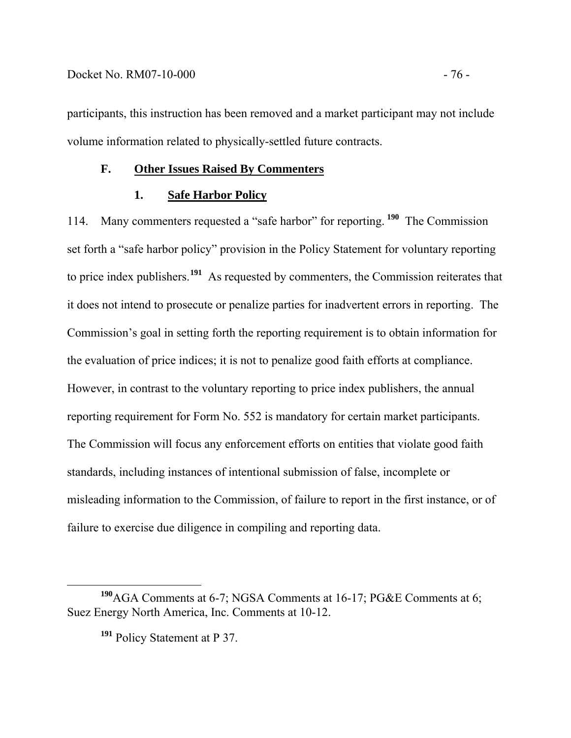participants, this instruction has been removed and a market participant may not include volume information related to physically-settled future contracts.

### F. Other Issues Raised By Commenters

#### 1. Safe Harbor Policy

114. Many commenters requested a "safe harbor" for reporting.[190] The Commission set forth a "safe harbor policy" provision in the Policy Statement for voluntary reporting to price index publishers.[191] As requested by commenters, the Commission reiterates that it does not intend to prosecute or penalize parties for inadvertent errors in reporting. The Commission's goal in setting forth the reporting requirement is to obtain information for the evaluation of price indices; it is not to penalize good faith efforts at compliance. However, in contrast to the voluntary reporting to price index publishers, the annual reporting requirement for Form No. 552 is mandatory for certain market participants. The Commission will focus any enforcement efforts on entities that violate good faith standards, including instances of intentional submission of false, incomplete or misleading information to the Commission, of failure to report in the first instance, or of failure to exercise due diligence in compiling and reporting data.

---

[190] AGA Comments at 6-7; NGSA Comments at 16-17; PG&E Comments at 6; Suez Energy North America, Inc. Comments at 10-12.

[191] Policy Statement at P 37.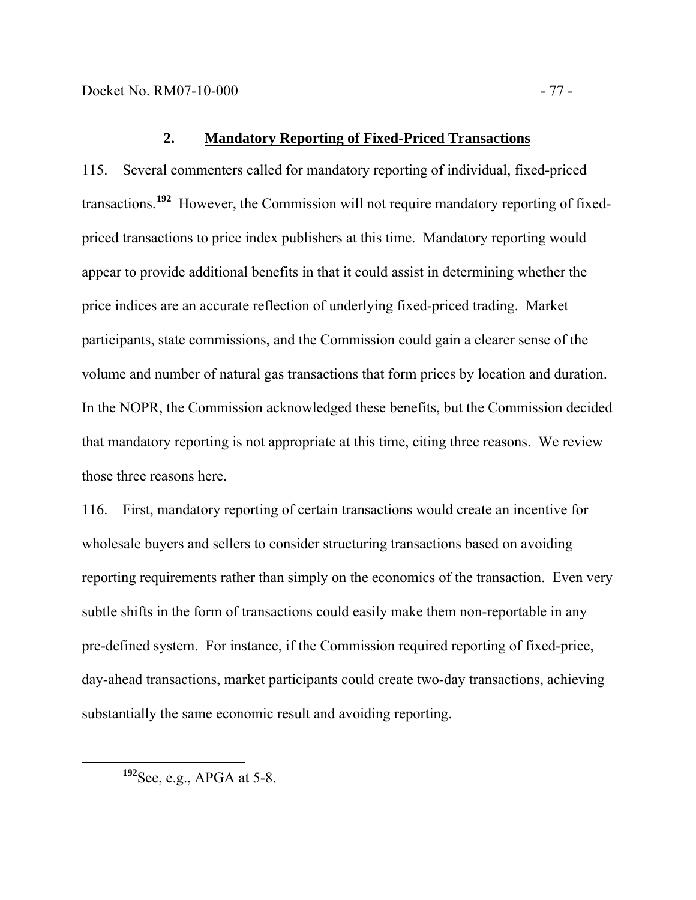### 2. Mandatory Reporting of Fixed-Priced Transactions

115. Several commenters called for mandatory reporting of individual, fixed-priced transactions.[192] However, the Commission will not require mandatory reporting of fixed-priced transactions to price index publishers at this time. Mandatory reporting would appear to provide additional benefits in that it could assist in determining whether the price indices are an accurate reflection of underlying fixed-priced trading. Market participants, state commissions, and the Commission could gain a clearer sense of the volume and number of natural gas transactions that form prices by location and duration. In the NOPR, the Commission acknowledged these benefits, but the Commission decided that mandatory reporting is not appropriate at this time, citing three reasons. We review those three reasons here.

116. First, mandatory reporting of certain transactions would create an incentive for wholesale buyers and sellers to consider structuring transactions based on avoiding reporting requirements rather than simply on the economics of the transaction. Even very subtle shifts in the form of transactions could easily make them non-reportable in any pre-defined system. For instance, if the Commission required reporting of fixed-price, day-ahead transactions, market participants could create two-day transactions, achieving substantially the same economic result and avoiding reporting.

---

[192] See, e.g., APGA at 5-8.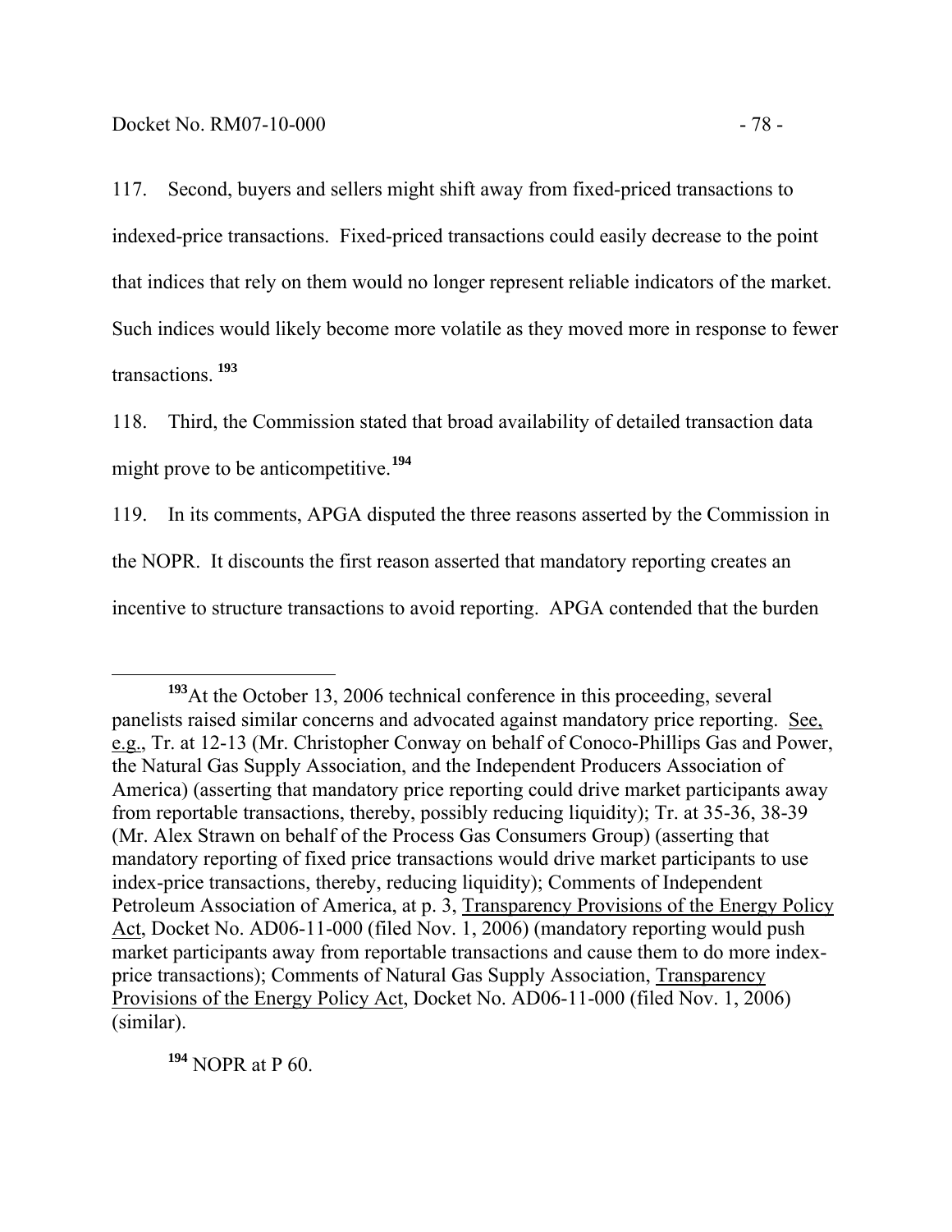117. Second, buyers and sellers might shift away from fixed-priced transactions to indexed-price transactions. Fixed-priced transactions could easily decrease to the point that indices that rely on them would no longer represent reliable indicators of the market. Such indices would likely become more volatile as they moved more in response to fewer transactions.[193]

118. Third, the Commission stated that broad availability of detailed transaction data might prove to be anticompetitive.[194]

119. In its comments, APGA disputed the three reasons asserted by the Commission in the NOPR. It discounts the first reason asserted that mandatory reporting creates an incentive to structure transactions to avoid reporting. APGA contended that the burden

---

[193] At the October 13, 2006 technical conference in this proceeding, several panelists raised similar concerns and advocated against mandatory price reporting. See, e.g., Tr. at 12-13 (Mr. Christopher Conway on behalf of Conoco-Phillips Gas and Power, the Natural Gas Supply Association, and the Independent Producers Association of America) (asserting that mandatory price reporting could drive market participants away from reportable transactions, thereby, possibly reducing liquidity); Tr. at 35-36, 38-39 (Mr. Alex Strawn on behalf of the Process Gas Consumers Group) (asserting that mandatory reporting of fixed price transactions would drive market participants to use index-price transactions, thereby, reducing liquidity); Comments of Independent Petroleum Association of America, at p. 3, Transparency Provisions of the Energy Policy Act, Docket No. AD06-11-000 (filed Nov. 1, 2006) (mandatory reporting would push market participants away from reportable transactions and cause them to do more index-price transactions); Comments of Natural Gas Supply Association, Transparency Provisions of the Energy Policy Act, Docket No. AD06-11-000 (filed Nov. 1, 2006) (similar).

[194] NOPR at P 60.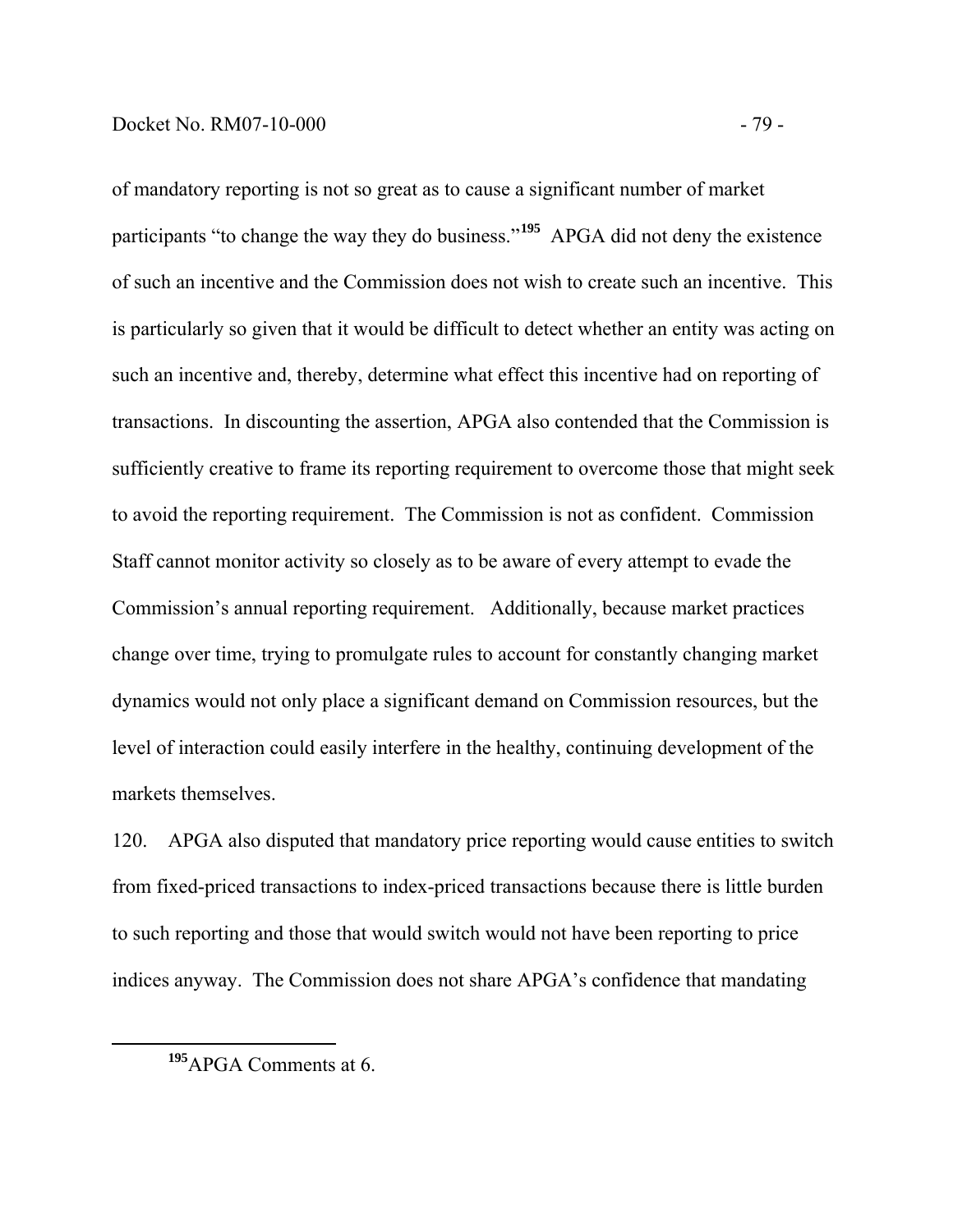of mandatory reporting is not so great as to cause a significant number of market participants "to change the way they do business."[195] APGA did not deny the existence of such an incentive and the Commission does not wish to create such an incentive. This is particularly so given that it would be difficult to detect whether an entity was acting on such an incentive and, thereby, determine what effect this incentive had on reporting of transactions. In discounting the assertion, APGA also contended that the Commission is sufficiently creative to frame its reporting requirement to overcome those that might seek to avoid the reporting requirement. The Commission is not as confident. Commission Staff cannot monitor activity so closely as to be aware of every attempt to evade the Commission's annual reporting requirement. Additionally, because market practices change over time, trying to promulgate rules to account for constantly changing market dynamics would not only place a significant demand on Commission resources, but the level of interaction could easily interfere in the healthy, continuing development of the markets themselves.

120. APGA also disputed that mandatory price reporting would cause entities to switch from fixed-priced transactions to index-priced transactions because there is little burden to such reporting and those that would switch would not have been reporting to price indices anyway. The Commission does not share APGA's confidence that mandating

[195] APGA Comments at 6.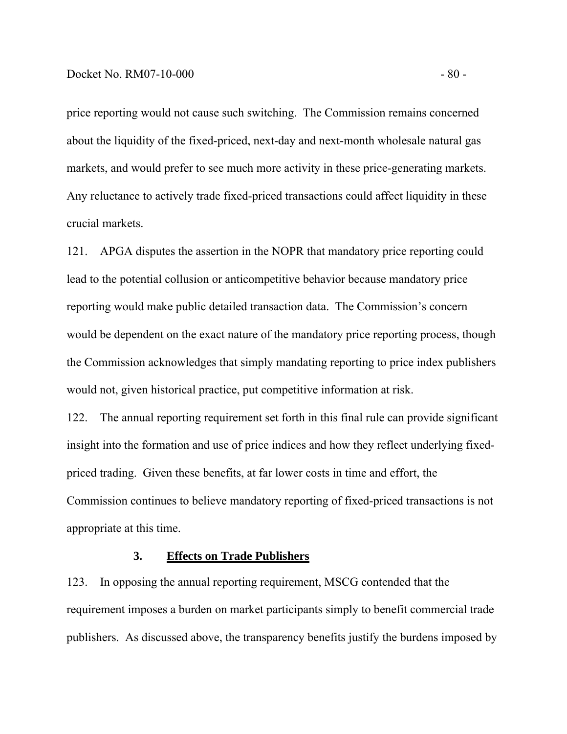price reporting would not cause such switching. The Commission remains concerned about the liquidity of the fixed-priced, next-day and next-month wholesale natural gas markets, and would prefer to see much more activity in these price-generating markets. Any reluctance to actively trade fixed-priced transactions could affect liquidity in these crucial markets.

121. APGA disputes the assertion in the NOPR that mandatory price reporting could lead to the potential collusion or anticompetitive behavior because mandatory price reporting would make public detailed transaction data. The Commission's concern would be dependent on the exact nature of the mandatory price reporting process, though the Commission acknowledges that simply mandating reporting to price index publishers would not, given historical practice, put competitive information at risk.

122. The annual reporting requirement set forth in this final rule can provide significant insight into the formation and use of price indices and how they reflect underlying fixed-priced trading. Given these benefits, at far lower costs in time and effort, the Commission continues to believe mandatory reporting of fixed-priced transactions is not appropriate at this time.

### 3. Effects on Trade Publishers

123. In opposing the annual reporting requirement, MSCG contended that the requirement imposes a burden on market participants simply to benefit commercial trade publishers. As discussed above, the transparency benefits justify the burdens imposed by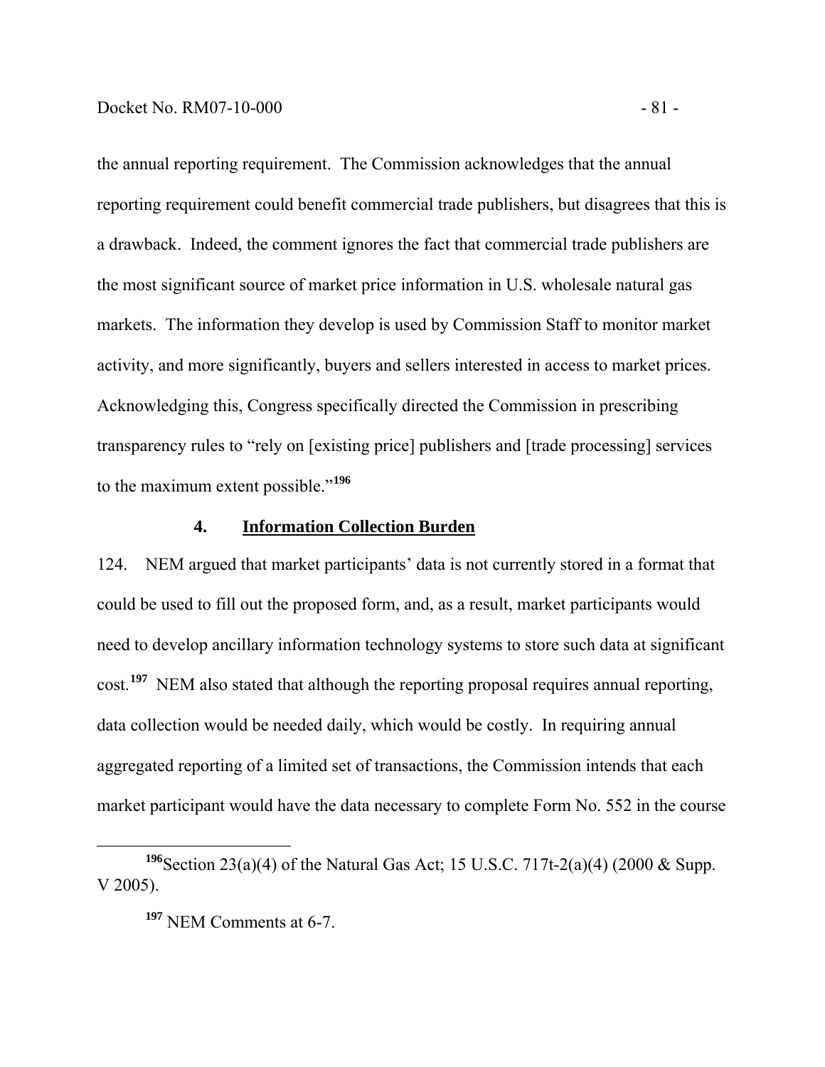the annual reporting requirement. The Commission acknowledges that the annual reporting requirement could benefit commercial trade publishers, but disagrees that this is a drawback. Indeed, the comment ignores the fact that commercial trade publishers are the most significant source of market price information in U.S. wholesale natural gas markets. The information they develop is used by Commission Staff to monitor market activity, and more significantly, buyers and sellers interested in access to market prices. Acknowledging this, Congress specifically directed the Commission in prescribing transparency rules to "rely on [existing price] publishers and [trade processing] services to the maximum extent possible."[196]

### 4. Information Collection Burden

124. NEM argued that market participants' data is not currently stored in a format that could be used to fill out the proposed form, and, as a result, market participants would need to develop ancillary information technology systems to store such data at significant cost.[197] NEM also stated that although the reporting proposal requires annual reporting, data collection would be needed daily, which would be costly. In requiring annual aggregated reporting of a limited set of transactions, the Commission intends that each market participant would have the data necessary to complete Form No. 552 in the course

---

[196] Section 23(a)(4) of the Natural Gas Act; 15 U.S.C. 717t-2(a)(4) (2000 & Supp. V 2005).

[197] NEM Comments at 6-7.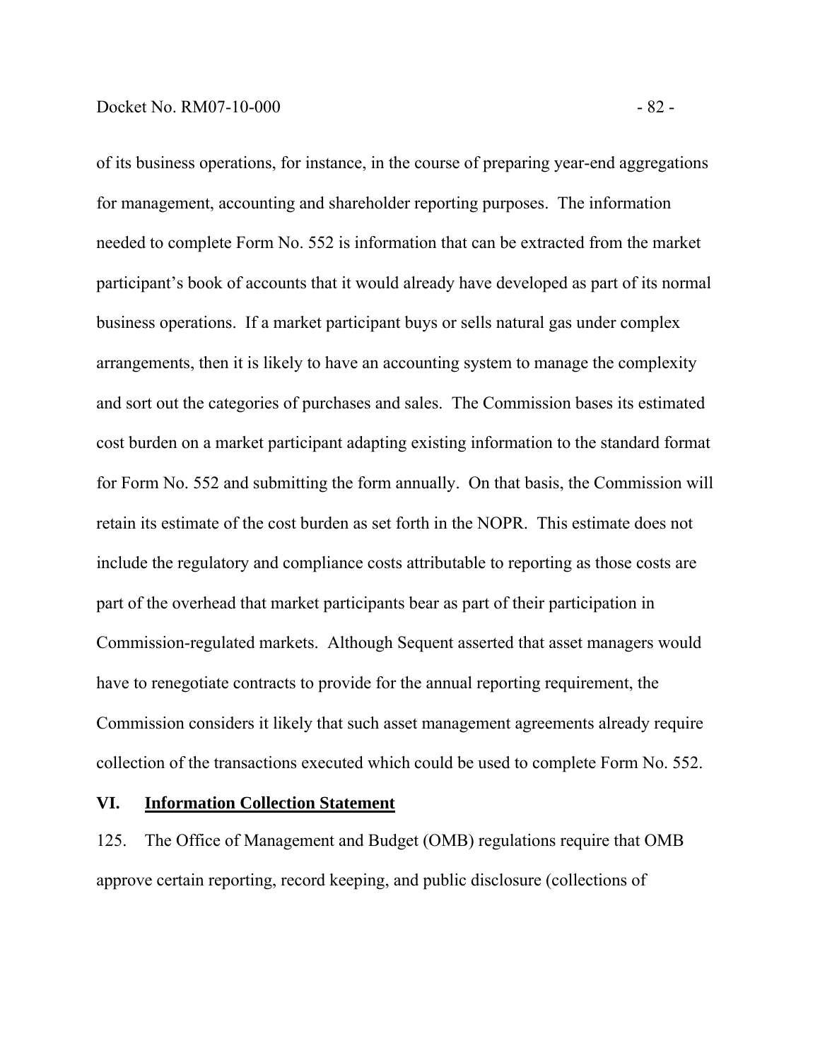of its business operations, for instance, in the course of preparing year-end aggregations for management, accounting and shareholder reporting purposes. The information needed to complete Form No. 552 is information that can be extracted from the market participant's book of accounts that it would already have developed as part of its normal business operations. If a market participant buys or sells natural gas under complex arrangements, then it is likely to have an accounting system to manage the complexity and sort out the categories of purchases and sales. The Commission bases its estimated cost burden on a market participant adapting existing information to the standard format for Form No. 552 and submitting the form annually. On that basis, the Commission will retain its estimate of the cost burden as set forth in the NOPR. This estimate does not include the regulatory and compliance costs attributable to reporting as those costs are part of the overhead that market participants bear as part of their participation in Commission-regulated markets. Although Sequent asserted that asset managers would have to renegotiate contracts to provide for the annual reporting requirement, the Commission considers it likely that such asset management agreements already require collection of the transactions executed which could be used to complete Form No. 552.

## VI. Information Collection Statement

125. The Office of Management and Budget (OMB) regulations require that OMB approve certain reporting, record keeping, and public disclosure (collections of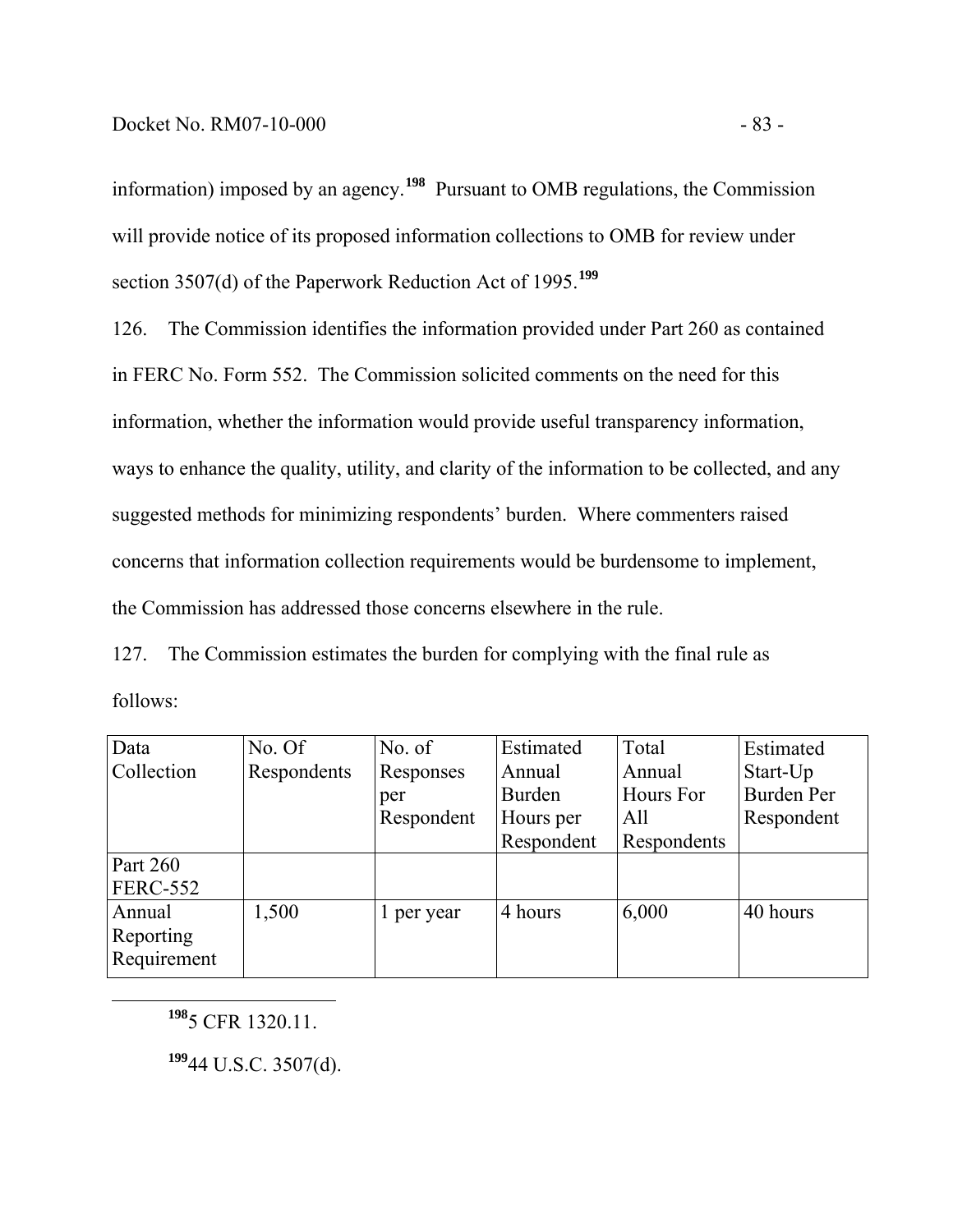information) imposed by an agency.[198] Pursuant to OMB regulations, the Commission will provide notice of its proposed information collections to OMB for review under section 3507(d) of the Paperwork Reduction Act of 1995.[199]

126. The Commission identifies the information provided under Part 260 as contained in FERC No. Form 552. The Commission solicited comments on the need for this information, whether the information would provide useful transparency information, ways to enhance the quality, utility, and clarity of the information to be collected, and any suggested methods for minimizing respondents' burden. Where commenters raised concerns that information collection requirements would be burdensome to implement, the Commission has addressed those concerns elsewhere in the rule.

127. The Commission estimates the burden for complying with the final rule as follows:

| Data Collection | No. Of Respondents | No. of Responses per Respondent | Estimated Annual Burden Hours per Respondent | Total Annual Hours For All Respondents | Estimated Start-Up Burden Per Respondent |
|---|---|---|---|---|---|
| Part 260 FERC-552 | | | | | |
| Annual Reporting Requirement | 1,500 | 1 per year | 4 hours | 6,000 | 40 hours |

[198] 5 CFR 1320.11.

[199] 44 U.S.C. 3507(d).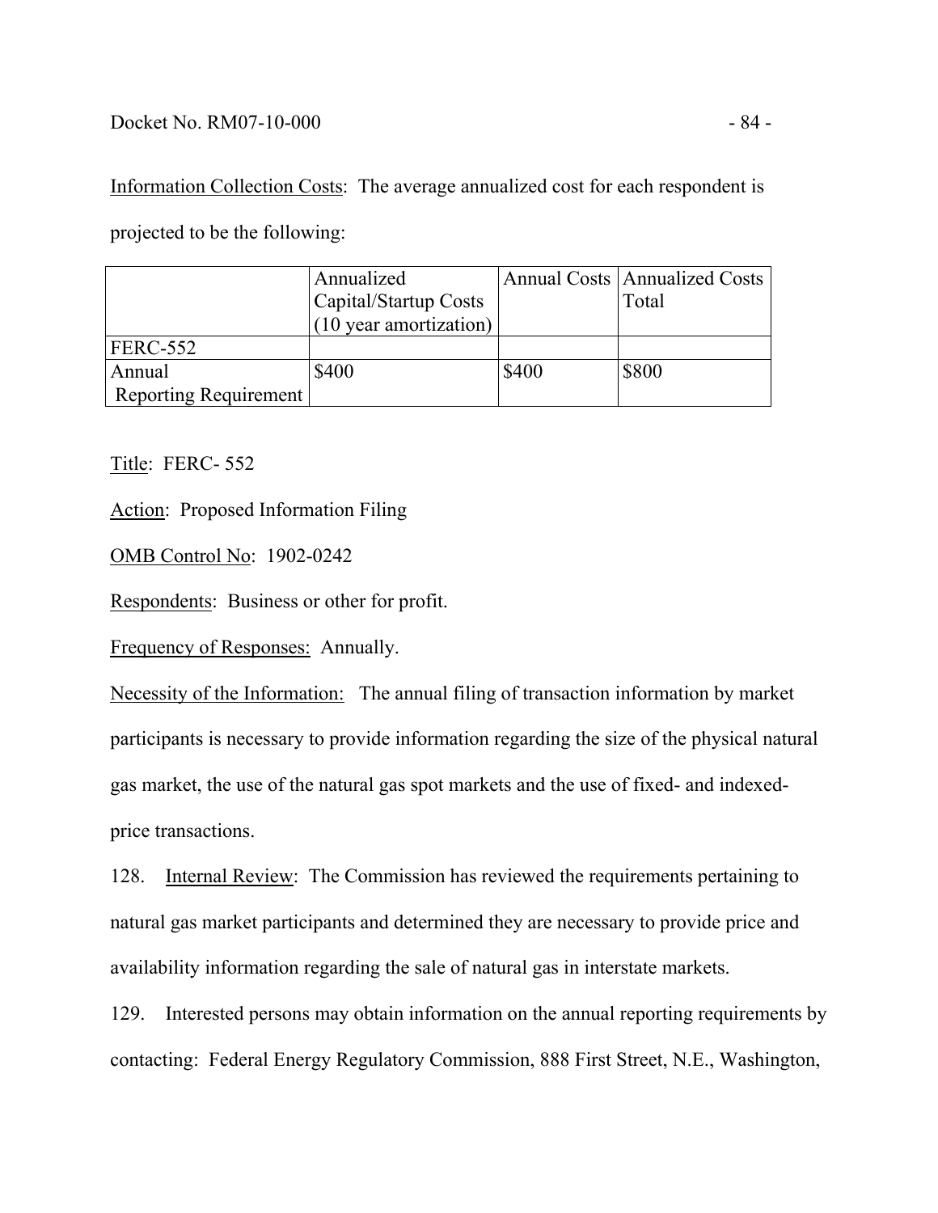Information Collection Costs: The average annualized cost for each respondent is projected to be the following:

| | Annualized Capital/Startup Costs (10 year amortization) | Annual Costs | Annualized Costs Total |
|---|---|---|---|
| FERC-552 | | | |
| Annual Reporting Requirement | $400 | $400 | $800 |

Title: FERC- 552

Action: Proposed Information Filing

OMB Control No: 1902-0242

Respondents: Business or other for profit.

Frequency of Responses: Annually.

Necessity of the Information: The annual filing of transaction information by market participants is necessary to provide information regarding the size of the physical natural gas market, the use of the natural gas spot markets and the use of fixed- and indexed-price transactions.

128. Internal Review: The Commission has reviewed the requirements pertaining to natural gas market participants and determined they are necessary to provide price and availability information regarding the sale of natural gas in interstate markets.

129. Interested persons may obtain information on the annual reporting requirements by contacting: Federal Energy Regulatory Commission, 888 First Street, N.E., Washington,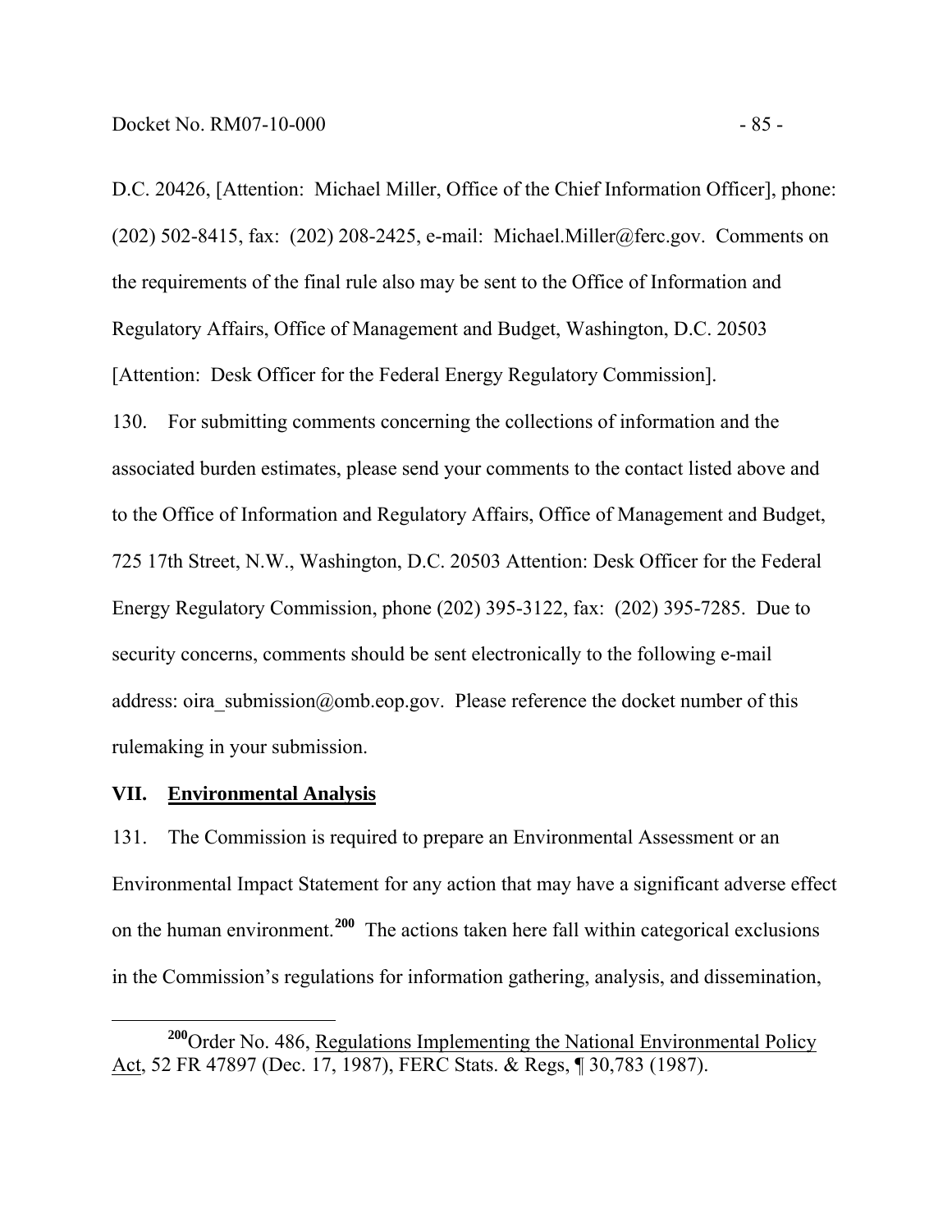D.C. 20426, [Attention: Michael Miller, Office of the Chief Information Officer], phone: (202) 502-8415, fax: (202) 208-2425, e-mail: Michael.Miller@ferc.gov. Comments on the requirements of the final rule also may be sent to the Office of Information and Regulatory Affairs, Office of Management and Budget, Washington, D.C. 20503 [Attention: Desk Officer for the Federal Energy Regulatory Commission].

130. For submitting comments concerning the collections of information and the associated burden estimates, please send your comments to the contact listed above and to the Office of Information and Regulatory Affairs, Office of Management and Budget, 725 17th Street, N.W., Washington, D.C. 20503 Attention: Desk Officer for the Federal Energy Regulatory Commission, phone (202) 395-3122, fax: (202) 395-7285. Due to security concerns, comments should be sent electronically to the following e-mail address: oira_submission@omb.eop.gov. Please reference the docket number of this rulemaking in your submission.

## VII. Environmental Analysis

131. The Commission is required to prepare an Environmental Assessment or an Environmental Impact Statement for any action that may have a significant adverse effect on the human environment.[200] The actions taken here fall within categorical exclusions in the Commission's regulations for information gathering, analysis, and dissemination,

---

[200] Order No. 486, Regulations Implementing the National Environmental Policy Act, 52 FR 47897 (Dec. 17, 1987), FERC Stats. & Regs, ¶ 30,783 (1987).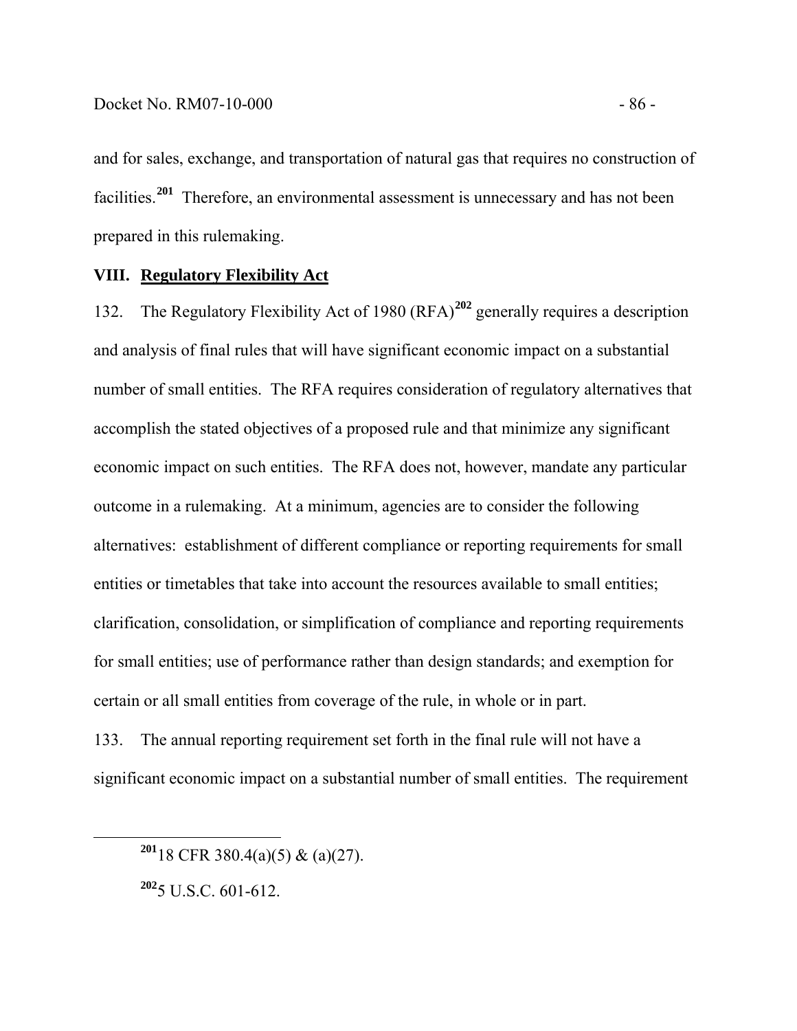and for sales, exchange, and transportation of natural gas that requires no construction of facilities.[201] Therefore, an environmental assessment is unnecessary and has not been prepared in this rulemaking.

## VIII. Regulatory Flexibility Act

132. The Regulatory Flexibility Act of 1980 (RFA)[202] generally requires a description and analysis of final rules that will have significant economic impact on a substantial number of small entities. The RFA requires consideration of regulatory alternatives that accomplish the stated objectives of a proposed rule and that minimize any significant economic impact on such entities. The RFA does not, however, mandate any particular outcome in a rulemaking. At a minimum, agencies are to consider the following alternatives: establishment of different compliance or reporting requirements for small entities or timetables that take into account the resources available to small entities; clarification, consolidation, or simplification of compliance and reporting requirements for small entities; use of performance rather than design standards; and exemption for certain or all small entities from coverage of the rule, in whole or in part.

133. The annual reporting requirement set forth in the final rule will not have a significant economic impact on a substantial number of small entities. The requirement

---

[201] 18 CFR 380.4(a)(5) & (a)(27).

[202] 5 U.S.C. 601-612.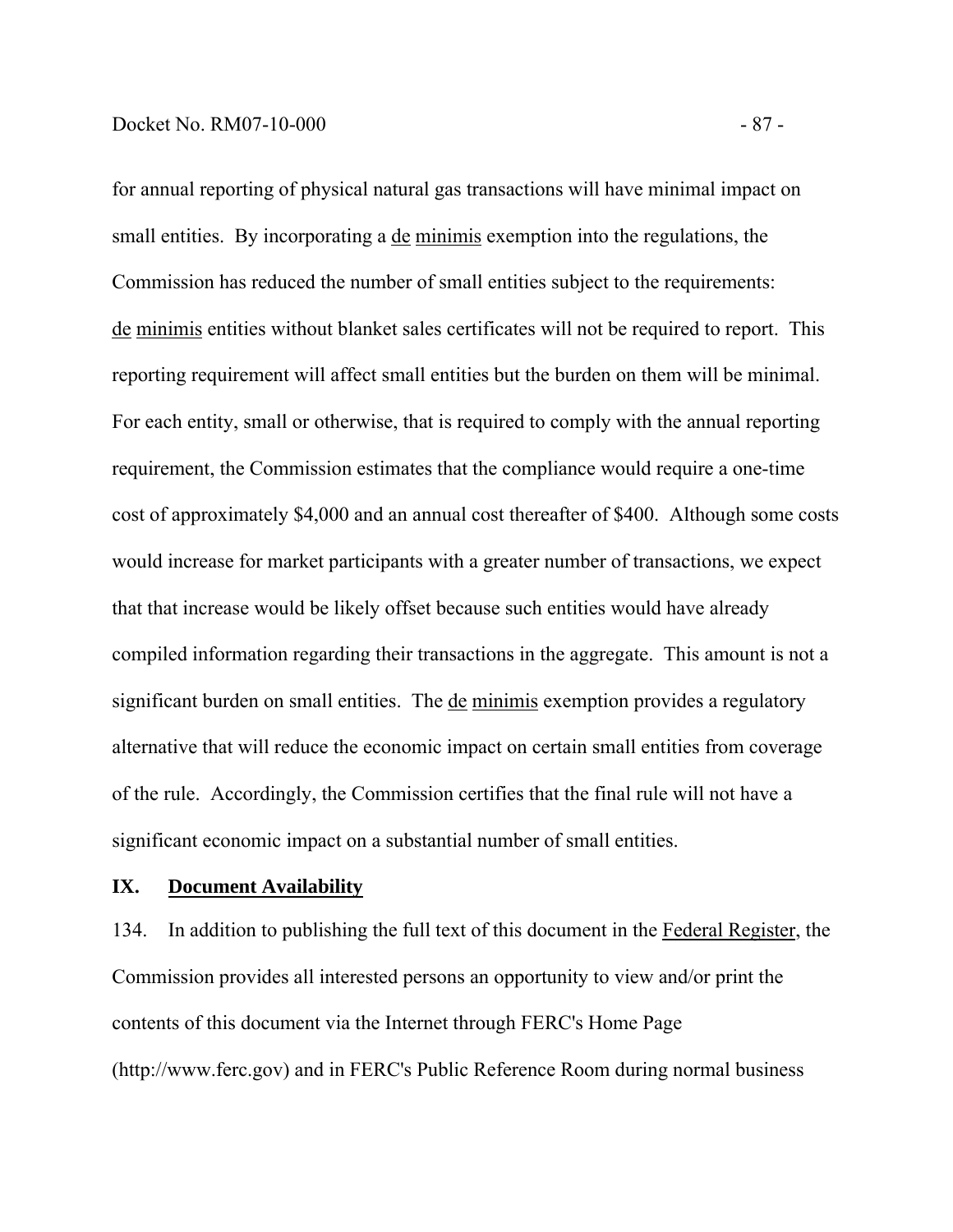for annual reporting of physical natural gas transactions will have minimal impact on small entities. By incorporating a de minimis exemption into the regulations, the Commission has reduced the number of small entities subject to the requirements: de minimis entities without blanket sales certificates will not be required to report. This reporting requirement will affect small entities but the burden on them will be minimal. For each entity, small or otherwise, that is required to comply with the annual reporting requirement, the Commission estimates that the compliance would require a one-time cost of approximately $4,000 and an annual cost thereafter of $400. Although some costs would increase for market participants with a greater number of transactions, we expect that that increase would be likely offset because such entities would have already compiled information regarding their transactions in the aggregate. This amount is not a significant burden on small entities. The de minimis exemption provides a regulatory alternative that will reduce the economic impact on certain small entities from coverage of the rule. Accordingly, the Commission certifies that the final rule will not have a significant economic impact on a substantial number of small entities.

## IX. Document Availability

134. In addition to publishing the full text of this document in the Federal Register, the Commission provides all interested persons an opportunity to view and/or print the contents of this document via the Internet through FERC's Home Page (http://www.ferc.gov) and in FERC's Public Reference Room during normal business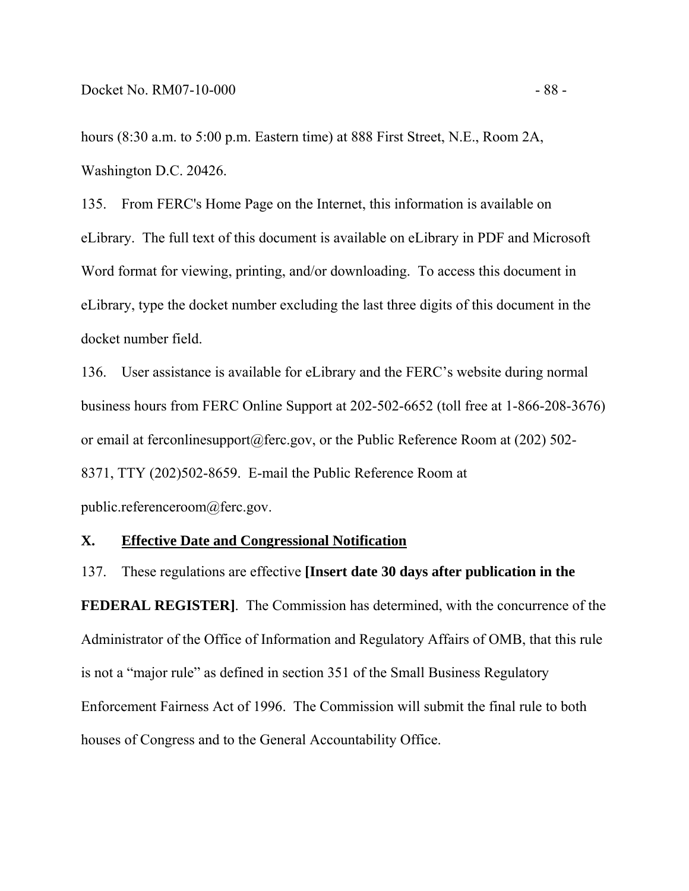hours (8:30 a.m. to 5:00 p.m. Eastern time) at 888 First Street, N.E., Room 2A, Washington D.C. 20426.

135. From FERC's Home Page on the Internet, this information is available on eLibrary. The full text of this document is available on eLibrary in PDF and Microsoft Word format for viewing, printing, and/or downloading. To access this document in eLibrary, type the docket number excluding the last three digits of this document in the docket number field.

136. User assistance is available for eLibrary and the FERC's website during normal business hours from FERC Online Support at 202-502-6652 (toll free at 1-866-208-3676) or email at ferconlinesupport@ferc.gov, or the Public Reference Room at (202) 502-8371, TTY (202)502-8659. E-mail the Public Reference Room at public.referenceroom@ferc.gov.

## X. Effective Date and Congressional Notification

137. These regulations are effective **[Insert date 30 days after publication in the FEDERAL REGISTER]**. The Commission has determined, with the concurrence of the Administrator of the Office of Information and Regulatory Affairs of OMB, that this rule is not a "major rule" as defined in section 351 of the Small Business Regulatory Enforcement Fairness Act of 1996. The Commission will submit the final rule to both houses of Congress and to the General Accountability Office.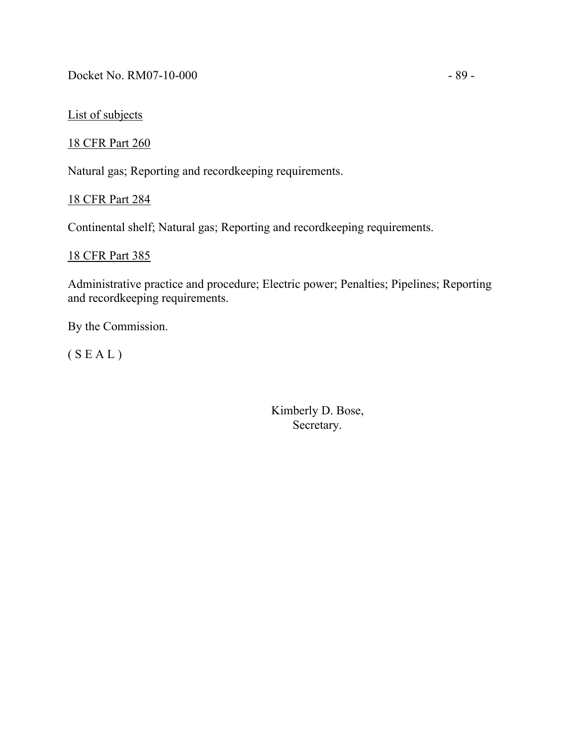List of subjects

18 CFR Part 260

Natural gas; Reporting and recordkeeping requirements.

18 CFR Part 284

Continental shelf; Natural gas; Reporting and recordkeeping requirements.

18 CFR Part 385

Administrative practice and procedure; Electric power; Penalties; Pipelines; Reporting and recordkeeping requirements.

By the Commission.

( S E A L )

Kimberly D. Bose,
Secretary.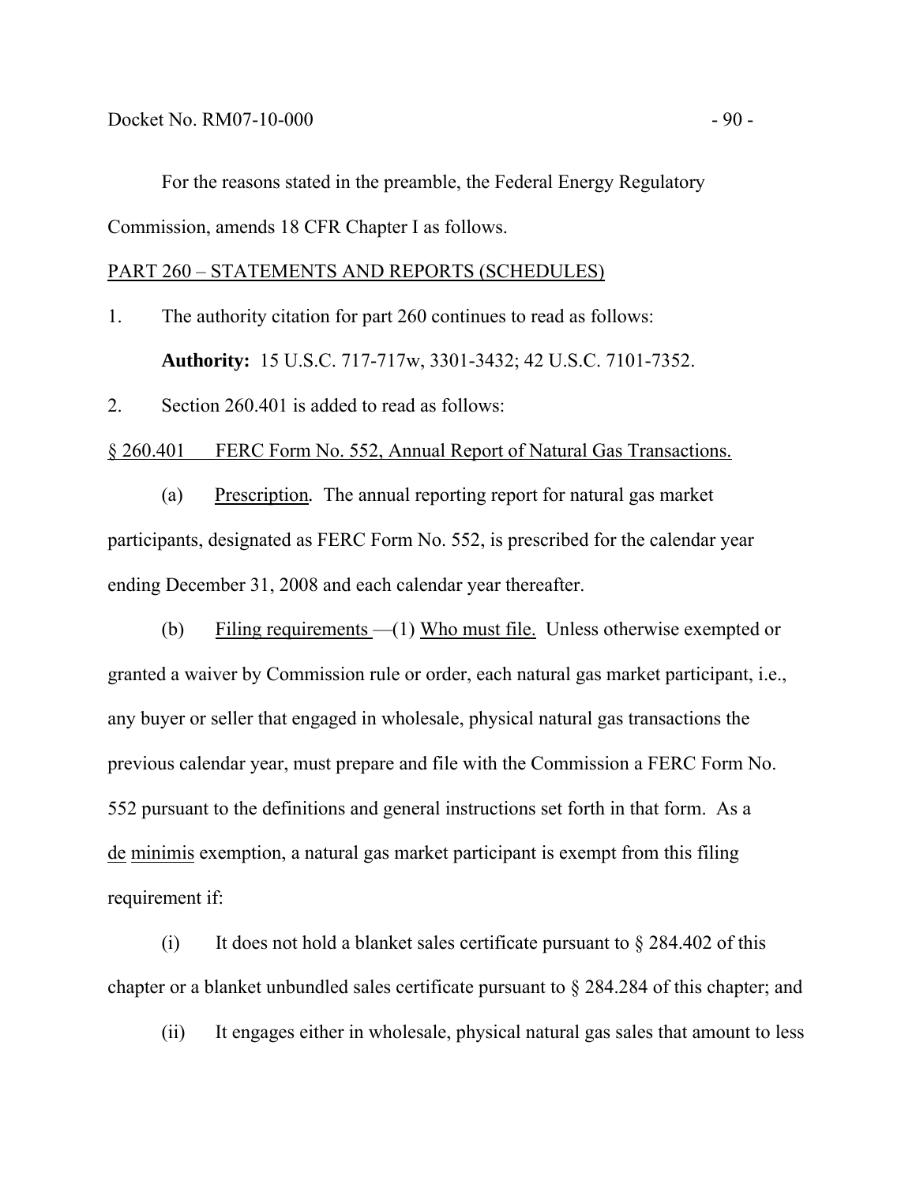For the reasons stated in the preamble, the Federal Energy Regulatory Commission, amends 18 CFR Chapter I as follows.

PART 260 – STATEMENTS AND REPORTS (SCHEDULES)

1. The authority citation for part 260 continues to read as follows:

   **Authority:** 15 U.S.C. 717-717w, 3301-3432; 42 U.S.C. 7101-7352.

2. Section 260.401 is added to read as follows:

§ 260.401 FERC Form No. 552, Annual Report of Natural Gas Transactions.

(a) Prescription. The annual reporting report for natural gas market participants, designated as FERC Form No. 552, is prescribed for the calendar year ending December 31, 2008 and each calendar year thereafter.

(b) Filing requirements —(1) Who must file. Unless otherwise exempted or granted a waiver by Commission rule or order, each natural gas market participant, i.e., any buyer or seller that engaged in wholesale, physical natural gas transactions the previous calendar year, must prepare and file with the Commission a FERC Form No. 552 pursuant to the definitions and general instructions set forth in that form. As a de minimis exemption, a natural gas market participant is exempt from this filing requirement if:

(i) It does not hold a blanket sales certificate pursuant to § 284.402 of this chapter or a blanket unbundled sales certificate pursuant to § 284.284 of this chapter; and

(ii) It engages either in wholesale, physical natural gas sales that amount to less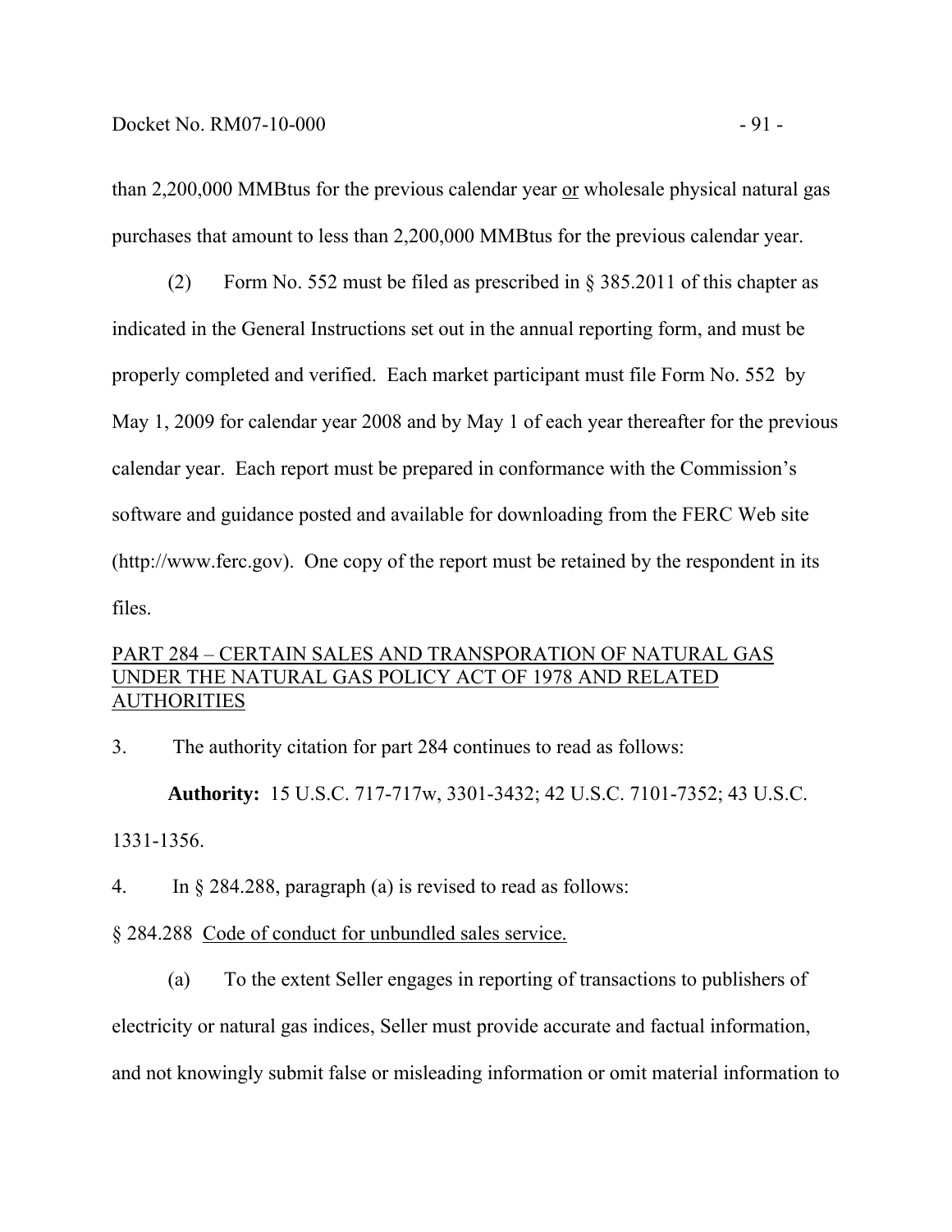than 2,200,000 MMBtus for the previous calendar year <u>or</u> wholesale physical natural gas purchases that amount to less than 2,200,000 MMBtus for the previous calendar year.

(2) Form No. 552 must be filed as prescribed in § 385.2011 of this chapter as indicated in the General Instructions set out in the annual reporting form, and must be properly completed and verified. Each market participant must file Form No. 552 by May 1, 2009 for calendar year 2008 and by May 1 of each year thereafter for the previous calendar year. Each report must be prepared in conformance with the Commission's software and guidance posted and available for downloading from the FERC Web site (http://www.ferc.gov). One copy of the report must be retained by the respondent in its files.

<u>PART 284 – CERTAIN SALES AND TRANSPORATION OF NATURAL GAS UNDER THE NATURAL GAS POLICY ACT OF 1978 AND RELATED AUTHORITIES</u>

3. The authority citation for part 284 continues to read as follows:

**Authority:** 15 U.S.C. 717-717w, 3301-3432; 42 U.S.C. 7101-7352; 43 U.S.C. 1331-1356.

4. In § 284.288, paragraph (a) is revised to read as follows:

§ 284.288 <u>Code of conduct for unbundled sales service.</u>

(a) To the extent Seller engages in reporting of transactions to publishers of electricity or natural gas indices, Seller must provide accurate and factual information, and not knowingly submit false or misleading information or omit material information to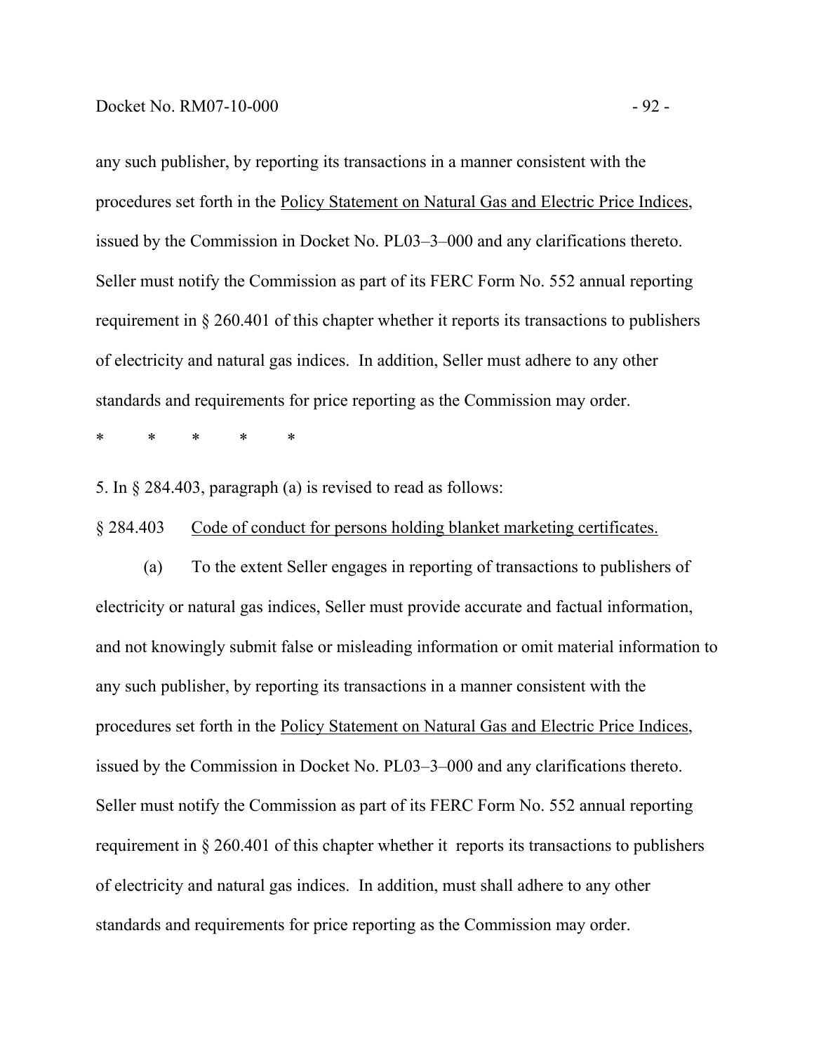any such publisher, by reporting its transactions in a manner consistent with the procedures set forth in the Policy Statement on Natural Gas and Electric Price Indices, issued by the Commission in Docket No. PL03–3–000 and any clarifications thereto. Seller must notify the Commission as part of its FERC Form No. 552 annual reporting requirement in § 260.401 of this chapter whether it reports its transactions to publishers of electricity and natural gas indices. In addition, Seller must adhere to any other standards and requirements for price reporting as the Commission may order.

\* \* \* \* \*

5. In § 284.403, paragraph (a) is revised to read as follows:

§ 284.403 Code of conduct for persons holding blanket marketing certificates.

(a) To the extent Seller engages in reporting of transactions to publishers of electricity or natural gas indices, Seller must provide accurate and factual information, and not knowingly submit false or misleading information or omit material information to any such publisher, by reporting its transactions in a manner consistent with the procedures set forth in the Policy Statement on Natural Gas and Electric Price Indices, issued by the Commission in Docket No. PL03–3–000 and any clarifications thereto. Seller must notify the Commission as part of its FERC Form No. 552 annual reporting requirement in § 260.401 of this chapter whether it reports its transactions to publishers of electricity and natural gas indices. In addition, must shall adhere to any other standards and requirements for price reporting as the Commission may order.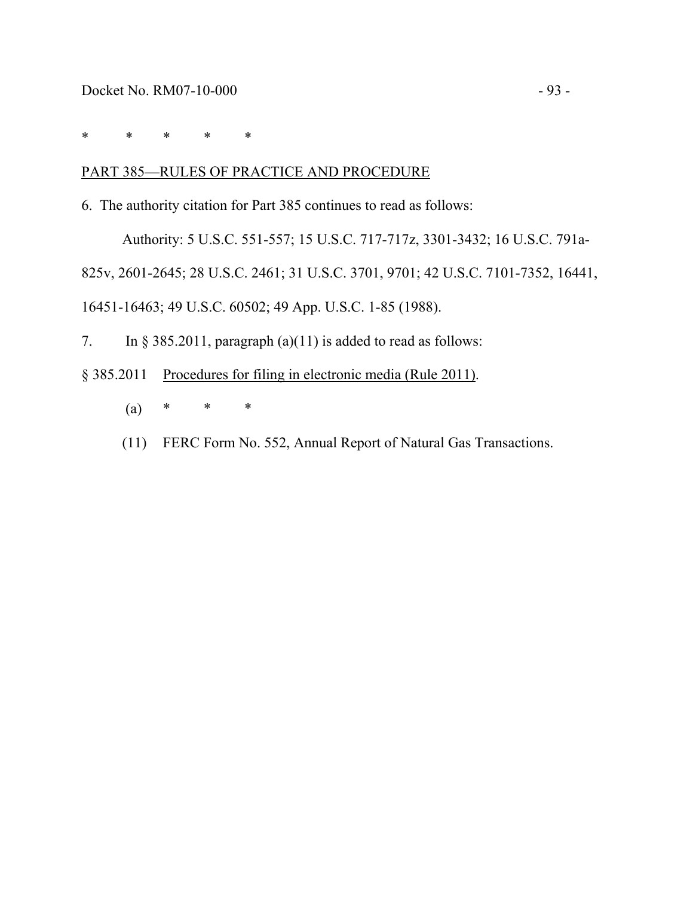\*          \*          \*          \*          \*

PART 385—RULES OF PRACTICE AND PROCEDURE

6. The authority citation for Part 385 continues to read as follows:

Authority: 5 U.S.C. 551-557; 15 U.S.C. 717-717z, 3301-3432; 16 U.S.C. 791a-825v, 2601-2645; 28 U.S.C. 2461; 31 U.S.C. 3701, 9701; 42 U.S.C. 7101-7352, 16441, 16451-16463; 49 U.S.C. 60502; 49 App. U.S.C. 1-85 (1988).

7. In § 385.2011, paragraph (a)(11) is added to read as follows:

§ 385.2011 Procedures for filing in electronic media (Rule 2011).

(a) \* \* \*

(11) FERC Form No. 552, Annual Report of Natural Gas Transactions.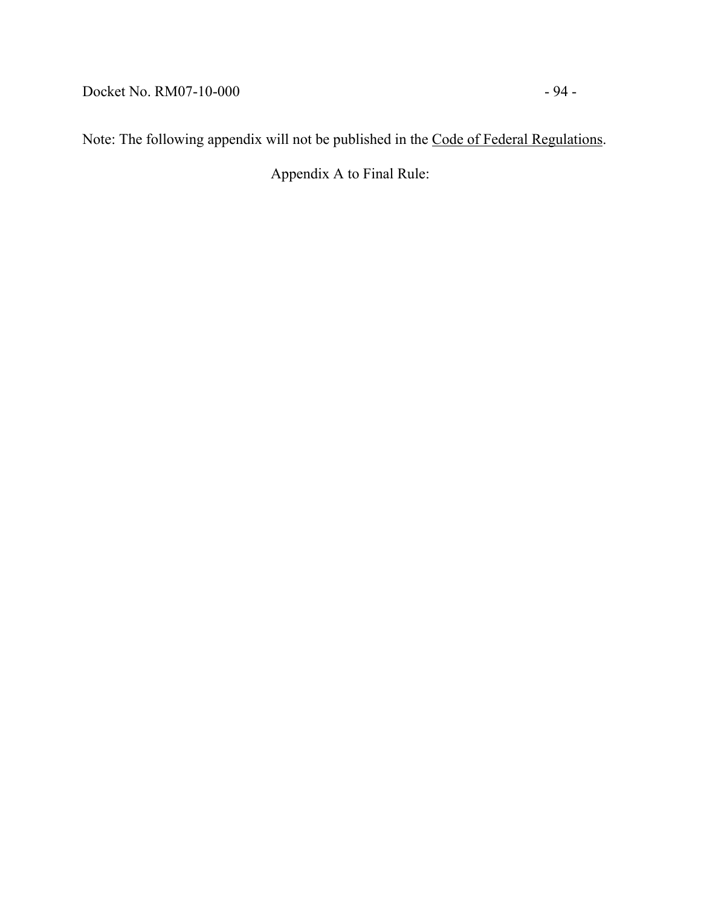Note: The following appendix will not be published in the <u>Code of Federal Regulations</u>.

Appendix A to Final Rule: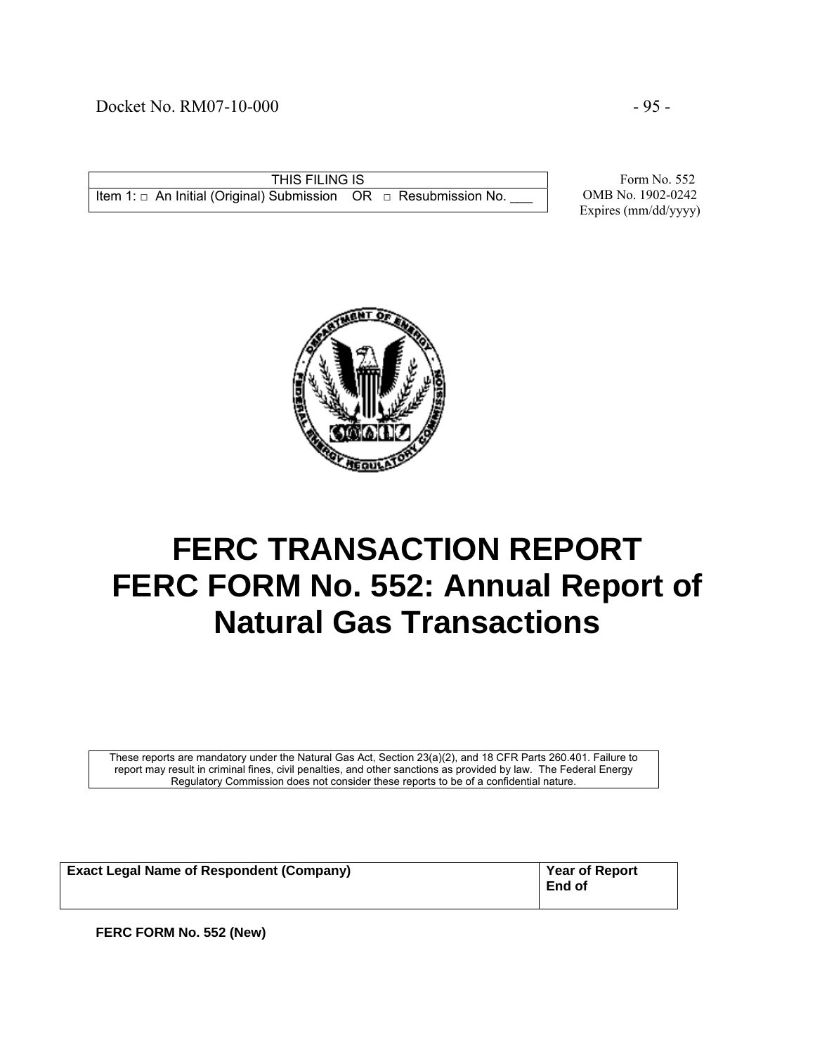| THIS FILING IS |
| --- |
| Item 1: □ An Initial (Original) Submission OR □ Resubmission No. ___ |

Form No. 552
OMB No. 1902-0242
Expires (mm/dd/yyyy)

# FERC TRANSACTION REPORT
# FERC FORM No. 552: Annual Report of Natural Gas Transactions

These reports are mandatory under the Natural Gas Act, Section 23(a)(2), and 18 CFR Parts 260.401. Failure to report may result in criminal fines, civil penalties, and other sanctions as provided by law. The Federal Energy Regulatory Commission does not consider these reports to be of a confidential nature.

| Exact Legal Name of Respondent (Company) | Year of Report<br>End of |
| --- | --- |
| | |

**FERC FORM No. 552 (New)**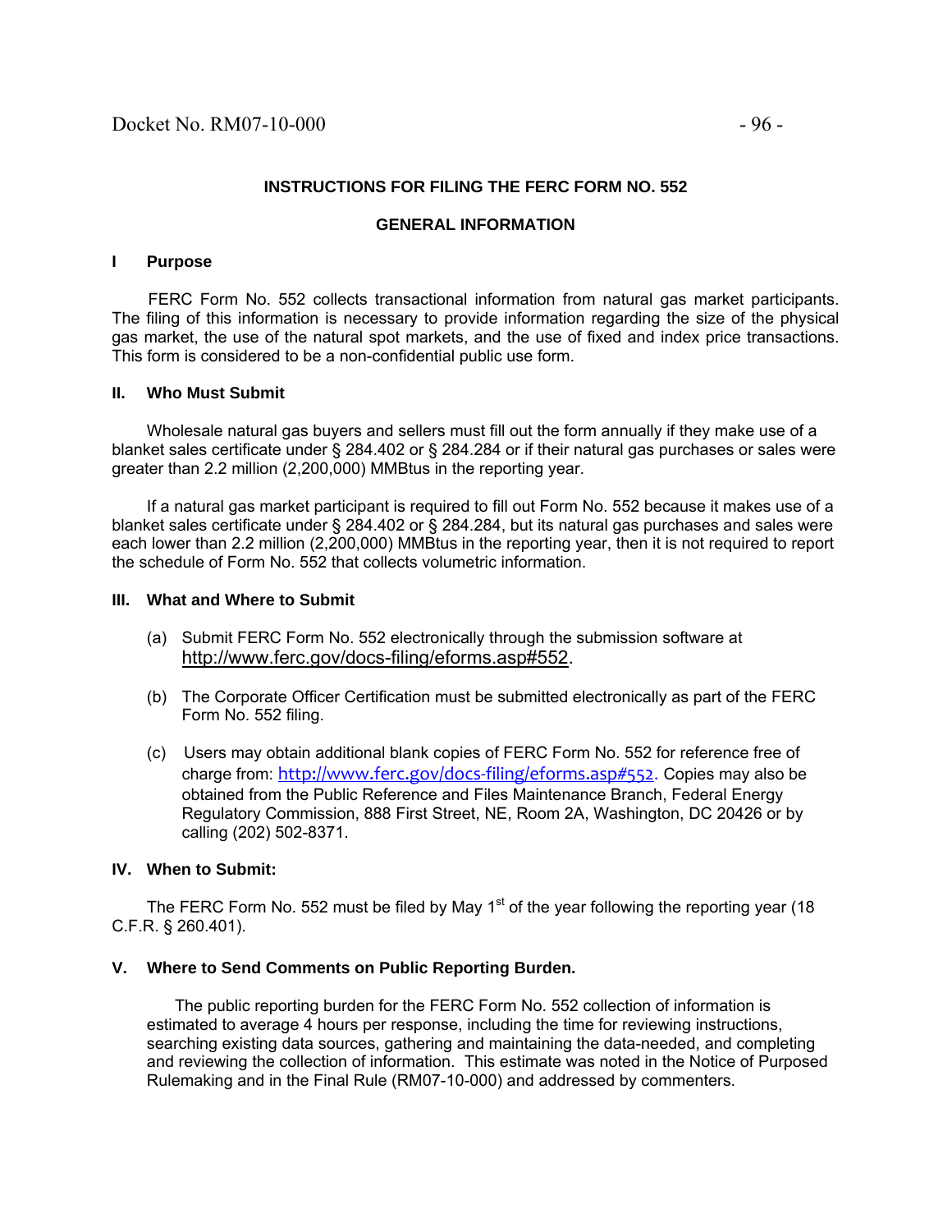## INSTRUCTIONS FOR FILING THE FERC FORM NO. 552

### GENERAL INFORMATION

### I Purpose

FERC Form No. 552 collects transactional information from natural gas market participants. The filing of this information is necessary to provide information regarding the size of the physical gas market, the use of the natural spot markets, and the use of fixed and index price transactions. This form is considered to be a non-confidential public use form.

### II. Who Must Submit

Wholesale natural gas buyers and sellers must fill out the form annually if they make use of a blanket sales certificate under § 284.402 or § 284.284 or if their natural gas purchases or sales were greater than 2.2 million (2,200,000) MMBtus in the reporting year.

If a natural gas market participant is required to fill out Form No. 552 because it makes use of a blanket sales certificate under § 284.402 or § 284.284, but its natural gas purchases and sales were each lower than 2.2 million (2,200,000) MMBtus in the reporting year, then it is not required to report the schedule of Form No. 552 that collects volumetric information.

### III. What and Where to Submit

(a) Submit FERC Form No. 552 electronically through the submission software at http://www.ferc.gov/docs-filing/eforms.asp#552.

(b) The Corporate Officer Certification must be submitted electronically as part of the FERC Form No. 552 filing.

(c) Users may obtain additional blank copies of FERC Form No. 552 for reference free of charge from: http://www.ferc.gov/docs-filing/eforms.asp#552. Copies may also be obtained from the Public Reference and Files Maintenance Branch, Federal Energy Regulatory Commission, 888 First Street, NE, Room 2A, Washington, DC 20426 or by calling (202) 502-8371.

### IV. When to Submit:

The FERC Form No. 552 must be filed by May 1st of the year following the reporting year (18 C.F.R. § 260.401).

### V. Where to Send Comments on Public Reporting Burden.

The public reporting burden for the FERC Form No. 552 collection of information is estimated to average 4 hours per response, including the time for reviewing instructions, searching existing data sources, gathering and maintaining the data-needed, and completing and reviewing the collection of information. This estimate was noted in the Notice of Purposed Rulemaking and in the Final Rule (RM07-10-000) and addressed by commenters.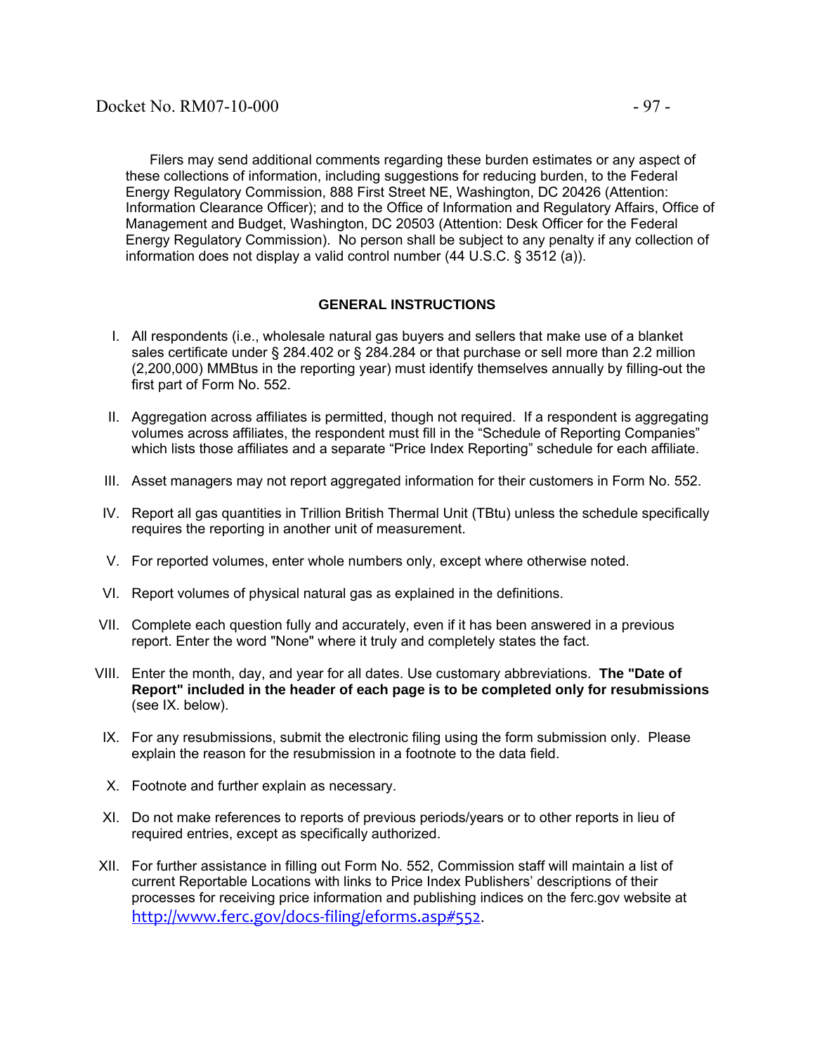Filers may send additional comments regarding these burden estimates or any aspect of these collections of information, including suggestions for reducing burden, to the Federal Energy Regulatory Commission, 888 First Street NE, Washington, DC 20426 (Attention: Information Clearance Officer); and to the Office of Information and Regulatory Affairs, Office of Management and Budget, Washington, DC 20503 (Attention: Desk Officer for the Federal Energy Regulatory Commission). No person shall be subject to any penalty if any collection of information does not display a valid control number (44 U.S.C. § 3512 (a)).

**GENERAL INSTRUCTIONS**

I. All respondents (i.e., wholesale natural gas buyers and sellers that make use of a blanket sales certificate under § 284.402 or § 284.284 or that purchase or sell more than 2.2 million (2,200,000) MMBtus in the reporting year) must identify themselves annually by filling-out the first part of Form No. 552.

II. Aggregation across affiliates is permitted, though not required. If a respondent is aggregating volumes across affiliates, the respondent must fill in the "Schedule of Reporting Companies" which lists those affiliates and a separate "Price Index Reporting" schedule for each affiliate.

III. Asset managers may not report aggregated information for their customers in Form No. 552.

IV. Report all gas quantities in Trillion British Thermal Unit (TBtu) unless the schedule specifically requires the reporting in another unit of measurement.

V. For reported volumes, enter whole numbers only, except where otherwise noted.

VI. Report volumes of physical natural gas as explained in the definitions.

VII. Complete each question fully and accurately, even if it has been answered in a previous report. Enter the word "None" where it truly and completely states the fact.

VIII. Enter the month, day, and year for all dates. Use customary abbreviations. **The "Date of Report" included in the header of each page is to be completed only for resubmissions** (see IX. below).

IX. For any resubmissions, submit the electronic filing using the form submission only. Please explain the reason for the resubmission in a footnote to the data field.

X. Footnote and further explain as necessary.

XI. Do not make references to reports of previous periods/years or to other reports in lieu of required entries, except as specifically authorized.

XII. For further assistance in filling out Form No. 552, Commission staff will maintain a list of current Reportable Locations with links to Price Index Publishers' descriptions of their processes for receiving price information and publishing indices on the ferc.gov website at http://www.ferc.gov/docs-filing/eforms.asp#552.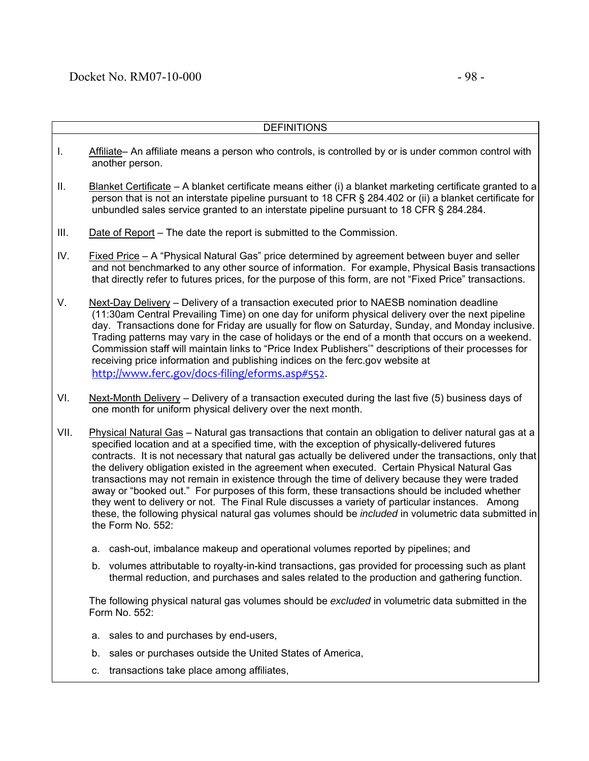## DEFINITIONS

I. Affiliate– An affiliate means a person who controls, is controlled by or is under common control with another person.

II. Blanket Certificate – A blanket certificate means either (i) a blanket marketing certificate granted to a person that is not an interstate pipeline pursuant to 18 CFR § 284.402 or (ii) a blanket certificate for unbundled sales service granted to an interstate pipeline pursuant to 18 CFR § 284.284.

III. Date of Report – The date the report is submitted to the Commission.

IV. Fixed Price – A "Physical Natural Gas" price determined by agreement between buyer and seller and not benchmarked to any other source of information. For example, Physical Basis transactions that directly refer to futures prices, for the purpose of this form, are not "Fixed Price" transactions.

V. Next-Day Delivery – Delivery of a transaction executed prior to NAESB nomination deadline (11:30am Central Prevailing Time) on one day for uniform physical delivery over the next pipeline day. Transactions done for Friday are usually for flow on Saturday, Sunday, and Monday inclusive. Trading patterns may vary in the case of holidays or the end of a month that occurs on a weekend. Commission staff will maintain links to "Price Index Publishers'" descriptions of their processes for receiving price information and publishing indices on the ferc.gov website at http://www.ferc.gov/docs-filing/eforms.asp#552.

VI. Next-Month Delivery – Delivery of a transaction executed during the last five (5) business days of one month for uniform physical delivery over the next month.

VII. Physical Natural Gas – Natural gas transactions that contain an obligation to deliver natural gas at a specified location and at a specified time, with the exception of physically-delivered futures contracts. It is not necessary that natural gas actually be delivered under the transactions, only that the delivery obligation existed in the agreement when executed. Certain Physical Natural Gas transactions may not remain in existence through the time of delivery because they were traded away or "booked out." For purposes of this form, these transactions should be included whether they went to delivery or not. The Final Rule discusses a variety of particular instances. Among these, the following physical natural gas volumes should be *included* in volumetric data submitted in the Form No. 552:

a. cash-out, imbalance makeup and operational volumes reported by pipelines; and

b. volumes attributable to royalty-in-kind transactions, gas provided for processing such as plant thermal reduction, and purchases and sales related to the production and gathering function.

The following physical natural gas volumes should be *excluded* in volumetric data submitted in the Form No. 552:

a. sales to and purchases by end-users,

b. sales or purchases outside the United States of America,

c. transactions take place among affiliates,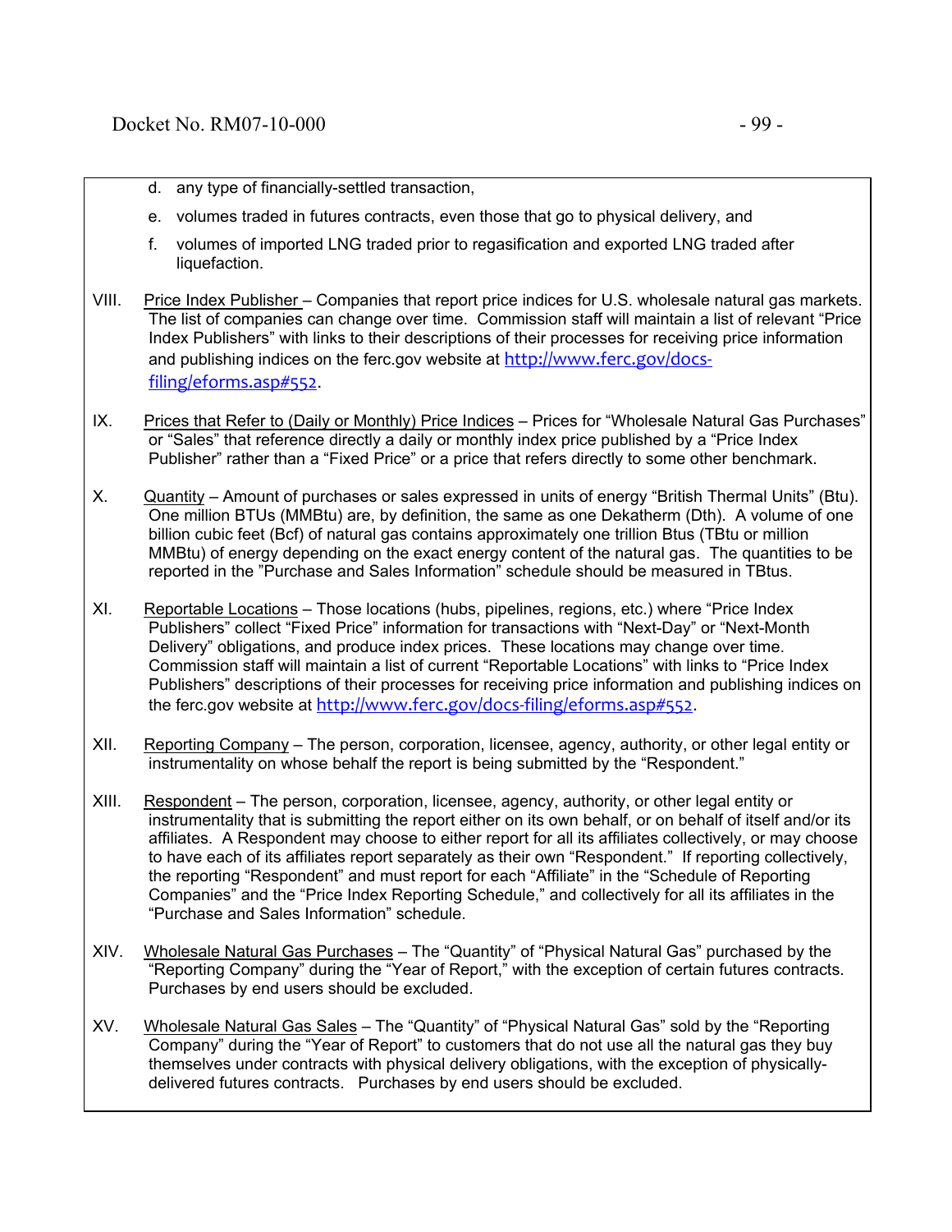d. any type of financially-settled transaction,

e. volumes traded in futures contracts, even those that go to physical delivery, and

f. volumes of imported LNG traded prior to regasification and exported LNG traded after liquefaction.

VIII. Price Index Publisher – Companies that report price indices for U.S. wholesale natural gas markets. The list of companies can change over time. Commission staff will maintain a list of relevant "Price Index Publishers" with links to their descriptions of their processes for receiving price information and publishing indices on the ferc.gov website at http://www.ferc.gov/docs-filing/eforms.asp#552.

IX. Prices that Refer to (Daily or Monthly) Price Indices – Prices for "Wholesale Natural Gas Purchases" or "Sales" that reference directly a daily or monthly index price published by a "Price Index Publisher" rather than a "Fixed Price" or a price that refers directly to some other benchmark.

X. Quantity – Amount of purchases or sales expressed in units of energy "British Thermal Units" (Btu). One million BTUs (MMBtu) are, by definition, the same as one Dekatherm (Dth). A volume of one billion cubic feet (Bcf) of natural gas contains approximately one trillion Btus (TBtu or million MMBtu) of energy depending on the exact energy content of the natural gas. The quantities to be reported in the "Purchase and Sales Information" schedule should be measured in TBtus.

XI. Reportable Locations – Those locations (hubs, pipelines, regions, etc.) where "Price Index Publishers" collect "Fixed Price" information for transactions with "Next-Day" or "Next-Month Delivery" obligations, and produce index prices. These locations may change over time. Commission staff will maintain a list of current "Reportable Locations" with links to "Price Index Publishers" descriptions of their processes for receiving price information and publishing indices on the ferc.gov website at http://www.ferc.gov/docs-filing/eforms.asp#552.

XII. Reporting Company – The person, corporation, licensee, agency, authority, or other legal entity or instrumentality on whose behalf the report is being submitted by the "Respondent."

XIII. Respondent – The person, corporation, licensee, agency, authority, or other legal entity or instrumentality that is submitting the report either on its own behalf, or on behalf of itself and/or its affiliates. A Respondent may choose to either report for all its affiliates collectively, or may choose to have each of its affiliates report separately as their own "Respondent." If reporting collectively, the reporting "Respondent" and must report for each "Affiliate" in the "Schedule of Reporting Companies" and the "Price Index Reporting Schedule," and collectively for all its affiliates in the "Purchase and Sales Information" schedule.

XIV. Wholesale Natural Gas Purchases – The "Quantity" of "Physical Natural Gas" purchased by the "Reporting Company" during the "Year of Report," with the exception of certain futures contracts. Purchases by end users should be excluded.

XV. Wholesale Natural Gas Sales – The "Quantity" of "Physical Natural Gas" sold by the "Reporting Company" during the "Year of Report" to customers that do not use all the natural gas they buy themselves under contracts with physical delivery obligations, with the exception of physically-delivered futures contracts. Purchases by end users should be excluded.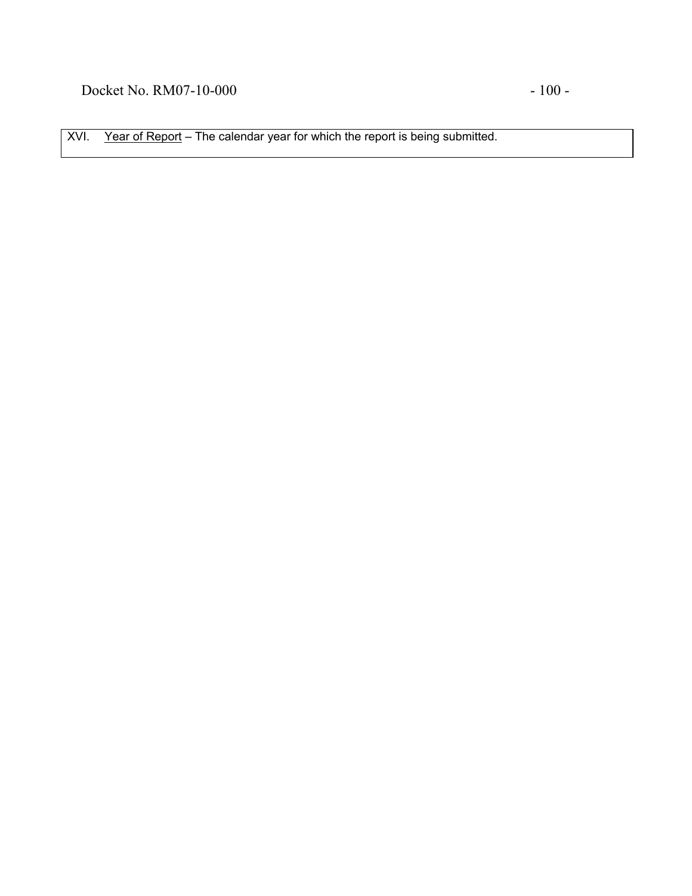| XVI. Year of Report – The calendar year for which the report is being submitted. |
|---|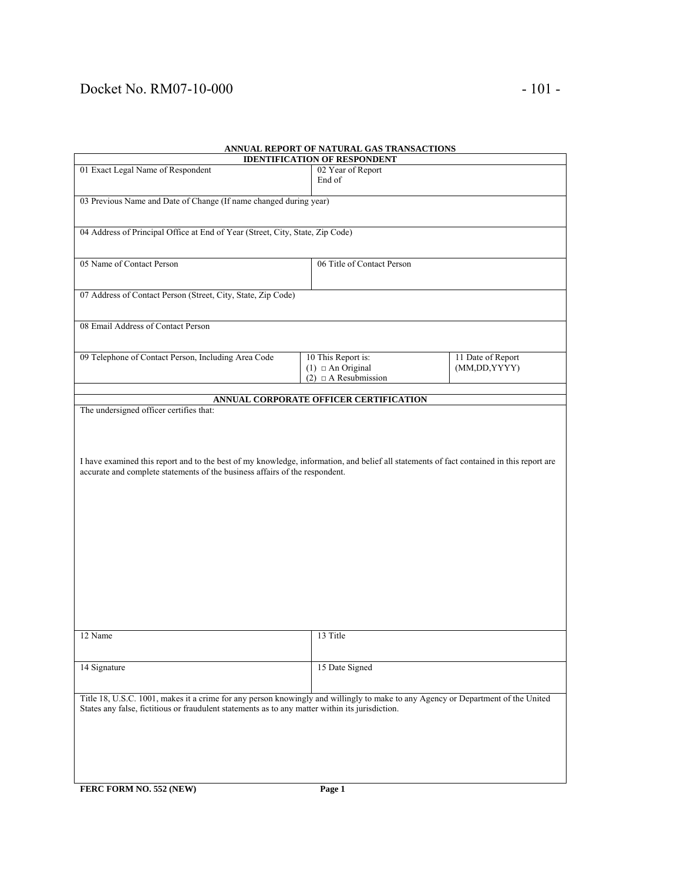**ANNUAL REPORT OF NATURAL GAS TRANSACTIONS**

**IDENTIFICATION OF RESPONDENT**

| 01 Exact Legal Name of Respondent | 02 Year of Report<br>End of | |
|---|---|---|
| 03 Previous Name and Date of Change (If name changed during year) | | |
| 04 Address of Principal Office at End of Year (Street, City, State, Zip Code) | | |
| 05 Name of Contact Person | 06 Title of Contact Person | |
| 07 Address of Contact Person (Street, City, State, Zip Code) | | |
| 08 Email Address of Contact Person | | |
| 09 Telephone of Contact Person, Including Area Code | 10 This Report is:<br>(1) □ An Original<br>(2) □ A Resubmission | 11 Date of Report<br>(MM,DD,YYYY) |

**ANNUAL CORPORATE OFFICER CERTIFICATION**

The undersigned officer certifies that:

I have examined this report and to the best of my knowledge, information, and belief all statements of fact contained in this report are accurate and complete statements of the business affairs of the respondent.

| 12 Name | 13 Title |
|---|---|
| 14 Signature | 15 Date Signed |

Title 18, U.S.C. 1001, makes it a crime for any person knowingly and willingly to make to any Agency or Department of the United States any false, fictitious or fraudulent statements as to any matter within its jurisdiction.

**FERC FORM NO. 552 (NEW)** **Page 1**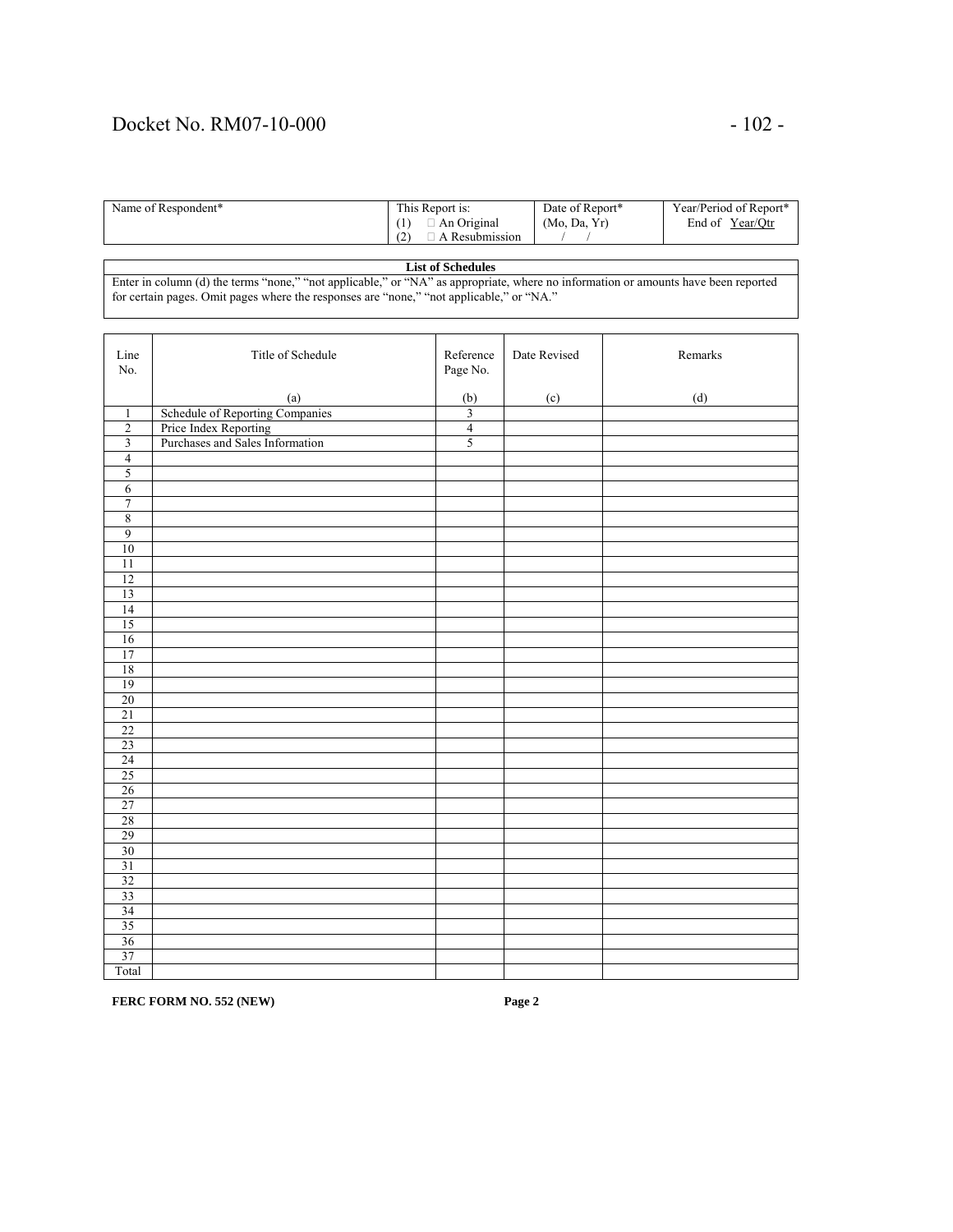| Name of Respondent* | This Report is: (1) □ An Original (2) □ A Resubmission | Date of Report* (Mo, Da, Yr) / / | Year/Period of Report* End of Year/Qtr |
|---|---|---|---|

**List of Schedules**

Enter in column (d) the terms "none," "not applicable," or "NA" as appropriate, where no information or amounts have been reported for certain pages. Omit pages where the responses are "none," "not applicable," or "NA."

| Line No. | Title of Schedule (a) | Reference Page No. (b) | Date Revised (c) | Remarks (d) |
|---|---|---|---|---|
| 1 | Schedule of Reporting Companies | 3 | | |
| 2 | Price Index Reporting | 4 | | |
| 3 | Purchases and Sales Information | 5 | | |
| 4 | | | | |
| 5 | | | | |
| 6 | | | | |
| 7 | | | | |
| 8 | | | | |
| 9 | | | | |
| 10 | | | | |
| 11 | | | | |
| 12 | | | | |
| 13 | | | | |
| 14 | | | | |
| 15 | | | | |
| 16 | | | | |
| 17 | | | | |
| 18 | | | | |
| 19 | | | | |
| 20 | | | | |
| 21 | | | | |
| 22 | | | | |
| 23 | | | | |
| 24 | | | | |
| 25 | | | | |
| 26 | | | | |
| 27 | | | | |
| 28 | | | | |
| 29 | | | | |
| 30 | | | | |
| 31 | | | | |
| 32 | | | | |
| 33 | | | | |
| 34 | | | | |
| 35 | | | | |
| 36 | | | | |
| 37 | | | | |
| Total | | | | |

**FERC FORM NO. 552 (NEW)** **Page 2**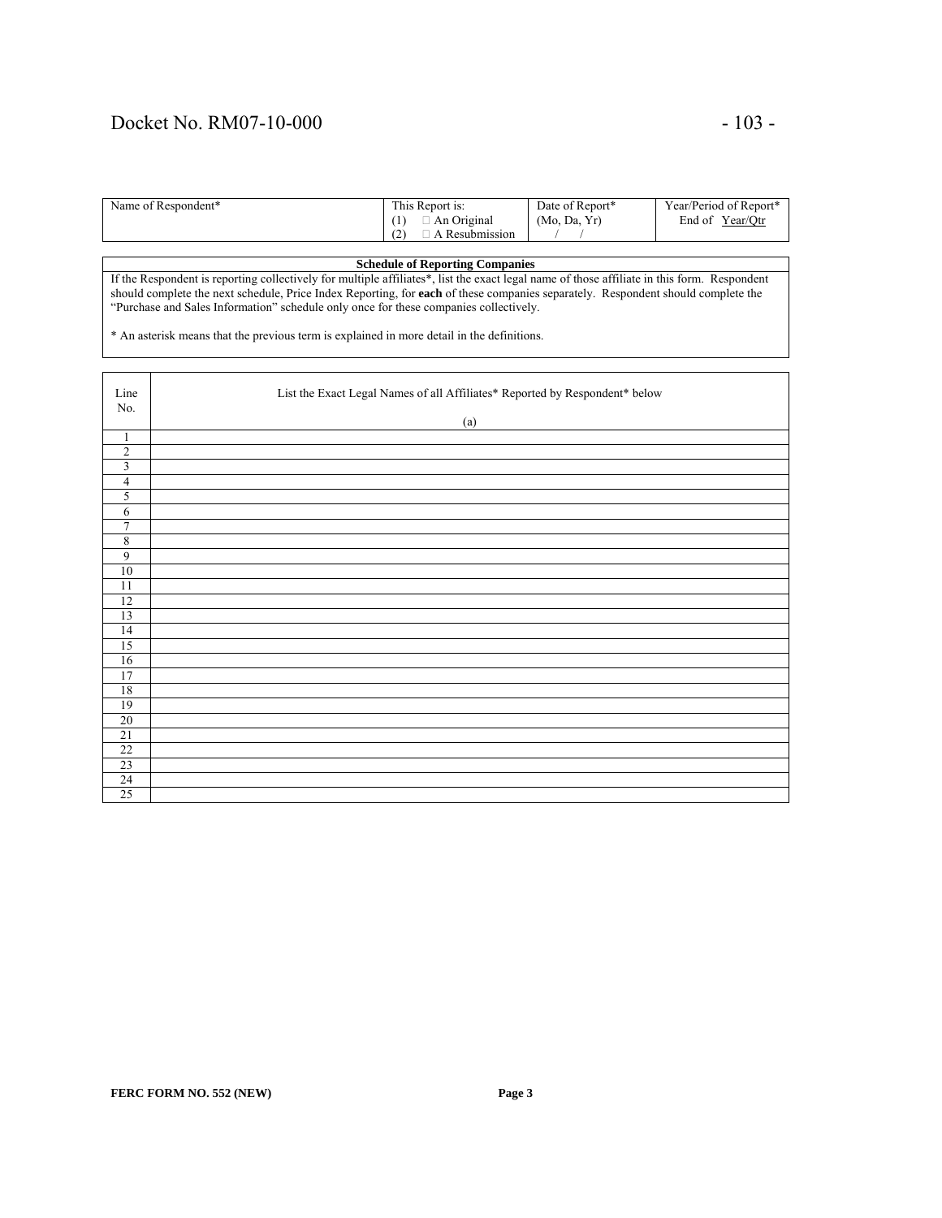| Name of Respondent* | This Report is: (1) □ An Original (2) □ A Resubmission | Date of Report* (Mo, Da, Yr) / / | Year/Period of Report* End of Year/Qtr |
| --- | --- | --- | --- |

**Schedule of Reporting Companies**

If the Respondent is reporting collectively for multiple affiliates*, list the exact legal name of those affiliate in this form. Respondent should complete the next schedule, Price Index Reporting, for **each** of these companies separately. Respondent should complete the "Purchase and Sales Information" schedule only once for these companies collectively.

* An asterisk means that the previous term is explained in more detail in the definitions.

| Line No. | List the Exact Legal Names of all Affiliates* Reported by Respondent* below (a) |
| --- | --- |
| 1 | |
| 2 | |
| 3 | |
| 4 | |
| 5 | |
| 6 | |
| 7 | |
| 8 | |
| 9 | |
| 10 | |
| 11 | |
| 12 | |
| 13 | |
| 14 | |
| 15 | |
| 16 | |
| 17 | |
| 18 | |
| 19 | |
| 20 | |
| 21 | |
| 22 | |
| 23 | |
| 24 | |
| 25 | |

**FERC FORM NO. 552 (NEW)** **Page 3**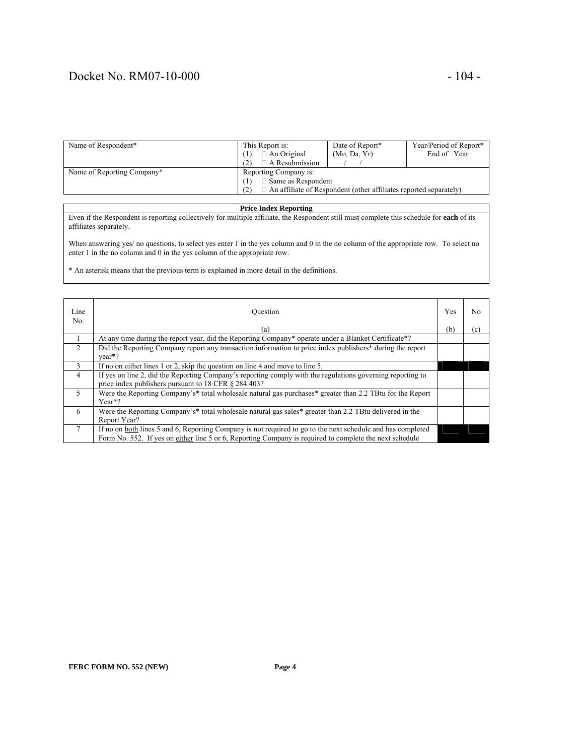| Name of Respondent* | This Report is:<br>(1) □ An Original<br>(2) □ A Resubmission | Date of Report*<br>(Mo, Da, Yr)<br>/ / | Year/Period of Report*<br>End of Year |
|---|---|---|---|
| Name of Reporting Company* | Reporting Company is:<br>(1) □ Same as Respondent<br>(2) □ An affiliate of Respondent (other affiliates reported separately) | | |

| Price Index Reporting |
|---|
| Even if the Respondent is reporting collectively for multiple affiliate, the Respondent still must complete this schedule for **each** of its affiliates separately.<br><br>When answering yes/ no questions, to select yes enter 1 in the yes column and 0 in the no column of the appropriate row. To select no enter 1 in the no column and 0 in the yes column of the appropriate row.<br><br>* An asterisk means that the previous term is explained in more detail in the definitions. |

| Line No. | Question<br><br>(a) | Yes<br><br>(b) | No<br><br>(c) |
|---|---|---|---|
| 1 | At any time during the report year, did the Reporting Company* operate under a Blanket Certificate*? | | |
| 2 | Did the Reporting Company report any transaction information to price index publishers* during the report year*? | | |
| 3 | If no on either lines 1 or 2, skip the question on line 4 and move to line 5. | | |
| 4 | If yes on line 2, did the Reporting Company's reporting comply with the regulations governing reporting to price index publishers pursuant to 18 CFR § 284.403? | | |
| 5 | Were the Reporting Company's* total wholesale natural gas purchases* greater than 2.2 TBtu for the Report Year*? | | |
| 6 | Were the Reporting Company's* total wholesale natural gas sales* greater than 2.2 TBtu delivered in the Report Year? | | |
| 7 | If no on both lines 5 and 6, Reporting Company is not required to go to the next schedule and has completed Form No. 552. If yes on either line 5 or 6, Reporting Company is required to complete the next schedule | | |

**FERC FORM NO. 552 (NEW)** **Page 4**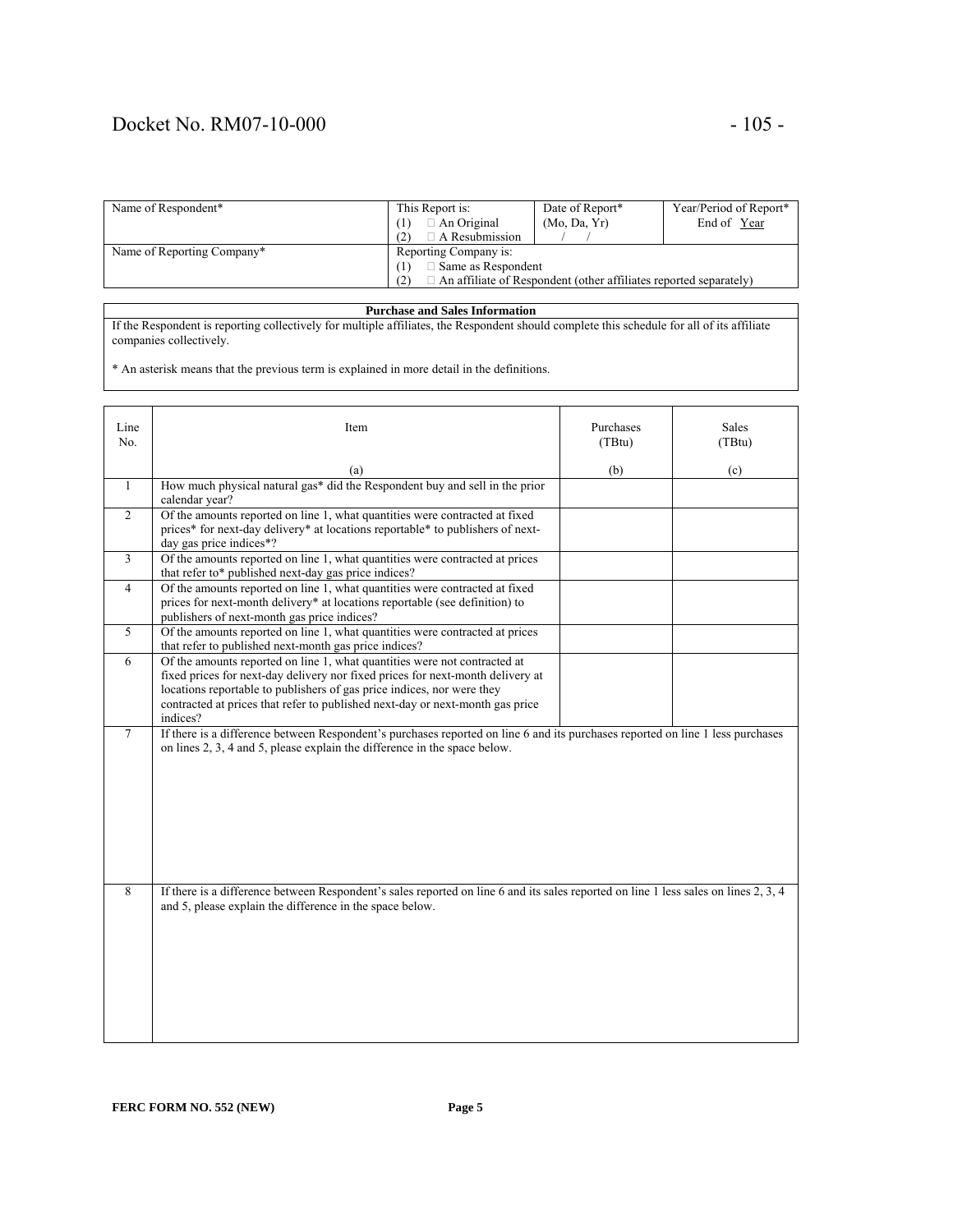| Name of Respondent* | This Report is:<br>(1) ☐ An Original<br>(2) ☐ A Resubmission | Date of Report*<br>(Mo, Da, Yr)<br>/ / | Year/Period of Report*<br>End of Year |
|---|---|---|---|
| Name of Reporting Company* | Reporting Company is:<br>(1) ☐ Same as Respondent<br>(2) ☐ An affiliate of Respondent (other affiliates reported separately) | | |

**Purchase and Sales Information**

If the Respondent is reporting collectively for multiple affiliates, the Respondent should complete this schedule for all of its affiliate companies collectively.

* An asterisk means that the previous term is explained in more detail in the definitions.

| Line No. | Item<br><br>(a) | Purchases (TBtu)<br><br>(b) | Sales (TBtu)<br><br>(c) |
|---|---|---|---|
| 1 | How much physical natural gas* did the Respondent buy and sell in the prior calendar year? | | |
| 2 | Of the amounts reported on line 1, what quantities were contracted at fixed prices* for next-day delivery* at locations reportable* to publishers of next-day gas price indices*? | | |
| 3 | Of the amounts reported on line 1, what quantities were contracted at prices that refer to* published next-day gas price indices? | | |
| 4 | Of the amounts reported on line 1, what quantities were contracted at fixed prices for next-month delivery* at locations reportable (see definition) to publishers of next-month gas price indices? | | |
| 5 | Of the amounts reported on line 1, what quantities were contracted at prices that refer to published next-month gas price indices? | | |
| 6 | Of the amounts reported on line 1, what quantities were not contracted at fixed prices for next-day delivery nor fixed prices for next-month delivery at locations reportable to publishers of gas price indices, nor were they contracted at prices that refer to published next-day or next-month gas price indices? | | |
| 7 | If there is a difference between Respondent's purchases reported on line 6 and its purchases reported on line 1 less purchases on lines 2, 3, 4 and 5, please explain the difference in the space below. | | |
| 8 | If there is a difference between Respondent's sales reported on line 6 and its sales reported on line 1 less sales on lines 2, 3, 4 and 5, please explain the difference in the space below. | | |

**FERC FORM NO. 552 (NEW)** **Page 5**